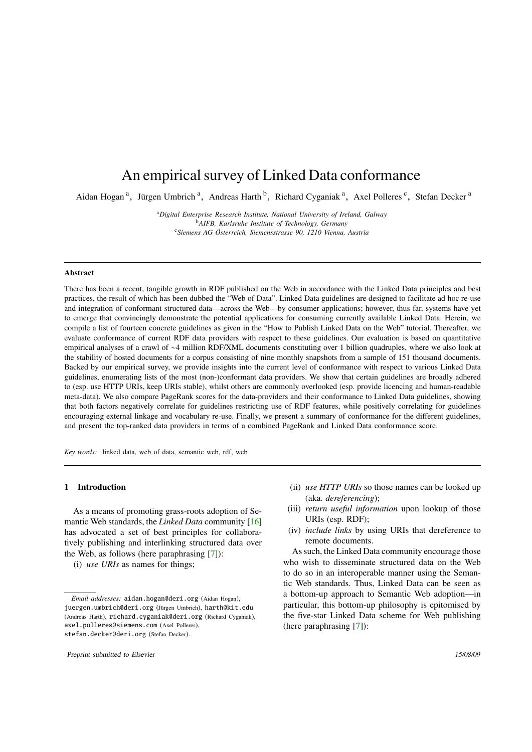# An empirical survey of Linked Data conformance

Aidan Hogan [a], Jürgen Umbrich [a], Andreas Harth [b], Richard Cyganiak [a], Axel Polleres [c], Stefan Decker [a]

[a] *Digital Enterprise Research Institute, National University of Ireland, Galway*
[b] *AIFB, Karlsruhe Institute of Technology, Germany*
[c] *Siemens AG Österreich, Siemensstrasse 90, 1210 Vienna, Austria*

---

## Abstract

There has been a recent, tangible growth in RDF published on the Web in accordance with the Linked Data principles and best practices, the result of which has been dubbed the "Web of Data". Linked Data guidelines are designed to facilitate ad hoc re-use and integration of conformant structured data—across the Web—by consumer applications; however, thus far, systems have yet to emerge that convincingly demonstrate the potential applications for consuming currently available Linked Data. Herein, we compile a list of fourteen concrete guidelines as given in the "How to Publish Linked Data on the Web" tutorial. Thereafter, we evaluate conformance of current RDF data providers with respect to these guidelines. Our evaluation is based on quantitative empirical analyses of a crawl of ~4 million RDF/XML documents constituting over 1 billion quadruples, where we also look at the stability of hosted documents for a corpus consisting of nine monthly snapshots from a sample of 151 thousand documents. Backed by our empirical survey, we provide insights into the current level of conformance with respect to various Linked Data guidelines, enumerating lists of the most (non-)conformant data providers. We show that certain guidelines are broadly adhered to (esp. use HTTP URIs, keep URIs stable), whilst others are commonly overlooked (esp. provide licencing and human-readable meta-data). We also compare PageRank scores for the data-providers and their conformance to Linked Data guidelines, showing that both factors negatively correlate for guidelines restricting use of RDF features, while positively correlating for guidelines encouraging external linkage and vocabulary re-use. Finally, we present a summary of conformance for the different guidelines, and present the top-ranked data providers in terms of a combined PageRank and Linked Data conformance score.

*Key words:* linked data, web of data, semantic web, rdf, web

---

## 1 Introduction

As a means of promoting grass-roots adoption of Semantic Web standards, the *Linked Data* community [16] has advocated a set of best principles for collaboratively publishing and interlinking structured data over the Web, as follows (here paraphrasing [7]):

(i) *use URIs* as names for things;
(ii) *use HTTP URIs* so those names can be looked up (aka. *dereferencing*);
(iii) *return useful information* upon lookup of those URIs (esp. RDF);
(iv) *include links* by using URIs that dereference to remote documents.

As such, the Linked Data community encourage those who wish to disseminate structured data on the Web to do so in an interoperable manner using the Semantic Web standards. Thus, Linked Data can be seen as a bottom-up approach to Semantic Web adoption—in particular, this bottom-up philosophy is epitomised by the five-star Linked Data scheme for Web publishing (here paraphrasing [7]):

*Email addresses:* aidan.hogan@deri.org (Aidan Hogan), juergen.umbrich@deri.org (Jürgen Umbrich), harth@kit.edu (Andreas Harth), richard.cyganiak@deri.org (Richard Cyganiak), axel.polleres@siemens.com (Axel Polleres), stefan.decker@deri.org (Stefan Decker).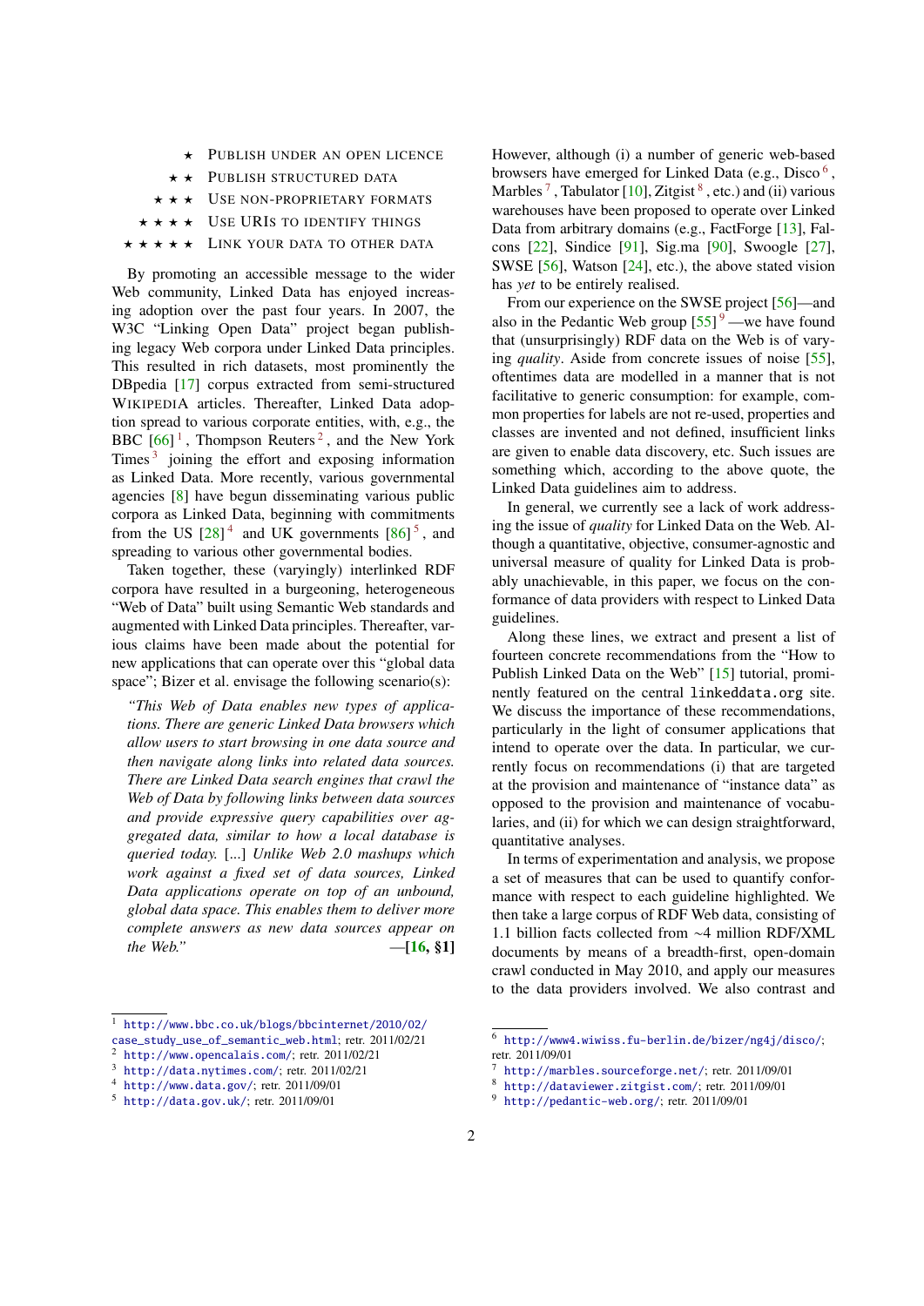★ PUBLISH UNDER AN OPEN LICENCE
★★ PUBLISH STRUCTURED DATA
★★★ USE NON-PROPRIETARY FORMATS
★★★★ USE URIS TO IDENTIFY THINGS
★★★★★ LINK YOUR DATA TO OTHER DATA

By promoting an accessible message to the wider Web community, Linked Data has enjoyed increasing adoption over the past four years. In 2007, the W3C "Linking Open Data" project began publishing legacy Web corpora under Linked Data principles. This resulted in rich datasets, most prominently the DBpedia [17] corpus extracted from semi-structured WIKIPEDIA articles. Thereafter, Linked Data adoption spread to various corporate entities, with, e.g., the BBC [66] [1], Thompson Reuters [2], and the New York Times [3] joining the effort and exposing information as Linked Data. More recently, various governmental agencies [8] have begun disseminating various public corpora as Linked Data, beginning with commitments from the US [28] [4] and UK governments [86] [5], and spreading to various other governmental bodies.

Taken together, these (varyingly) interlinked RDF corpora have resulted in a burgeoning, heterogeneous "Web of Data" built using Semantic Web standards and augmented with Linked Data principles. Thereafter, various claims have been made about the potential for new applications that can operate over this "global data space"; Bizer et al. envisage the following scenario(s):

> *"This Web of Data enables new types of applications. There are generic Linked Data browsers which allow users to start browsing in one data source and then navigate along links into related data sources. There are Linked Data search engines that crawl the Web of Data by following links between data sources and provide expressive query capabilities over aggregated data, similar to how a local database is queried today.* [...] *Unlike Web 2.0 mashups which work against a fixed set of data sources, Linked Data applications operate on top of an unbound, global data space. This enables them to deliver more complete answers as new data sources appear on the Web."* —**[16, §1]**

However, although (i) a number of generic web-based browsers have emerged for Linked Data (e.g., Disco [6], Marbles [7], Tabulator [10], Zitgist [8], etc.) and (ii) various warehouses have been proposed to operate over Linked Data from arbitrary domains (e.g., FactForge [13], Falcons [22], Sindice [91], Sig.ma [90], Swoogle [27], SWSE [56], Watson [24], etc.), the above stated vision has *yet* to be entirely realised.

From our experience on the SWSE project [56]—and also in the Pedantic Web group [55] [9]—we have found that (unsurprisingly) RDF data on the Web is of varying *quality*. Aside from concrete issues of noise [55], oftentimes data are modelled in a manner that is not facilitative to generic consumption: for example, common properties for labels are not re-used, properties and classes are invented and not defined, insufficient links are given to enable data discovery, etc. Such issues are something which, according to the above quote, the Linked Data guidelines aim to address.

In general, we currently see a lack of work addressing the issue of *quality* for Linked Data on the Web. Although a quantitative, objective, consumer-agnostic and universal measure of quality for Linked Data is probably unachievable, in this paper, we focus on the conformance of data providers with respect to Linked Data guidelines.

Along these lines, we extract and present a list of fourteen concrete recommendations from the "How to Publish Linked Data on the Web" [15] tutorial, prominently featured on the central `linkeddata.org` site. We discuss the importance of these recommendations, particularly in the light of consumer applications that intend to operate over the data. In particular, we currently focus on recommendations (i) that are targeted at the provision and maintenance of "instance data" as opposed to the provision and maintenance of vocabularies, and (ii) for which we can design straightforward, quantitative analyses.

In terms of experimentation and analysis, we propose a set of measures that can be used to quantify conformance with respect to each guideline highlighted. We then take a large corpus of RDF Web data, consisting of 1.1 billion facts collected from ~4 million RDF/XML documents by means of a breadth-first, open-domain crawl conducted in May 2010, and apply our measures to the data providers involved. We also contrast and

[1] http://www.bbc.co.uk/blogs/bbcinternet/2010/02/case_study_use_of_semantic_web.html; retr. 2011/02/21
[2] http://www.opencalais.com/; retr. 2011/02/21
[3] http://data.nytimes.com/; retr. 2011/02/21
[4] http://www.data.gov/; retr. 2011/09/01
[5] http://data.gov.uk/; retr. 2011/09/01
[6] http://www4.wiwiss.fu-berlin.de/bizer/ng4j/disco/; retr. 2011/09/01
[7] http://marbles.sourceforge.net/; retr. 2011/09/01
[8] http://dataviewer.zitgist.com/; retr. 2011/09/01
[9] http://pedantic-web.org/; retr. 2011/09/01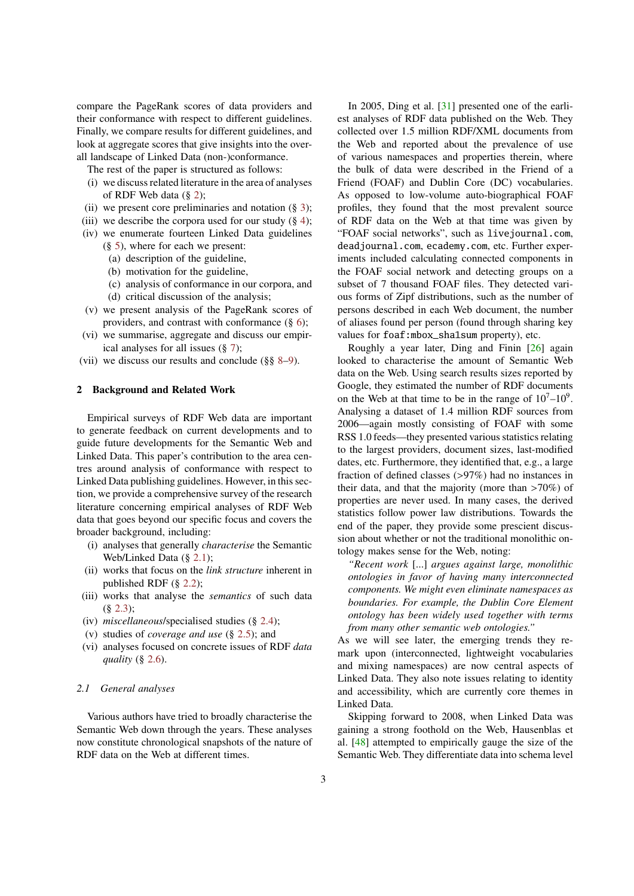compare the PageRank scores of data providers and their conformance with respect to different guidelines. Finally, we compare results for different guidelines, and look at aggregate scores that give insights into the overall landscape of Linked Data (non-)conformance.

The rest of the paper is structured as follows:

(i) we discuss related literature in the area of analyses of RDF Web data (§ 2);
(ii) we present core preliminaries and notation (§ 3);
(iii) we describe the corpora used for our study (§ 4);
(iv) we enumerate fourteen Linked Data guidelines (§ 5), where for each we present:
  (a) description of the guideline,
  (b) motivation for the guideline,
  (c) analysis of conformance in our corpora, and
  (d) critical discussion of the analysis;
(v) we present analysis of the PageRank scores of providers, and contrast with conformance (§ 6);
(vi) we summarise, aggregate and discuss our empirical analyses for all issues (§ 7);
(vii) we discuss our results and conclude (§§ 8–9).

## 2 Background and Related Work

Empirical surveys of RDF Web data are important to generate feedback on current developments and to guide future developments for the Semantic Web and Linked Data. This paper's contribution to the area centres around analysis of conformance with respect to Linked Data publishing guidelines. However, in this section, we provide a comprehensive survey of the research literature concerning empirical analyses of RDF Web data that goes beyond our specific focus and covers the broader background, including:

(i) analyses that generally *characterise* the Semantic Web/Linked Data (§ 2.1);
(ii) works that focus on the *link structure* inherent in published RDF (§ 2.2);
(iii) works that analyse the *semantics* of such data (§ 2.3);
(iv) *miscellaneous*/specialised studies (§ 2.4);
(v) studies of *coverage and use* (§ 2.5); and
(vi) analyses focused on concrete issues of RDF *data quality* (§ 2.6).

### *2.1 General analyses*

Various authors have tried to broadly characterise the Semantic Web down through the years. These analyses now constitute chronological snapshots of the nature of RDF data on the Web at different times.

In 2005, Ding et al. [31] presented one of the earliest analyses of RDF data published on the Web. They collected over 1.5 million RDF/XML documents from the Web and reported about the prevalence of use of various namespaces and properties therein, where the bulk of data were described in the Friend of a Friend (FOAF) and Dublin Core (DC) vocabularies. As opposed to low-volume auto-biographical FOAF profiles, they found that the most prevalent source of RDF data on the Web at that time was given by "FOAF social networks", such as `livejournal.com`, `deadjournal.com`, `ecademy.com`, etc. Further experiments included calculating connected components in the FOAF social network and detecting groups on a subset of 7 thousand FOAF files. They detected various forms of Zipf distributions, such as the number of persons described in each Web document, the number of aliases found per person (found through sharing key values for `foaf:mbox_sha1sum` property), etc.

Roughly a year later, Ding and Finin [26] again looked to characterise the amount of Semantic Web data on the Web. Using search results sizes reported by Google, they estimated the number of RDF documents on the Web at that time to be in the range of $10^7$–$10^9$. Analysing a dataset of 1.4 million RDF sources from 2006—again mostly consisting of FOAF with some RSS 1.0 feeds—they presented various statistics relating to the largest providers, document sizes, last-modified dates, etc. Furthermore, they identified that, e.g., a large fraction of defined classes (>97%) had no instances in their data, and that the majority (more than >70%) of properties are never used. In many cases, the derived statistics follow power law distributions. Towards the end of the paper, they provide some prescient discussion about whether or not the traditional monolithic ontology makes sense for the Web, noting:

> *"Recent work* [...] *argues against large, monolithic ontologies in favor of having many interconnected components. We might even eliminate namespaces as boundaries. For example, the Dublin Core Element ontology has been widely used together with terms from many other semantic web ontologies."*

As we will see later, the emerging trends they remark upon (interconnected, lightweight vocabularies and mixing namespaces) are now central aspects of Linked Data. They also note issues relating to identity and accessibility, which are currently core themes in Linked Data.

Skipping forward to 2008, when Linked Data was gaining a strong foothold on the Web, Hausenblas et al. [48] attempted to empirically gauge the size of the Semantic Web. They differentiate data into schema level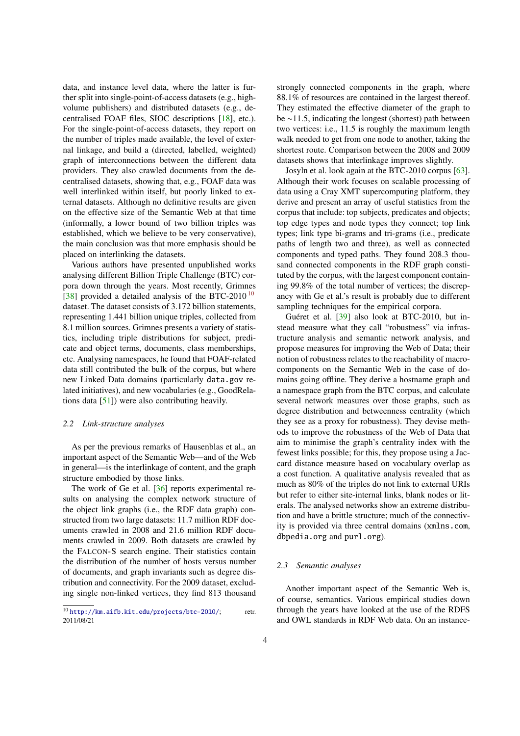data, and instance level data, where the latter is further split into single-point-of-access datasets (e.g., high-volume publishers) and distributed datasets (e.g., decentralised FOAF files, SIOC descriptions [18], etc.). For the single-point-of-access datasets, they report on the number of triples made available, the level of external linkage, and build a (directed, labelled, weighted) graph of interconnections between the different data providers. They also crawled documents from the decentralised datasets, showing that, e.g., FOAF data was well interlinked within itself, but poorly linked to external datasets. Although no definitive results are given on the effective size of the Semantic Web at that time (informally, a lower bound of two billion triples was established, which we believe to be very conservative), the main conclusion was that more emphasis should be placed on interlinking the datasets.

Various authors have presented unpublished works analysing different Billion Triple Challenge (BTC) corpora down through the years. Most recently, Grimnes [38] provided a detailed analysis of the BTC-2010 [10] dataset. The dataset consists of 3.172 billion statements, representing 1.441 billion unique triples, collected from 8.1 million sources. Grimnes presents a variety of statistics, including triple distributions for subject, predicate and object terms, documents, class memberships, etc. Analysing namespaces, he found that FOAF-related data still contributed the bulk of the corpus, but where new Linked Data domains (particularly `data.gov` related initiatives), and new vocabularies (e.g., GoodRelations data [51]) were also contributing heavily.

### 2.2 Link-structure analyses

As per the previous remarks of Hausenblas et al., an important aspect of the Semantic Web—and of the Web in general—is the interlinkage of content, and the graph structure embodied by those links.

The work of Ge et al. [36] reports experimental results on analysing the complex network structure of the object link graphs (i.e., the RDF data graph) constructed from two large datasets: 11.7 million RDF documents crawled in 2008 and 21.6 million RDF documents crawled in 2009. Both datasets are crawled by the FALCON-S search engine. Their statistics contain the distribution of the number of hosts versus number of documents, and graph invariants such as degree distribution and connectivity. For the 2009 dataset, excluding single non-linked vertices, they find 813 thousand strongly connected components in the graph, where 88.1% of resources are contained in the largest thereof. They estimated the effective diameter of the graph to be ~11.5, indicating the longest (shortest) path between two vertices: i.e., 11.5 is roughly the maximum length walk needed to get from one node to another, taking the shortest route. Comparison between the 2008 and 2009 datasets shows that interlinkage improves slightly.

Josyln et al. look again at the BTC-2010 corpus [63]. Although their work focuses on scalable processing of data using a Cray XMT supercomputing platform, they derive and present an array of useful statistics from the corpus that include: top subjects, predicates and objects; top edge types and node types they connect; top link types; link type bi-grams and tri-grams (i.e., predicate paths of length two and three), as well as connected components and typed paths. They found 208.3 thousand connected components in the RDF graph constituted by the corpus, with the largest component containing 99.8% of the total number of vertices; the discrepancy with Ge et al.'s result is probably due to different sampling techniques for the empirical corpora.

Guéret et al. [39] also look at BTC-2010, but instead measure what they call "robustness" via infrastructure analysis and semantic network analysis, and propose measures for improving the Web of Data; their notion of robustness relates to the reachability of macro-components on the Semantic Web in the case of domains going offline. They derive a hostname graph and a namespace graph from the BTC corpus, and calculate several network measures over those graphs, such as degree distribution and betweenness centrality (which they see as a proxy for robustness). They devise methods to improve the robustness of the Web of Data that aim to minimise the graph's centrality index with the fewest links possible; for this, they propose using a Jaccard distance measure based on vocabulary overlap as a cost function. A qualitative analysis revealed that as much as 80% of the triples do not link to external URIs but refer to either site-internal links, blank nodes or literals. The analysed networks show an extreme distribution and have a brittle structure; much of the connectivity is provided via three central domains (`xmlns.com`, `dbpedia.org` and `purl.org`).

### 2.3 Semantic analyses

Another important aspect of the Semantic Web is, of course, semantics. Various empirical studies down through the years have looked at the use of the RDFS and OWL standards in RDF Web data. On an instance-

[10] http://km.aifb.kit.edu/projects/btc-2010/; retr. 2011/08/21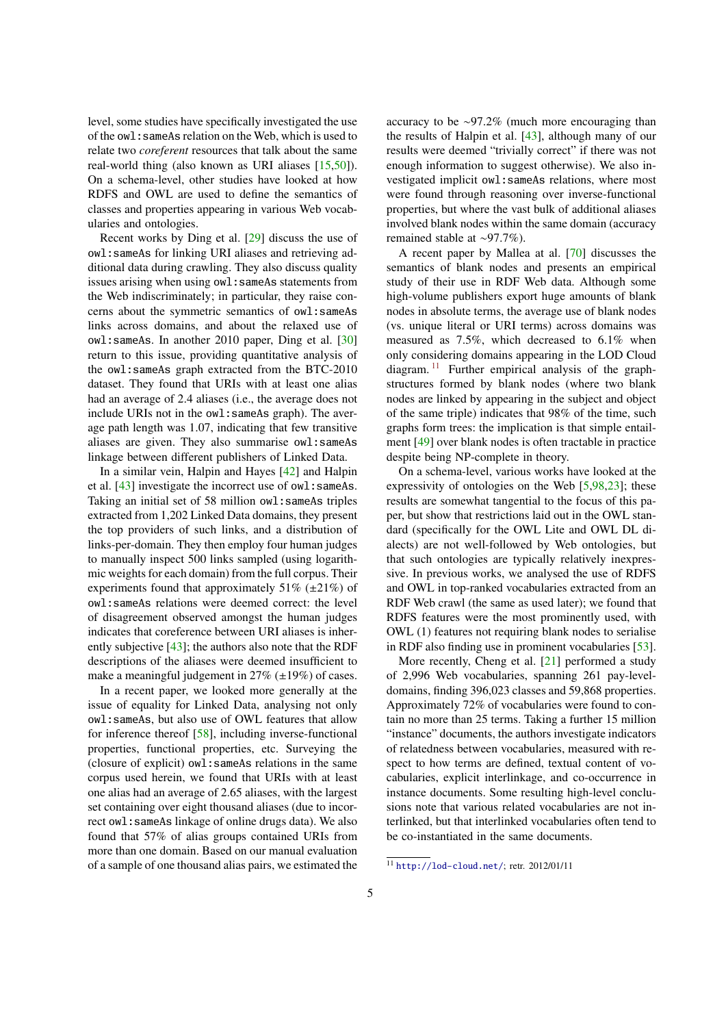level, some studies have specifically investigated the use of the owl:sameAs relation on the Web, which is used to relate two *coreferent* resources that talk about the same real-world thing (also known as URI aliases [15,50]). On a schema-level, other studies have looked at how RDFS and OWL are used to define the semantics of classes and properties appearing in various Web vocabularies and ontologies.

Recent works by Ding et al. [29] discuss the use of owl:sameAs for linking URI aliases and retrieving additional data during crawling. They also discuss quality issues arising when using owl:sameAs statements from the Web indiscriminately; in particular, they raise concerns about the symmetric semantics of owl:sameAs links across domains, and about the relaxed use of owl:sameAs. In another 2010 paper, Ding et al. [30] return to this issue, providing quantitative analysis of the owl:sameAs graph extracted from the BTC-2010 dataset. They found that URIs with at least one alias had an average of 2.4 aliases (i.e., the average does not include URIs not in the owl:sameAs graph). The average path length was 1.07, indicating that few transitive aliases are given. They also summarise owl:sameAs linkage between different publishers of Linked Data.

In a similar vein, Halpin and Hayes [42] and Halpin et al. [43] investigate the incorrect use of owl:sameAs. Taking an initial set of 58 million owl:sameAs triples extracted from 1,202 Linked Data domains, they present the top providers of such links, and a distribution of links-per-domain. They then employ four human judges to manually inspect 500 links sampled (using logarithmic weights for each domain) from the full corpus. Their experiments found that approximately 51% (±21%) of owl:sameAs relations were deemed correct: the level of disagreement observed amongst the human judges indicates that coreference between URI aliases is inherently subjective [43]; the authors also note that the RDF descriptions of the aliases were deemed insufficient to make a meaningful judgement in 27% (±19%) of cases.

In a recent paper, we looked more generally at the issue of equality for Linked Data, analysing not only owl:sameAs, but also use of OWL features that allow for inference thereof [58], including inverse-functional properties, functional properties, etc. Surveying the (closure of explicit) owl:sameAs relations in the same corpus used herein, we found that URIs with at least one alias had an average of 2.65 aliases, with the largest set containing over eight thousand aliases (due to incorrect owl:sameAs linkage of online drugs data). We also found that 57% of alias groups contained URIs from more than one domain. Based on our manual evaluation of a sample of one thousand alias pairs, we estimated the accuracy to be ~97.2% (much more encouraging than the results of Halpin et al. [43], although many of our results were deemed "trivially correct" if there was not enough information to suggest otherwise). We also investigated implicit owl:sameAs relations, where most were found through reasoning over inverse-functional properties, but where the vast bulk of additional aliases involved blank nodes within the same domain (accuracy remained stable at ~97.7%).

A recent paper by Mallea at al. [70] discusses the semantics of blank nodes and presents an empirical study of their use in RDF Web data. Although some high-volume publishers export huge amounts of blank nodes in absolute terms, the average use of blank nodes (vs. unique literal or URI terms) across domains was measured as 7.5%, which decreased to 6.1% when only considering domains appearing in the LOD Cloud diagram. [11] Further empirical analysis of the graph-structures formed by blank nodes (where two blank nodes are linked by appearing in the subject and object of the same triple) indicates that 98% of the time, such graphs form trees: the implication is that simple entailment [49] over blank nodes is often tractable in practice despite being NP-complete in theory.

On a schema-level, various works have looked at the expressivity of ontologies on the Web [5,98,23]; these results are somewhat tangential to the focus of this paper, but show that restrictions laid out in the OWL standard (specifically for the OWL Lite and OWL DL dialects) are not well-followed by Web ontologies, but that such ontologies are typically relatively inexpressive. In previous works, we analysed the use of RDFS and OWL in top-ranked vocabularies extracted from an RDF Web crawl (the same as used later); we found that RDFS features were the most prominently used, with OWL (1) features not requiring blank nodes to serialise in RDF also finding use in prominent vocabularies [53].

More recently, Cheng et al. [21] performed a study of 2,996 Web vocabularies, spanning 261 pay-level-domains, finding 396,023 classes and 59,868 properties. Approximately 72% of vocabularies were found to contain no more than 25 terms. Taking a further 15 million "instance" documents, the authors investigate indicators of relatedness between vocabularies, measured with respect to how terms are defined, textual content of vocabularies, explicit interlinkage, and co-occurrence in instance documents. Some resulting high-level conclusions note that various related vocabularies are not interlinked, but that interlinked vocabularies often tend to be co-instantiated in the same documents.

[11] http://lod-cloud.net/; retr. 2012/01/11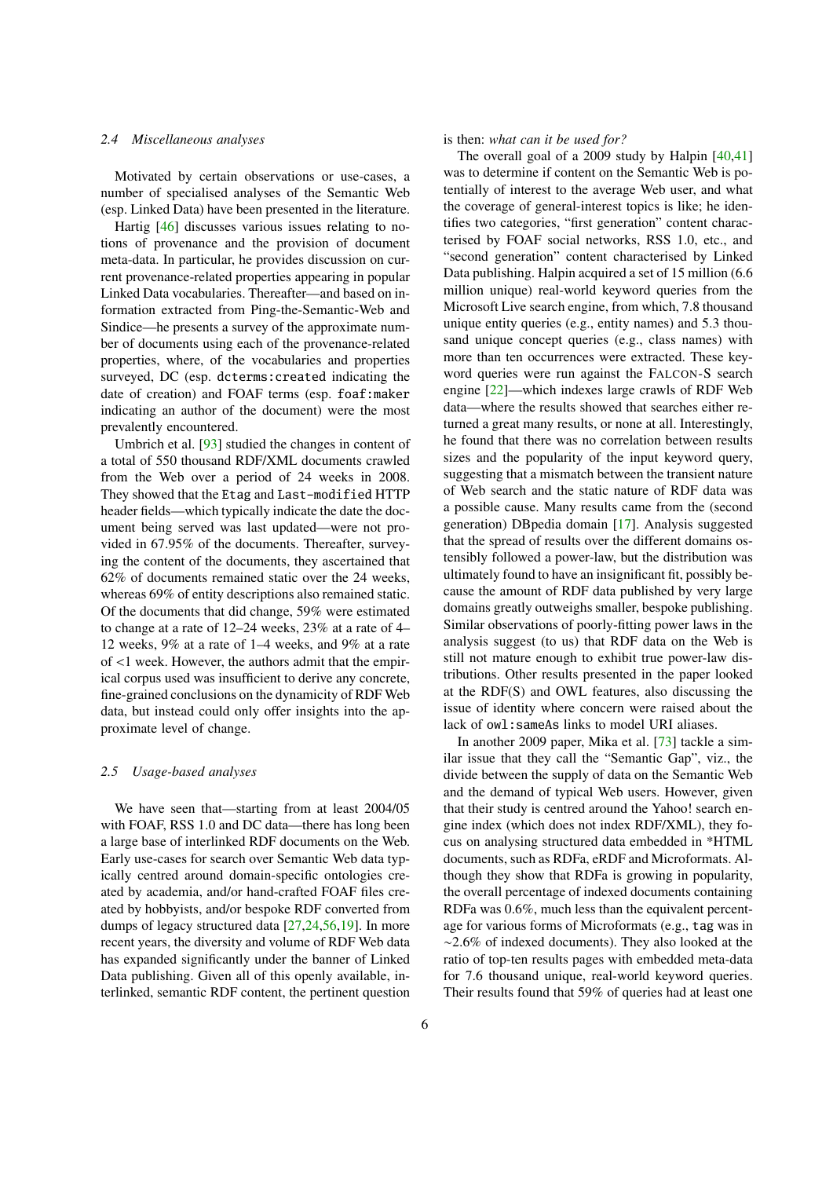### 2.4 Miscellaneous analyses

Motivated by certain observations or use-cases, a number of specialised analyses of the Semantic Web (esp. Linked Data) have been presented in the literature.

Hartig [46] discusses various issues relating to notions of provenance and the provision of document meta-data. In particular, he provides discussion on current provenance-related properties appearing in popular Linked Data vocabularies. Thereafter—and based on information extracted from Ping-the-Semantic-Web and Sindice—he presents a survey of the approximate number of documents using each of the provenance-related properties, where, of the vocabularies and properties surveyed, DC (esp. `dcterms:created` indicating the date of creation) and FOAF terms (esp. `foaf:maker` indicating an author of the document) were the most prevalently encountered.

Umbrich et al. [93] studied the changes in content of a total of 550 thousand RDF/XML documents crawled from the Web over a period of 24 weeks in 2008. They showed that the `Etag` and `Last-modified` HTTP header fields—which typically indicate the date the document being served was last updated—were not provided in 67.95% of the documents. Thereafter, surveying the content of the documents, they ascertained that 62% of documents remained static over the 24 weeks, whereas 69% of entity descriptions also remained static. Of the documents that did change, 59% were estimated to change at a rate of 12–24 weeks, 23% at a rate of 4–12 weeks, 9% at a rate of 1–4 weeks, and 9% at a rate of <1 week. However, the authors admit that the empirical corpus used was insufficient to derive any concrete, fine-grained conclusions on the dynamicity of RDF Web data, but instead could only offer insights into the approximate level of change.

### 2.5 Usage-based analyses

We have seen that—starting from at least 2004/05 with FOAF, RSS 1.0 and DC data—there has long been a large base of interlinked RDF documents on the Web. Early use-cases for search over Semantic Web data typically centred around domain-specific ontologies created by academia, and/or hand-crafted FOAF files created by hobbyists, and/or bespoke RDF converted from dumps of legacy structured data [27,24,56,19]. In more recent years, the diversity and volume of RDF Web data has expanded significantly under the banner of Linked Data publishing. Given all of this openly available, interlinked, semantic RDF content, the pertinent question is then: *what can it be used for?*

The overall goal of a 2009 study by Halpin [40,41] was to determine if content on the Semantic Web is potentially of interest to the average Web user, and what the coverage of general-interest topics is like; he identifies two categories, "first generation" content characterised by FOAF social networks, RSS 1.0, etc., and "second generation" content characterised by Linked Data publishing. Halpin acquired a set of 15 million (6.6 million unique) real-world keyword queries from the Microsoft Live search engine, from which, 7.8 thousand unique entity queries (e.g., entity names) and 5.3 thousand unique concept queries (e.g., class names) with more than ten occurrences were extracted. These keyword queries were run against the FALCON-S search engine [22]—which indexes large crawls of RDF Web data—where the results showed that searches either returned a great many results, or none at all. Interestingly, he found that there was no correlation between results sizes and the popularity of the input keyword query, suggesting that a mismatch between the transient nature of Web search and the static nature of RDF data was a possible cause. Many results came from the (second generation) DBpedia domain [17]. Analysis suggested that the spread of results over the different domains ostensibly followed a power-law, but the distribution was ultimately found to have an insignificant fit, possibly because the amount of RDF data published by very large domains greatly outweighs smaller, bespoke publishing. Similar observations of poorly-fitting power laws in the analysis suggest (to us) that RDF data on the Web is still not mature enough to exhibit true power-law distributions. Other results presented in the paper looked at the RDF(S) and OWL features, also discussing the issue of identity where concern were raised about the lack of `owl:sameAs` links to model URI aliases.

In another 2009 paper, Mika et al. [73] tackle a similar issue that they call the "Semantic Gap", viz., the divide between the supply of data on the Semantic Web and the demand of typical Web users. However, given that their study is centred around the Yahoo! search engine index (which does not index RDF/XML), they focus on analysing structured data embedded in *HTML documents, such as RDFa, eRDF and Microformats. Although they show that RDFa is growing in popularity, the overall percentage of indexed documents containing RDFa was 0.6%, much less than the equivalent percentage for various forms of Microformats (e.g., `tag` was in ~2.6% of indexed documents). They also looked at the ratio of top-ten results pages with embedded meta-data for 7.6 thousand unique, real-world keyword queries. Their results found that 59% of queries had at least one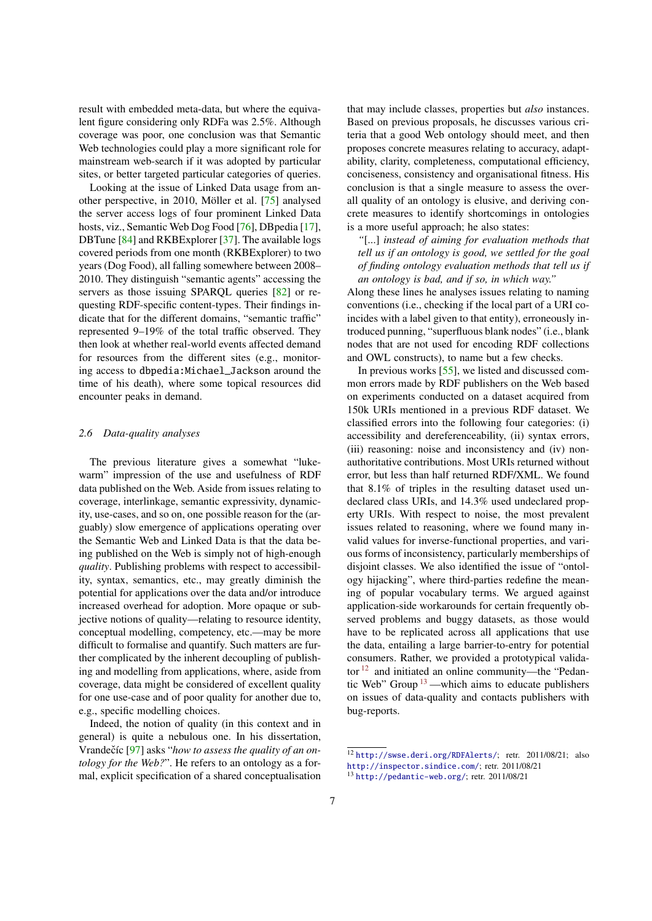result with embedded meta-data, but where the equivalent figure considering only RDFa was 2.5%. Although coverage was poor, one conclusion was that Semantic Web technologies could play a more significant role for mainstream web-search if it was adopted by particular sites, or better targeted particular categories of queries.

Looking at the issue of Linked Data usage from another perspective, in 2010, Möller et al. [75] analysed the server access logs of four prominent Linked Data hosts, viz., Semantic Web Dog Food [76], DBpedia [17], DBTune [84] and RKBExplorer [37]. The available logs covered periods from one month (RKBExplorer) to two years (Dog Food), all falling somewhere between 2008–2010. They distinguish "semantic agents" accessing the servers as those issuing SPARQL queries [82] or requesting RDF-specific content-types. Their findings indicate that for the different domains, "semantic traffic" represented 9–19% of the total traffic observed. They then look at whether real-world events affected demand for resources from the different sites (e.g., monitoring access to `dbpedia:Michael_Jackson` around the time of his death), where some topical resources did encounter peaks in demand.

### 2.6 Data-quality analyses

The previous literature gives a somewhat "lukewarm" impression of the use and usefulness of RDF data published on the Web. Aside from issues relating to coverage, interlinkage, semantic expressivity, dynamicity, use-cases, and so on, one possible reason for the (arguably) slow emergence of applications operating over the Semantic Web and Linked Data is that the data being published on the Web is simply not of high-enough *quality*. Publishing problems with respect to accessibility, syntax, semantics, etc., may greatly diminish the potential for applications over the data and/or introduce increased overhead for adoption. More opaque or subjective notions of quality—relating to resource identity, conceptual modelling, competency, etc.—may be more difficult to formalise and quantify. Such matters are further complicated by the inherent decoupling of publishing and modelling from applications, where, aside from coverage, data might be considered of excellent quality for one use-case and of poor quality for another due to, e.g., specific modelling choices.

Indeed, the notion of quality (in this context and in general) is quite a nebulous one. In his dissertation, Vrandečíc [97] asks "*how to assess the quality of an ontology for the Web?*". He refers to an ontology as a formal, explicit specification of a shared conceptualisation that may include classes, properties but *also* instances. Based on previous proposals, he discusses various criteria that a good Web ontology should meet, and then proposes concrete measures relating to accuracy, adaptability, clarity, completeness, computational efficiency, conciseness, consistency and organisational fitness. His conclusion is that a single measure to assess the overall quality of an ontology is elusive, and deriving concrete measures to identify shortcomings in ontologies is a more useful approach; he also states:

> *"[...] instead of aiming for evaluation methods that tell us if an ontology is good, we settled for the goal of finding ontology evaluation methods that tell us if an ontology is bad, and if so, in which way."*

Along these lines he analyses issues relating to naming conventions (i.e., checking if the local part of a URI coincides with a label given to that entity), erroneously introduced punning, "superfluous blank nodes" (i.e., blank nodes that are not used for encoding RDF collections and OWL constructs), to name but a few checks.

In previous works [55], we listed and discussed common errors made by RDF publishers on the Web based on experiments conducted on a dataset acquired from 150k URIs mentioned in a previous RDF dataset. We classified errors into the following four categories: (i) accessibility and dereferenceability, (ii) syntax errors, (iii) reasoning: noise and inconsistency and (iv) non-authoritative contributions. Most URIs returned without error, but less than half returned RDF/XML. We found that 8.1% of triples in the resulting dataset used undeclared class URIs, and 14.3% used undeclared property URIs. With respect to noise, the most prevalent issues related to reasoning, where we found many invalid values for inverse-functional properties, and various forms of inconsistency, particularly memberships of disjoint classes. We also identified the issue of "ontology hijacking", where third-parties redefine the meaning of popular vocabulary terms. We argued against application-side workarounds for certain frequently observed problems and buggy datasets, as those would have to be replicated across all applications that use the data, entailing a large barrier-to-entry for potential consumers. Rather, we provided a prototypical validator [12] and initiated an online community—the "Pedantic Web" Group [13]—which aims to educate publishers on issues of data-quality and contacts publishers with bug-reports.

[12] http://swse.deri.org/RDFAlerts/; retr. 2011/08/21; also http://inspector.sindice.com/; retr. 2011/08/21

[13] http://pedantic-web.org/; retr. 2011/08/21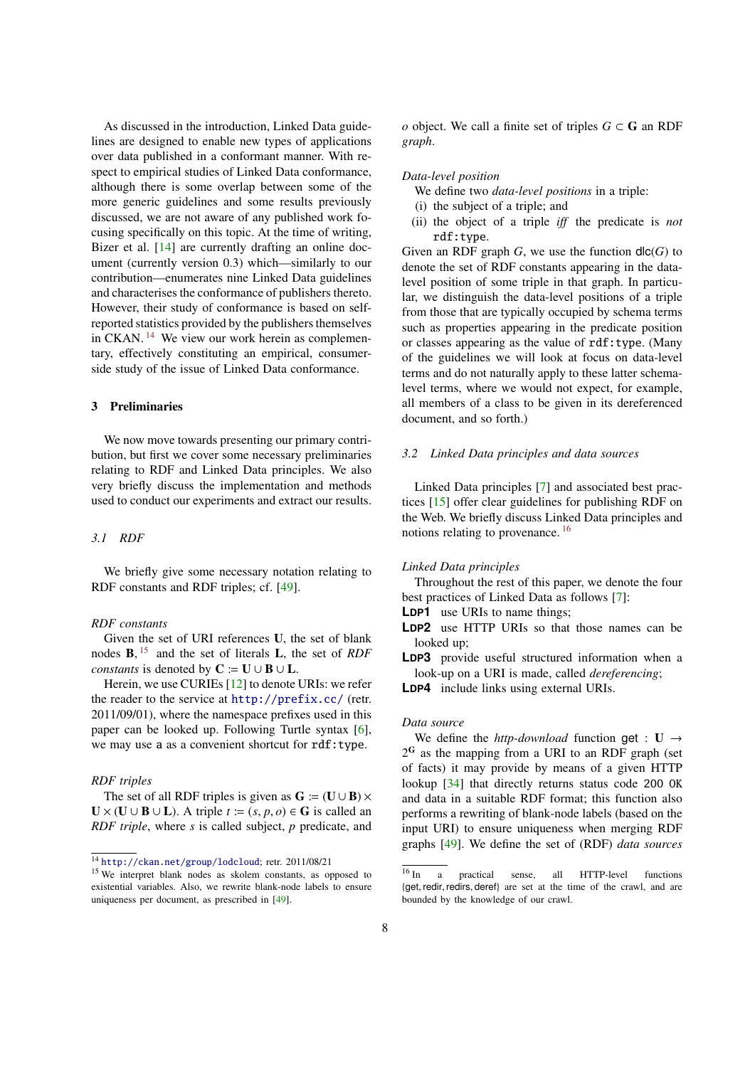As discussed in the introduction, Linked Data guidelines are designed to enable new types of applications over data published in a conformant manner. With respect to empirical studies of Linked Data conformance, although there is some overlap between some of the more generic guidelines and some results previously discussed, we are not aware of any published work focusing specifically on this topic. At the time of writing, Bizer et al. [14] are currently drafting an online document (currently version 0.3) which—similarly to our contribution—enumerates nine Linked Data guidelines and characterises the conformance of publishers thereto. However, their study of conformance is based on self-reported statistics provided by the publishers themselves in CKAN. [14] We view our work herein as complementary, effectively constituting an empirical, consumer-side study of the issue of Linked Data conformance.

## 3 Preliminaries

We now move towards presenting our primary contribution, but first we cover some necessary preliminaries relating to RDF and Linked Data principles. We also very briefly discuss the implementation and methods used to conduct our experiments and extract our results.

### 3.1 RDF

We briefly give some necessary notation relating to RDF constants and RDF triples; cf. [49].

*RDF constants*

Given the set of URI references $\mathbf{U}$, the set of blank nodes $\mathbf{B}$, [15] and the set of literals $\mathbf{L}$, the set of *RDF constants* is denoted by $\mathbf{C} := \mathbf{U} \cup \mathbf{B} \cup \mathbf{L}$.

Herein, we use CURIEs [12] to denote URIs: we refer the reader to the service at http://prefix.cc/ (retr. 2011/09/01), where the namespace prefixes used in this paper can be looked up. Following Turtle syntax [6], we may use `a` as a convenient shortcut for `rdf:type`.

*RDF triples*

The set of all RDF triples is given as $\mathbf{G} := (\mathbf{U} \cup \mathbf{B}) \times \mathbf{U} \times (\mathbf{U} \cup \mathbf{B} \cup \mathbf{L})$. A triple $t := (s, p, o) \in \mathbf{G}$ is called an *RDF triple*, where $s$ is called subject, $p$ predicate, and $o$ object. We call a finite set of triples $G \subset \mathbf{G}$ an RDF *graph*.

*Data-level position*

We define two *data-level positions* in a triple:

(i) the subject of a triple; and

(ii) the object of a triple *iff* the predicate is *not* `rdf:type`.

Given an RDF graph $G$, we use the function $\mathsf{dlc}(G)$ to denote the set of RDF constants appearing in the data-level position of some triple in that graph. In particular, we distinguish the data-level positions of a triple from those that are typically occupied by schema terms such as properties appearing in the predicate position or classes appearing as the value of `rdf:type`. (Many of the guidelines we will look at focus on data-level terms and do not naturally apply to these latter schema-level terms, where we would not expect, for example, all members of a class to be given in its dereferenced document, and so forth.)

### 3.2 Linked Data principles and data sources

Linked Data principles [7] and associated best practices [15] offer clear guidelines for publishing RDF on the Web. We briefly discuss Linked Data principles and notions relating to provenance. [16]

*Linked Data principles*

Throughout the rest of this paper, we denote the four best practices of Linked Data as follows [7]:

**LDP1** use URIs to name things;

**LDP2** use HTTP URIs so that those names can be looked up;

**LDP3** provide useful structured information when a look-up on a URI is made, called *dereferencing*;

**LDP4** include links using external URIs.

*Data source*

We define the *http-download* function $\mathsf{get} : \mathbf{U} \rightarrow 2^{\mathbf{G}}$ as the mapping from a URI to an RDF graph (set of facts) it may provide by means of a given HTTP lookup [34] that directly returns status code `200 OK` and data in a suitable RDF format; this function also performs a rewriting of blank-node labels (based on the input URI) to ensure uniqueness when merging RDF graphs [49]. We define the set of (RDF) *data sources*

---

[14] http://ckan.net/group/lodcloud; retr. 2011/08/21

[15] We interpret blank nodes as skolem constants, as opposed to existential variables. Also, we rewrite blank-node labels to ensure uniqueness per document, as prescribed in [49].

[16] In a practical sense, all HTTP-level functions $\{\mathsf{get}, \mathsf{redir}, \mathsf{redirs}, \mathsf{deref}\}$ are set at the time of the crawl, and are bounded by the knowledge of our crawl.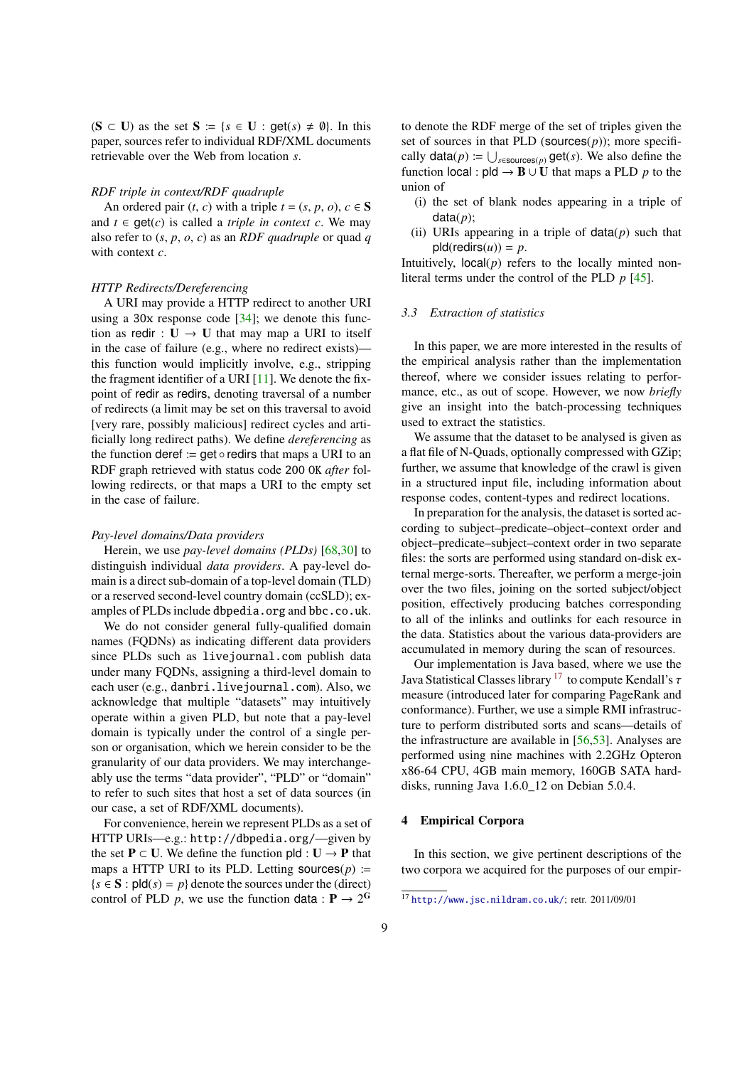($\mathbf{S} \subset \mathbf{U}$) as the set $\mathbf{S} := \{s \in \mathbf{U} : \mathsf{get}(s) \neq \emptyset\}$. In this paper, sources refer to individual RDF/XML documents retrievable over the Web from location $s$.

*RDF triple in context/RDF quadruple*

An ordered pair $(t, c)$ with a triple $t = (s, p, o)$, $c \in \mathbf{S}$ and $t \in \mathsf{get}(c)$ is called a *triple in context* $c$. We may also refer to $(s, p, o, c)$ as an *RDF quadruple* or quad $q$ with context $c$.

*HTTP Redirects/Dereferencing*

A URI may provide a HTTP redirect to another URI using a `30x` response code [34]; we denote this function as $\mathsf{redir} : \mathbf{U} \rightarrow \mathbf{U}$ that may map a URI to itself in the case of failure (e.g., where no redirect exists)—this function would implicitly involve, e.g., stripping the fragment identifier of a URI [11]. We denote the fixpoint of $\mathsf{redir}$ as $\mathsf{redirs}$, denoting traversal of a number of redirects (a limit may be set on this traversal to avoid [very rare, possibly malicious] redirect cycles and artificially long redirect paths). We define *dereferencing* as the function $\mathsf{deref} := \mathsf{get} \circ \mathsf{redirs}$ that maps a URI to an RDF graph retrieved with status code `200 OK` *after* following redirects, or that maps a URI to the empty set in the case of failure.

*Pay-level domains/Data providers*

Herein, we use *pay-level domains (PLDs)* [68,30] to distinguish individual *data providers*. A pay-level domain is a direct sub-domain of a top-level domain (TLD) or a reserved second-level country domain (ccSLD); examples of PLDs include `dbpedia.org` and `bbc.co.uk`.

We do not consider general fully-qualified domain names (FQDNs) as indicating different data providers since PLDs such as `livejournal.com` publish data under many FQDNs, assigning a third-level domain to each user (e.g., `danbri.livejournal.com`). Also, we acknowledge that multiple "datasets" may intuitively operate within a given PLD, but note that a pay-level domain is typically under the control of a single person or organisation, which we herein consider to be the granularity of our data providers. We may interchangeably use the terms "data provider", "PLD" or "domain" to refer to such sites that host a set of data sources (in our case, a set of RDF/XML documents).

For convenience, herein we represent PLDs as a set of HTTP URIs—e.g.: `http://dbpedia.org/`—given by the set $\mathbf{P} \subset \mathbf{U}$. We define the function $\mathsf{pld} : \mathbf{U} \rightarrow \mathbf{P}$ that maps a HTTP URI to its PLD. Letting $\mathsf{sources}(p) := \{s \in \mathbf{S} : \mathsf{pld}(s) = p\}$ denote the sources under the (direct) control of PLD $p$, we use the function $\mathsf{data} : \mathbf{P} \rightarrow 2^{\mathbf{G}}$ to denote the RDF merge of the set of triples given the set of sources in that PLD ($\mathsf{sources}(p)$); more specifically $\mathsf{data}(p) := \bigcup_{s \in \mathsf{sources}(p)} \mathsf{get}(s)$. We also define the function $\mathsf{local} : \mathsf{pld} \rightarrow \mathbf{B} \cup \mathbf{U}$ that maps a PLD $p$ to the union of

(i) the set of blank nodes appearing in a triple of $\mathsf{data}(p)$;

(ii) URIs appearing in a triple of $\mathsf{data}(p)$ such that $\mathsf{pld}(\mathsf{redirs}(u)) = p$.

Intuitively, $\mathsf{local}(p)$ refers to the locally minted non-literal terms under the control of the PLD $p$ [45].

### 3.3 Extraction of statistics

In this paper, we are more interested in the results of the empirical analysis rather than the implementation thereof, where we consider issues relating to performance, etc., as out of scope. However, we now *briefly* give an insight into the batch-processing techniques used to extract the statistics.

We assume that the dataset to be analysed is given as a flat file of N-Quads, optionally compressed with GZip; further, we assume that knowledge of the crawl is given in a structured input file, including information about response codes, content-types and redirect locations.

In preparation for the analysis, the dataset is sorted according to subject–predicate–object–context order and object–predicate–subject–context order in two separate files: the sorts are performed using standard on-disk external merge-sorts. Thereafter, we perform a merge-join over the two files, joining on the sorted subject/object position, effectively producing batches corresponding to all of the inlinks and outlinks for each resource in the data. Statistics about the various data-providers are accumulated in memory during the scan of resources.

Our implementation is Java based, where we use the Java Statistical Classes library [17] to compute Kendall's $\tau$ measure (introduced later for comparing PageRank and conformance). Further, we use a simple RMI infrastructure to perform distributed sorts and scans—details of the infrastructure are available in [56,53]. Analyses are performed using nine machines with 2.2GHz Opteron x86-64 CPU, 4GB main memory, 160GB SATA hard-disks, running Java 1.6.0_12 on Debian 5.0.4.

## 4 Empirical Corpora

In this section, we give pertinent descriptions of the two corpora we acquired for the purposes of our empir-

[17] `http://www.jsc.nildram.co.uk/`; retr. 2011/09/01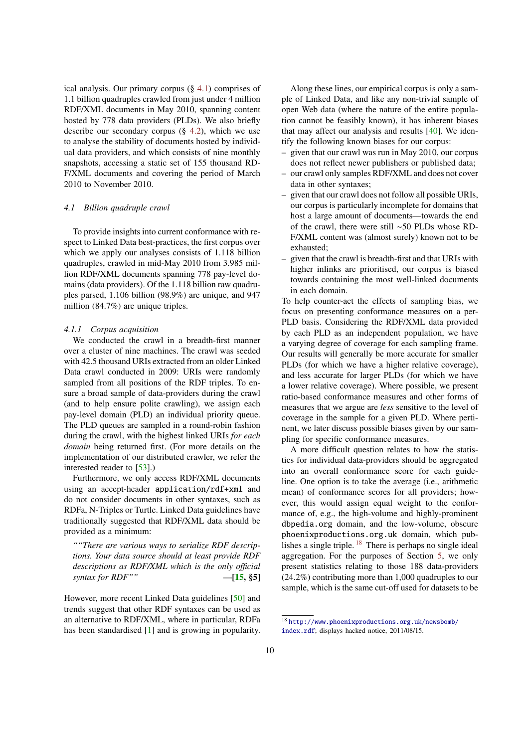ical analysis. Our primary corpus (§ 4.1) comprises of 1.1 billion quadruples crawled from just under 4 million RDF/XML documents in May 2010, spanning content hosted by 778 data providers (PLDs). We also briefly describe our secondary corpus (§ 4.2), which we use to analyse the stability of documents hosted by individual data providers, and which consists of nine monthly snapshots, accessing a static set of 155 thousand RDF/XML documents and covering the period of March 2010 to November 2010.

### 4.1 Billion quadruple crawl

To provide insights into current conformance with respect to Linked Data best-practices, the first corpus over which we apply our analyses consists of 1.118 billion quadruples, crawled in mid-May 2010 from 3.985 million RDF/XML documents spanning 778 pay-level domains (data providers). Of the 1.118 billion raw quadruples parsed, 1.106 billion (98.9%) are unique, and 947 million (84.7%) are unique triples.

#### 4.1.1 Corpus acquisition

We conducted the crawl in a breadth-first manner over a cluster of nine machines. The crawl was seeded with 42.5 thousand URIs extracted from an older Linked Data crawl conducted in 2009: URIs were randomly sampled from all positions of the RDF triples. To ensure a broad sample of data-providers during the crawl (and to help ensure polite crawling), we assign each pay-level domain (PLD) an individual priority queue. The PLD queues are sampled in a round-robin fashion during the crawl, with the highest linked URIs *for each domain* being returned first. (For more details on the implementation of our distributed crawler, we refer the interested reader to [53].)

Furthermore, we only access RDF/XML documents using an accept-header `application/rdf+xml` and do not consider documents in other syntaxes, such as RDFa, N-Triples or Turtle. Linked Data guidelines have traditionally suggested that RDF/XML data should be provided as a minimum:

> *""There are various ways to serialize RDF descriptions. Your data source should at least provide RDF descriptions as RDF/XML which is the only official syntax for RDF""* —**[15, §5]**

However, more recent Linked Data guidelines [50] and trends suggest that other RDF syntaxes can be used as an alternative to RDF/XML, where in particular, RDFa has been standardised [1] and is growing in popularity.

Along these lines, our empirical corpus is only a sample of Linked Data, and like any non-trivial sample of open Web data (where the nature of the entire population cannot be feasibly known), it has inherent biases that may affect our analysis and results [40]. We identify the following known biases for our corpus:

- given that our crawl was run in May 2010, our corpus does not reflect newer publishers or published data;
- our crawl only samples RDF/XML and does not cover data in other syntaxes;
- given that our crawl does not follow all possible URIs, our corpus is particularly incomplete for domains that host a large amount of documents—towards the end of the crawl, there were still ~50 PLDs whose RDF/XML content was (almost surely) known not to be exhausted;
- given that the crawl is breadth-first and that URIs with higher inlinks are prioritised, our corpus is biased towards containing the most well-linked documents in each domain.

To help counter-act the effects of sampling bias, we focus on presenting conformance measures on a per-PLD basis. Considering the RDF/XML data provided by each PLD as an independent population, we have a varying degree of coverage for each sampling frame. Our results will generally be more accurate for smaller PLDs (for which we have a higher relative coverage), and less accurate for larger PLDs (for which we have a lower relative coverage). Where possible, we present ratio-based conformance measures and other forms of measures that we argue are *less* sensitive to the level of coverage in the sample for a given PLD. Where pertinent, we later discuss possible biases given by our sampling for specific conformance measures.

A more difficult question relates to how the statistics for individual data-providers should be aggregated into an overall conformance score for each guideline. One option is to take the average (i.e., arithmetic mean) of conformance scores for all providers; however, this would assign equal weight to the conformance of, e.g., the high-volume and highly-prominent `dbpedia.org` domain, and the low-volume, obscure `phoenixproductions.org.uk` domain, which publishes a single triple. [18] There is perhaps no single ideal aggregation. For the purposes of Section 5, we only present statistics relating to those 188 data-providers (24.2%) contributing more than 1,000 quadruples to our sample, which is the same cut-off used for datasets to be

[18] http://www.phoenixproductions.org.uk/newsbomb/index.rdf; displays hacked notice, 2011/08/15.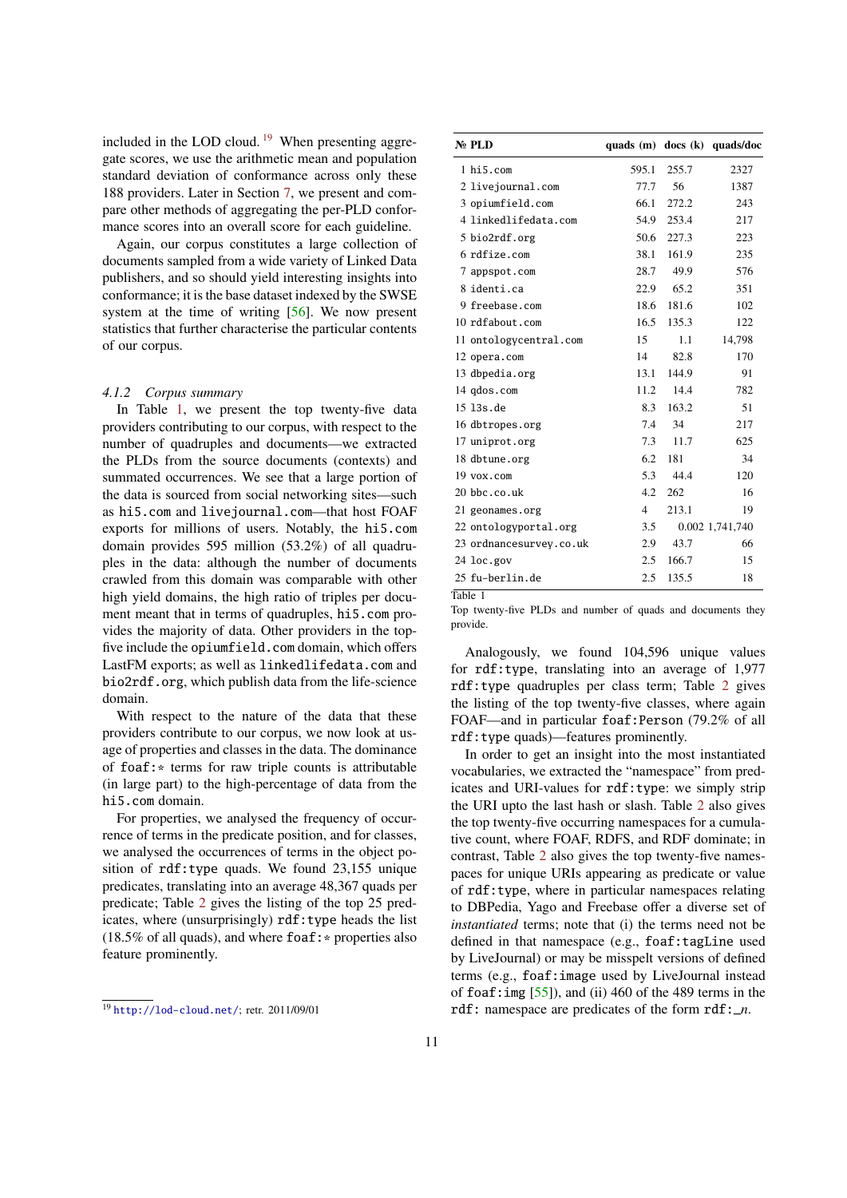included in the LOD cloud.[19] When presenting aggregate scores, we use the arithmetic mean and population standard deviation of conformance across only these 188 providers. Later in Section 7, we present and compare other methods of aggregating the per-PLD conformance scores into an overall score for each guideline.

Again, our corpus constitutes a large collection of documents sampled from a wide variety of Linked Data publishers, and so should yield interesting insights into conformance; it is the base dataset indexed by the SWSE system at the time of writing [56]. We now present statistics that further characterise the particular contents of our corpus.

#### 4.1.2 Corpus summary

In Table 1, we present the top twenty-five data providers contributing to our corpus, with respect to the number of quadruples and documents—we extracted the PLDs from the source documents (contexts) and summated occurrences. We see that a large portion of the data is sourced from social networking sites—such as `hi5.com` and `livejournal.com`—that host FOAF exports for millions of users. Notably, the `hi5.com` domain provides 595 million (53.2%) of all quadruples in the data: although the number of documents crawled from this domain was comparable with other high yield domains, the high ratio of triples per document meant that in terms of quadruples, `hi5.com` provides the majority of data. Other providers in the top-five include the `opiumfield.com` domain, which offers LastFM exports; as well as `linkedlifedata.com` and `bio2rdf.org`, which publish data from the life-science domain.

With respect to the nature of the data that these providers contribute to our corpus, we now look at usage of properties and classes in the data. The dominance of `foaf:*` terms for raw triple counts is attributable (in large part) to the high-percentage of data from the `hi5.com` domain.

For properties, we analysed the frequency of occurrence of terms in the predicate position, and for classes, we analysed the occurrences of terms in the object position of `rdf:type` quads. We found 23,155 unique predicates, translating into an average 48,367 quads per predicate; Table 2 gives the listing of the top 25 predicates, where (unsurprisingly) `rdf:type` heads the list (18.5% of all quads), and where `foaf:*` properties also feature prominently.

[19] http://lod-cloud.net/; retr. 2011/09/01

| № | PLD | quads (m) | docs (k) | quads/doc |
|---|---|---|---|---|
| 1 | hi5.com | 595.1 | 255.7 | 2327 |
| 2 | livejournal.com | 77.7 | 56 | 1387 |
| 3 | opiumfield.com | 66.1 | 272.2 | 243 |
| 4 | linkedlifedata.com | 54.9 | 253.4 | 217 |
| 5 | bio2rdf.org | 50.6 | 227.3 | 223 |
| 6 | rdfize.com | 38.1 | 161.9 | 235 |
| 7 | appspot.com | 28.7 | 49.9 | 576 |
| 8 | identi.ca | 22.9 | 65.2 | 351 |
| 9 | freebase.com | 18.6 | 181.6 | 102 |
| 10 | rdfabout.com | 16.5 | 135.3 | 122 |
| 11 | ontologycentral.com | 15 | 1.1 | 14,798 |
| 12 | opera.com | 14 | 82.8 | 170 |
| 13 | dbpedia.org | 13.1 | 144.9 | 91 |
| 14 | qdos.com | 11.2 | 14.4 | 782 |
| 15 | l3s.de | 8.3 | 163.2 | 51 |
| 16 | dbtropes.org | 7.4 | 34 | 217 |
| 17 | uniprot.org | 7.3 | 11.7 | 625 |
| 18 | dbtune.org | 6.2 | 181 | 34 |
| 19 | vox.com | 5.3 | 44.4 | 120 |
| 20 | bbc.co.uk | 4.2 | 262 | 16 |
| 21 | geonames.org | 4 | 213.1 | 19 |
| 22 | ontologyportal.org | 3.5 | 0.002 | 1,741,740 |
| 23 | ordnancesurvey.co.uk | 2.9 | 43.7 | 66 |
| 24 | loc.gov | 2.5 | 166.7 | 15 |
| 25 | fu-berlin.de | 2.5 | 135.5 | 18 |

Table 1
Top twenty-five PLDs and number of quads and documents they provide.

Analogously, we found 104,596 unique values for `rdf:type`, translating into an average of 1,977 `rdf:type` quadruples per class term; Table 2 gives the listing of the top twenty-five classes, where again FOAF—and in particular `foaf:Person` (79.2% of all `rdf:type` quads)—features prominently.

In order to get an insight into the most instantiated vocabularies, we extracted the "namespace" from predicates and URI-values for `rdf:type`: we simply strip the URI upto the last hash or slash. Table 2 also gives the top twenty-five occurring namespaces for a cumulative count, where FOAF, RDFS, and RDF dominate; in contrast, Table 2 also gives the top twenty-five namespaces for unique URIs appearing as predicate or value of `rdf:type`, where in particular namespaces relating to DBPedia, Yago and Freebase offer a diverse set of *instantiated* terms; note that (i) the terms need not be defined in that namespace (e.g., `foaf:tagLine` used by LiveJournal) or may be misspelt versions of defined terms (e.g., `foaf:image` used by LiveJournal instead of `foaf:img` [55]), and (ii) 460 of the 489 terms in the `rdf:` namespace are predicates of the form `rdf:_n`.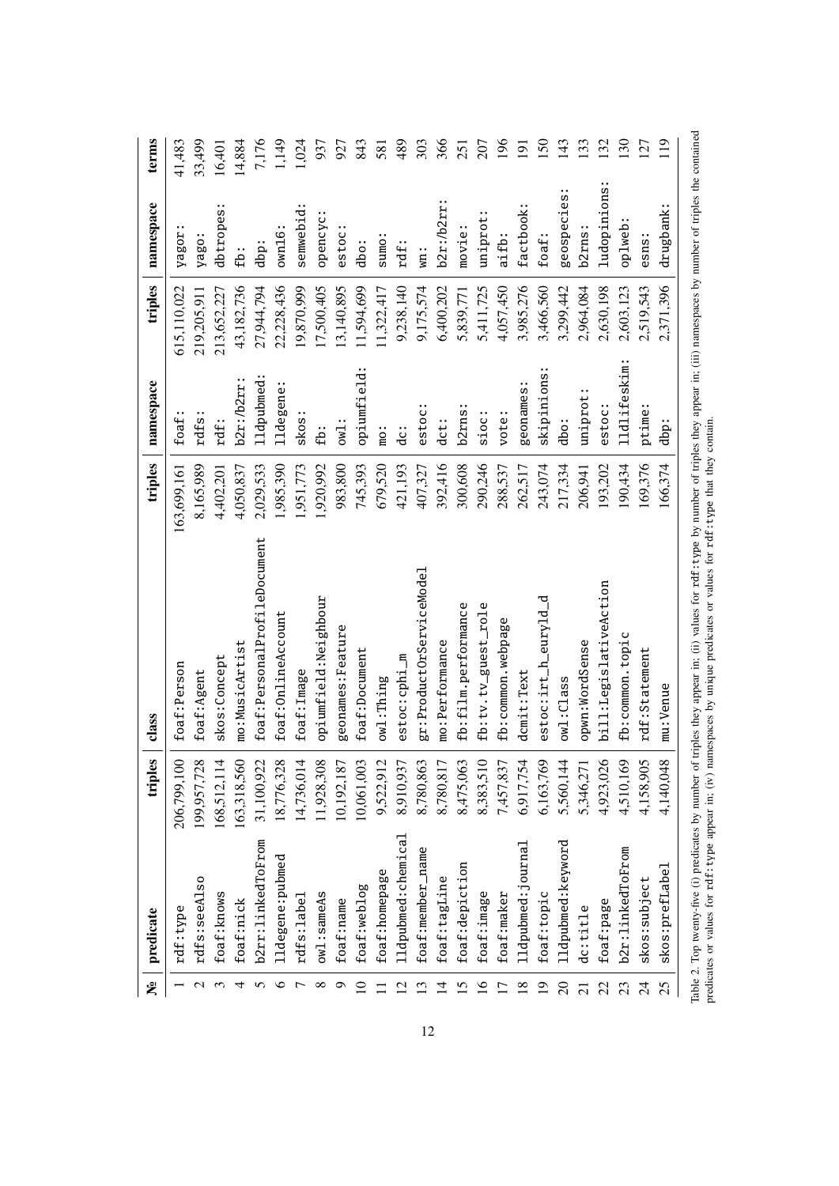| № | predicate | triples | class | triples | namespace | triples | namespace | terms |
|---|---|---|---|---|---|---|---|---|
| 1 | rdf:type | 206,799,100 | foaf:Person | 163,699,161 | foaf: | 615,110,022 | yagor: | 41,483 |
| 2 | rdfs:seeAlso | 199,957,728 | foaf:Agent | 8,165,989 | rdfs: | 219,205,911 | yago: | 33,499 |
| 3 | foaf:knows | 168,512,114 | skos:Concept | 4,402,201 | rdf: | 213,652,227 | dbtropes: | 16,401 |
| 4 | foaf:nick | 163,318,560 | mo:MusicArtist | 4,050,837 | b2r:/b2rr: | 43,182,736 | fb: | 14,884 |
| 5 | b2rr:linkedToFrom | 31,100,922 | foaf:PersonalProfileDocument | 2,029,533 | lldpubmed: | 27,944,794 | dbp: | 7,176 |
| 6 | lldegene:pubmed | 18,776,328 | foaf:OnlineAccount | 1,985,390 | lldegene: | 22,228,436 | own16: | 1,149 |
| 7 | rdfs:label | 14,736,014 | foaf:Image | 1,951,773 | skos: | 19,870,999 | semwebid: | 1,024 |
| 8 | owl:sameAs | 11,928,308 | opiumfield:Neighbour | 1,920,992 | fb: | 17,500,405 | opencyc: | 937 |
| 9 | foaf:name | 10,192,187 | geonames:Feature | 983,800 | owl: | 13,140,895 | estoc: | 927 |
| 10 | foaf:weblog | 10,061,003 | foaf:Document | 745,393 | opiumfield: | 11,594,699 | dbo: | 843 |
| 11 | foaf:homepage | 9,522,912 | owl:Thing | 679,520 | mo: | 11,322,417 | sumo: | 581 |
| 12 | lldpubmed:chemical | 8,910,937 | estoc:cphi_m | 421,193 | dc: | 9,238,140 | rdf: | 489 |
| 13 | foaf:member_name | 8,780,863 | gr:ProductOrServiceModel | 407,327 | estoc: | 9,175,574 | wn: | 303 |
| 14 | foaf:tagLine | 8,780,817 | mo:Performance | 392,416 | dct: | 6,400,202 | b2r:/b2rr: | 366 |
| 15 | foaf:depiction | 8,475,063 | fb:film.performance | 300,608 | b2rns: | 5,839,771 | movie: | 251 |
| 16 | foaf:image | 8,383,510 | fb:tv.tv_guest_role | 290,246 | sioc: | 5,411,725 | uniprot: | 207 |
| 17 | foaf:maker | 7,457,837 | fb:common.webpage | 288,537 | vote: | 4,057,450 | aifb: | 196 |
| 18 | lldpubmed:journal | 6,917,754 | dcmit:Text | 262,517 | geonames: | 3,985,276 | factbook: | 191 |
| 19 | foaf:topic | 6,163,769 | estoc:irt_h_euryld_d | 243,074 | skipinions: | 3,466,560 | foaf: | 150 |
| 20 | lldpubmed:keyword | 5,560,144 | owl:Class | 217,334 | dbo: | 3,299,442 | geospecies: | 143 |
| 21 | dc:title | 5,346,271 | opwn:WordSense | 206,941 | uniprot: | 2,964,084 | b2rns: | 133 |
| 22 | foaf:page | 4,923,026 | bill:LegislativeAction | 193,202 | estoc: | 2,630,198 | ludopinions: | 132 |
| 23 | b2r:linkedToFrom | 4,510,169 | fb:common.topic | 190,434 | lldlifeskim: | 2,603,123 | oplweb: | 130 |
| 24 | skos:subject | 4,158,905 | rdf:Statement | 169,376 | ptime: | 2,519,543 | esns: | 127 |
| 25 | skos:prefLabel | 4,140,048 | mu:Venue | 166,374 | dbp: | 2,371,396 | drugbank: | 119 |

Table 2. Top twenty-five (i) predicates by number of triples they appear in; (ii) values for rdf:type by number of triples they appear in; (iii) namespaces by number of triples the contained predicates or values for rdf:type appear in; (iv) namespaces by unique predicates or values for rdf:type that they contain.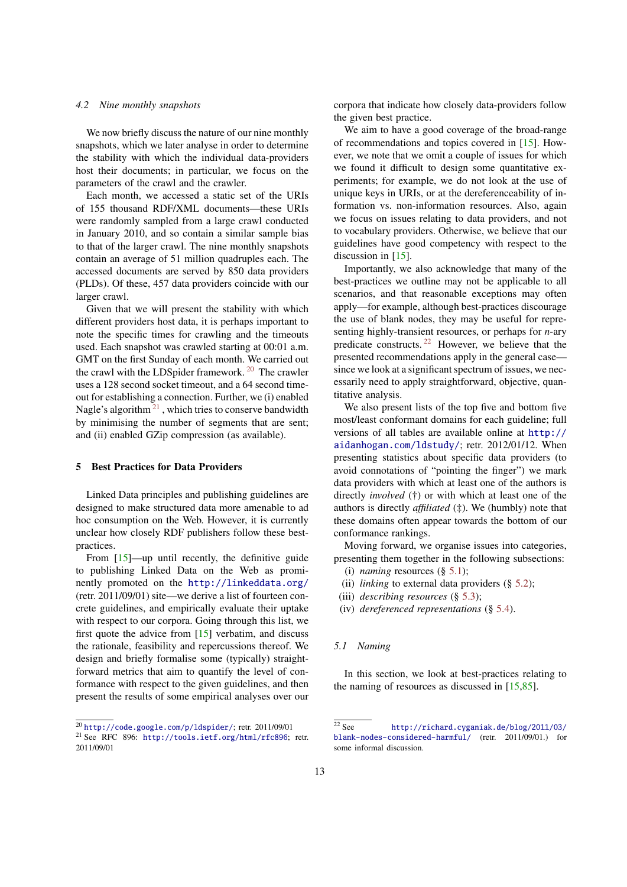### 4.2 Nine monthly snapshots

We now briefly discuss the nature of our nine monthly snapshots, which we later analyse in order to determine the stability with which the individual data-providers host their documents; in particular, we focus on the parameters of the crawl and the crawler.

Each month, we accessed a static set of the URIs of 155 thousand RDF/XML documents—these URIs were randomly sampled from a large crawl conducted in January 2010, and so contain a similar sample bias to that of the larger crawl. The nine monthly snapshots contain an average of 51 million quadruples each. The accessed documents are served by 850 data providers (PLDs). Of these, 457 data providers coincide with our larger crawl.

Given that we will present the stability with which different providers host data, it is perhaps important to note the specific times for crawling and the timeouts used. Each snapshot was crawled starting at 00:01 a.m. GMT on the first Sunday of each month. We carried out the crawl with the LDSpider framework. [20] The crawler uses a 128 second socket timeout, and a 64 second timeout for establishing a connection. Further, we (i) enabled Nagle's algorithm [21], which tries to conserve bandwidth by minimising the number of segments that are sent; and (ii) enabled GZip compression (as available).

[20] http://code.google.com/p/ldspider/; retr. 2011/09/01

[21] See RFC 896: http://tools.ietf.org/html/rfc896; retr. 2011/09/01

## 5 Best Practices for Data Providers

Linked Data principles and publishing guidelines are designed to make structured data more amenable to ad hoc consumption on the Web. However, it is currently unclear how closely RDF publishers follow these best-practices.

From [15]—up until recently, the definitive guide to publishing Linked Data on the Web as prominently promoted on the http://linkeddata.org/ (retr. 2011/09/01) site—we derive a list of fourteen concrete guidelines, and empirically evaluate their uptake with respect to our corpora. Going through this list, we first quote the advice from [15] verbatim, and discuss the rationale, feasibility and repercussions thereof. We design and briefly formalise some (typically) straightforward metrics that aim to quantify the level of conformance with respect to the given guidelines, and then present the results of some empirical analyses over our corpora that indicate how closely data-providers follow the given best practice.

We aim to have a good coverage of the broad-range of recommendations and topics covered in [15]. However, we note that we omit a couple of issues for which we found it difficult to design some quantitative experiments; for example, we do not look at the use of unique keys in URIs, or at the dereferenceability of information vs. non-information resources. Also, again we focus on issues relating to data providers, and not to vocabulary providers. Otherwise, we believe that our guidelines have good competency with respect to the discussion in [15].

Importantly, we also acknowledge that many of the best-practices we outline may not be applicable to all scenarios, and that reasonable exceptions may often apply—for example, although best-practices discourage the use of blank nodes, they may be useful for representing highly-transient resources, or perhaps for *n*-ary predicate constructs. [22] However, we believe that the presented recommendations apply in the general case—since we look at a significant spectrum of issues, we necessarily need to apply straightforward, objective, quantitative analysis.

We also present lists of the top five and bottom five most/least conformant domains for each guideline; full versions of all tables are available online at http://aidanhogan.com/ldstudy/; retr. 2012/01/12. When presenting statistics about specific data providers (to avoid connotations of "pointing the finger") we mark data providers with which at least one of the authors is directly *involved* (†) or with which at least one of the authors is directly *affiliated* (‡). We (humbly) note that these domains often appear towards the bottom of our conformance rankings.

Moving forward, we organise issues into categories, presenting them together in the following subsections:

(i) *naming* resources (§ 5.1);
(ii) *linking* to external data providers (§ 5.2);
(iii) *describing resources* (§ 5.3);
(iv) *dereferenced representations* (§ 5.4).

### 5.1 Naming

In this section, we look at best-practices relating to the naming of resources as discussed in [15,85].

[22] See http://richard.cyganiak.de/blog/2011/03/blank-nodes-considered-harmful/ (retr. 2011/09/01.) for some informal discussion.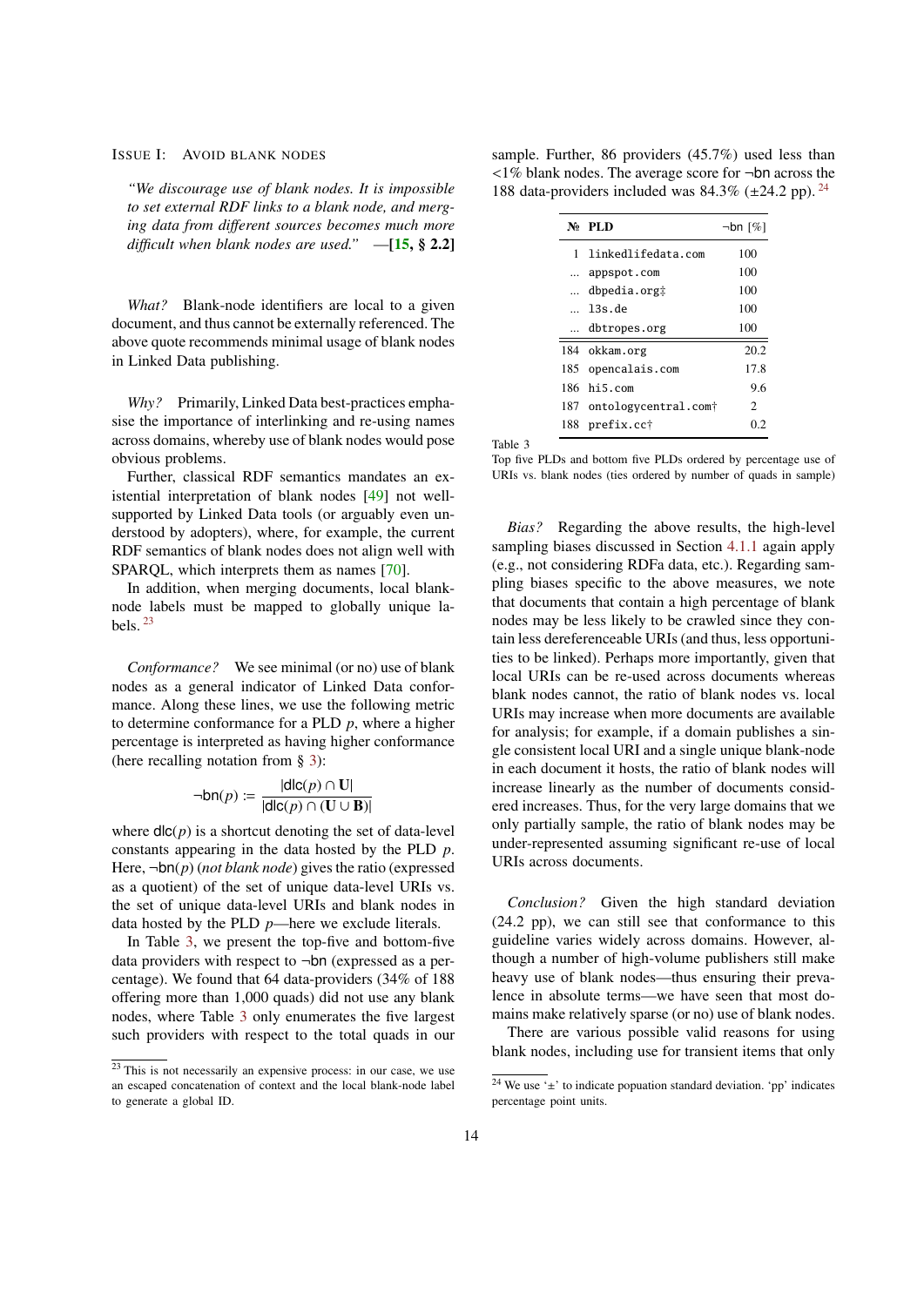### Issue I: Avoid blank nodes

*"We discourage use of blank nodes. It is impossible to set external RDF links to a blank node, and merging data from different sources becomes much more difficult when blank nodes are used."* —**[15, § 2.2]**

*What?* Blank-node identifiers are local to a given document, and thus cannot be externally referenced. The above quote recommends minimal usage of blank nodes in Linked Data publishing.

*Why?* Primarily, Linked Data best-practices emphasise the importance of interlinking and re-using names across domains, whereby use of blank nodes would pose obvious problems.

Further, classical RDF semantics mandates an existential interpretation of blank nodes [49] not well-supported by Linked Data tools (or arguably even understood by adopters), where, for example, the current RDF semantics of blank nodes does not align well with SPARQL, which interprets them as names [70].

In addition, when merging documents, local blank-node labels must be mapped to globally unique labels. [23]

*Conformance?* We see minimal (or no) use of blank nodes as a general indicator of Linked Data conformance. Along these lines, we use the following metric to determine conformance for a PLD $p$, where a higher percentage is interpreted as having higher conformance (here recalling notation from § 3):

$$\neg\mathsf{bn}(p) := \frac{|\mathsf{dlc}(p) \cap \mathbf{U}|}{|\mathsf{dlc}(p) \cap (\mathbf{U} \cup \mathbf{B})|}$$

where $\mathsf{dlc}(p)$ is a shortcut denoting the set of data-level constants appearing in the data hosted by the PLD $p$. Here, $\neg\mathsf{bn}(p)$ (*not blank node*) gives the ratio (expressed as a quotient) of the set of unique data-level URIs vs. the set of unique data-level URIs and blank nodes in data hosted by the PLD $p$—here we exclude literals.

In Table 3, we present the top-five and bottom-five data providers with respect to $\neg\mathsf{bn}$ (expressed as a percentage). We found that 64 data-providers (34% of 188 offering more than 1,000 quads) did not use any blank nodes, where Table 3 only enumerates the five largest such providers with respect to the total quads in our sample. Further, 86 providers (45.7%) used less than <1% blank nodes. The average score for $\neg\mathsf{bn}$ across the 188 data-providers included was 84.3% (±24.2 pp). [24]

| № | PLD | ¬bn [%] |
|---|---|---|
| 1 | linkedlifedata.com | 100 |
| ... | appspot.com | 100 |
| ... | dbpedia.org‡ | 100 |
| ... | l3s.de | 100 |
| ... | dbtropes.org | 100 |
| 184 | okkam.org | 20.2 |
| 185 | opencalais.com | 17.8 |
| 186 | hi5.com | 9.6 |
| 187 | ontologycentral.com† | 2 |
| 188 | prefix.cc† | 0.2 |

Table 3
Top five PLDs and bottom five PLDs ordered by percentage use of URIs vs. blank nodes (ties ordered by number of quads in sample)

*Bias?* Regarding the above results, the high-level sampling biases discussed in Section 4.1.1 again apply (e.g., not considering RDFa data, etc.). Regarding sampling biases specific to the above measures, we note that documents that contain a high percentage of blank nodes may be less likely to be crawled since they contain less dereferenceable URIs (and thus, less opportunities to be linked). Perhaps more importantly, given that local URIs can be re-used across documents whereas blank nodes cannot, the ratio of blank nodes vs. local URIs may increase when more documents are available for analysis; for example, if a domain publishes a single consistent local URI and a single unique blank-node in each document it hosts, the ratio of blank nodes will increase linearly as the number of documents considered increases. Thus, for the very large domains that we only partially sample, the ratio of blank nodes may be under-represented assuming significant re-use of local URIs across documents.

*Conclusion?* Given the high standard deviation (24.2 pp), we can still see that conformance to this guideline varies widely across domains. However, although a number of high-volume publishers still make heavy use of blank nodes—thus ensuring their prevalence in absolute terms—we have seen that most domains make relatively sparse (or no) use of blank nodes.

There are various possible valid reasons for using blank nodes, including use for transient items that only

---

[23] This is not necessarily an expensive process: in our case, we use an escaped concatenation of context and the local blank-node label to generate a global ID.

[24] We use '±' to indicate popuation standard deviation. 'pp' indicates percentage point units.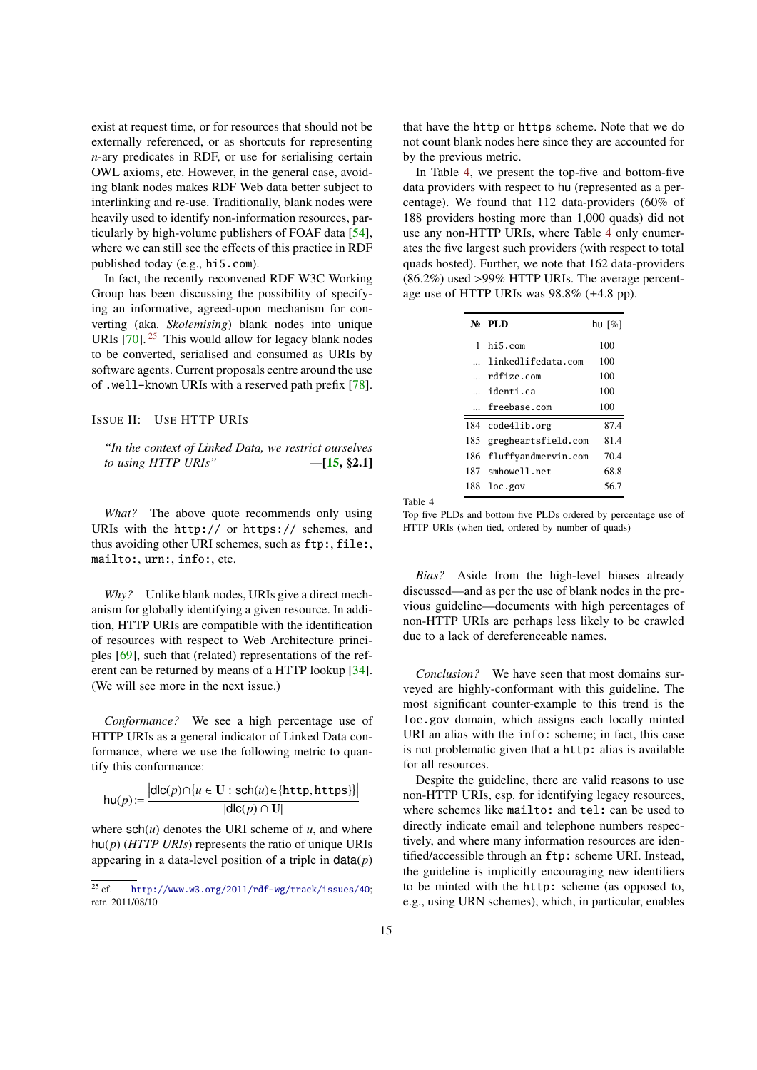exist at request time, or for resources that should not be externally referenced, or as shortcuts for representing *n*-ary predicates in RDF, or use for serialising certain OWL axioms, etc. However, in the general case, avoiding blank nodes makes RDF Web data better subject to interlinking and re-use. Traditionally, blank nodes were heavily used to identify non-information resources, particularly by high-volume publishers of FOAF data [54], where we can still see the effects of this practice in RDF published today (e.g., `hi5.com`).

In fact, the recently reconvened RDF W3C Working Group has been discussing the possibility of specifying an informative, agreed-upon mechanism for converting (aka. *Skolemising*) blank nodes into unique URIs [70].[25] This would allow for legacy blank nodes to be converted, serialised and consumed as URIs by software agents. Current proposals centre around the use of `.well-known` URIs with a reserved path prefix [78].

## Issue II: Use HTTP URIs

> *"In the context of Linked Data, we restrict ourselves to using HTTP URIs"* —**[15, §2.1]**

*What?* The above quote recommends only using URIs with the `http://` or `https://` schemes, and thus avoiding other URI schemes, such as `ftp:`, `file:`, `mailto:`, `urn:`, `info:`, etc.

*Why?* Unlike blank nodes, URIs give a direct mechanism for globally identifying a given resource. In addition, HTTP URIs are compatible with the identification of resources with respect to Web Architecture principles [69], such that (related) representations of the referent can be returned by means of a HTTP lookup [34]. (We will see more in the next issue.)

*Conformance?* We see a high percentage use of HTTP URIs as a general indicator of Linked Data conformance, where we use the following metric to quantify this conformance:

$$\mathsf{hu}(p) := \frac{\left|\mathsf{dlc}(p) \cap \{u \in \mathbf{U} : \mathsf{sch}(u) \in \{\texttt{http}, \texttt{https}\}\}\right|}{|\mathsf{dlc}(p) \cap \mathbf{U}|}$$

where $\mathsf{sch}(u)$ denotes the URI scheme of $u$, and where $\mathsf{hu}(p)$ (*HTTP URIs*) represents the ratio of unique URIs appearing in a data-level position of a triple in $\mathsf{data}(p)$ that have the `http` or `https` scheme. Note that we do not count blank nodes here since they are accounted for by the previous metric.

In Table 4, we present the top-five and bottom-five data providers with respect to hu (represented as a percentage). We found that 112 data-providers (60% of 188 providers hosting more than 1,000 quads) did not use any non-HTTP URIs, where Table 4 only enumerates the five largest such providers (with respect to total quads hosted). Further, we note that 162 data-providers (86.2%) used >99% HTTP URIs. The average percentage use of HTTP URIs was 98.8% (±4.8 pp).

| № | PLD | hu [%] |
|---|---|---|
| 1 | hi5.com | 100 |
| ... | linkedlifedata.com | 100 |
| ... | rdfize.com | 100 |
| ... | identi.ca | 100 |
| ... | freebase.com | 100 |
| 184 | code4lib.org | 87.4 |
| 185 | gregheartsfield.com | 81.4 |
| 186 | fluffyandmervin.com | 70.4 |
| 187 | smhowell.net | 68.8 |
| 188 | loc.gov | 56.7 |

Table 4
Top five PLDs and bottom five PLDs ordered by percentage use of HTTP URIs (when tied, ordered by number of quads)

*Bias?* Aside from the high-level biases already discussed—and as per the use of blank nodes in the previous guideline—documents with high percentages of non-HTTP URIs are perhaps less likely to be crawled due to a lack of dereferenceable names.

*Conclusion?* We have seen that most domains surveyed are highly-conformant with this guideline. The most significant counter-example to this trend is the `loc.gov` domain, which assigns each locally minted URI an alias with the `info:` scheme; in fact, this case is not problematic given that a `http:` alias is available for all resources.

Despite the guideline, there are valid reasons to use non-HTTP URIs, esp. for identifying legacy resources, where schemes like `mailto:` and `tel:` can be used to directly indicate email and telephone numbers respectively, and where many information resources are identified/accessible through an `ftp:` scheme URI. Instead, the guideline is implicitly encouraging new identifiers to be minted with the `http:` scheme (as opposed to, e.g., using URN schemes), which, in particular, enables

[25] cf. http://www.w3.org/2011/rdf-wg/track/issues/40; retr. 2011/08/10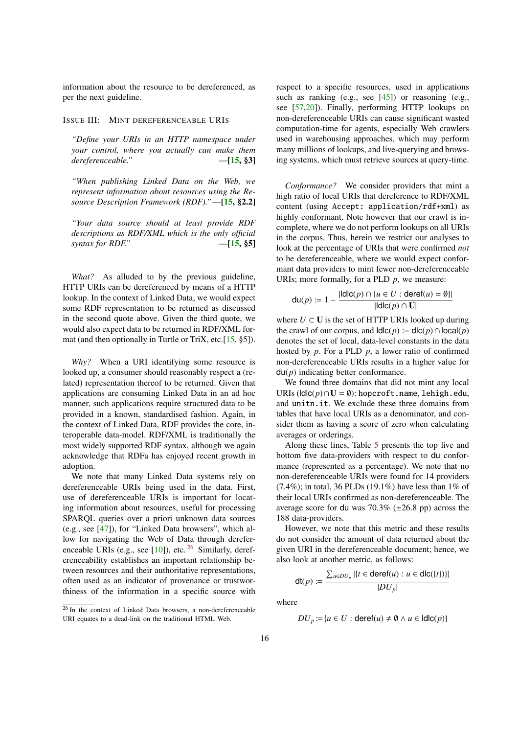information about the resource to be dereferenced, as per the next guideline.

### Issue III: Mint dereferenceable URIs

> *"Define your URIs in an HTTP namespace under your control, where you actually can make them dereferenceable."* —**[15, §3]**

> *"When publishing Linked Data on the Web, we represent information about resources using the Resource Description Framework (RDF)."* —**[15, §2.2]**

> *"Your data source should at least provide RDF descriptions as RDF/XML which is the only official syntax for RDF."* —**[15, §5]**

*What?* As alluded to by the previous guideline, HTTP URIs can be dereferenced by means of a HTTP lookup. In the context of Linked Data, we would expect some RDF representation to be returned as discussed in the second quote above. Given the third quote, we would also expect data to be returned in RDF/XML format (and then optionally in Turtle or TriX, etc.[15, §5]).

*Why?* When a URI identifying some resource is looked up, a consumer should reasonably respect a (related) representation thereof to be returned. Given that applications are consuming Linked Data in an ad hoc manner, such applications require structured data to be provided in a known, standardised fashion. Again, in the context of Linked Data, RDF provides the core, interoperable data-model. RDF/XML is traditionally the most widely supported RDF syntax, although we again acknowledge that RDFa has enjoyed recent growth in adoption.

We note that many Linked Data systems rely on dereferenceable URIs being used in the data. First, use of dereferenceable URIs is important for locating information about resources, useful for processing SPARQL queries over a priori unknown data sources (e.g., see [47]), for "Linked Data browsers", which allow for navigating the Web of Data through dereferenceable URIs (e.g., see [10]), etc. [26] Similarly, dereferenceability establishes an important relationship between resources and their authoritative representations, often used as an indicator of provenance or trustworthiness of the information in a specific source with respect to a specific resources, used in applications such as ranking (e.g., see [45]) or reasoning (e.g., see [57,20]). Finally, performing HTTP lookups on non-dereferenceable URIs can cause significant wasted computation-time for agents, especially Web crawlers used in warehousing approaches, which may perform many millions of lookups, and live-querying and browsing systems, which must retrieve sources at query-time.

*Conformance?* We consider providers that mint a high ratio of local URIs that dereference to RDF/XML content (using `Accept: application/rdf+xml`) as highly conformant. Note however that our crawl is incomplete, where we do not perform lookups on all URIs in the corpus. Thus, herein we restrict our analyses to look at the percentage of URIs that were confirmed *not* to be dereferenceable, where we would expect conformant data providers to mint fewer non-dereferenceable URIs; more formally, for a PLD $p$, we measure:

$$\mathsf{du}(p) := 1 - \frac{|\mathsf{ldlc}(p) \cap \{u \in U : \mathsf{deref}(u) = \emptyset\}|}{|\mathsf{ldlc}(p) \cap \mathbf{U}|}$$

where $U \subset \mathbf{U}$ is the set of HTTP URIs looked up during the crawl of our corpus, and $\mathsf{ldlc}(p) := \mathsf{dlc}(p) \cap \mathsf{local}(p)$ denotes the set of local, data-level constants in the data hosted by $p$. For a PLD $p$, a lower ratio of confirmed non-dereferenceable URIs results in a higher value for $\mathsf{du}(p)$ indicating better conformance.

We found three domains that did not mint any local URIs ($\mathsf{ldlc}(p) \cap \mathbf{U} = \emptyset$): `hopcroft.name`, `lehigh.edu`, and `unitn.it`. We exclude these three domains from tables that have local URIs as a denominator, and consider them as having a score of zero when calculating averages or orderings.

Along these lines, Table 5 presents the top five and bottom five data-providers with respect to du conformance (represented as a percentage). We note that no non-dereferenceable URIs were found for 14 providers (7.4%); in total, 36 PLDs (19.1%) have less than 1% of their local URIs confirmed as non-dereferenceable. The average score for du was 70.3% (±26.8 pp) across the 188 data-providers.

However, we note that this metric and these results do not consider the amount of data returned about the given URI in the dereferenceable document; hence, we also look at another metric, as follows:

$$\mathsf{dt}(p) := \frac{\sum_{u \in DU_p} |\{t \in \mathsf{deref}(u) : u \in \mathsf{dlc}(\{t\})\}|}{|DU_p|}$$

where

$$DU_p := \{u \in U : \mathsf{deref}(u) \neq \emptyset \wedge u \in \mathsf{ldlc}(p)\}$$

[26] In the context of Linked Data browsers, a non-dereferenceable URI equates to a dead-link on the traditional HTML Web.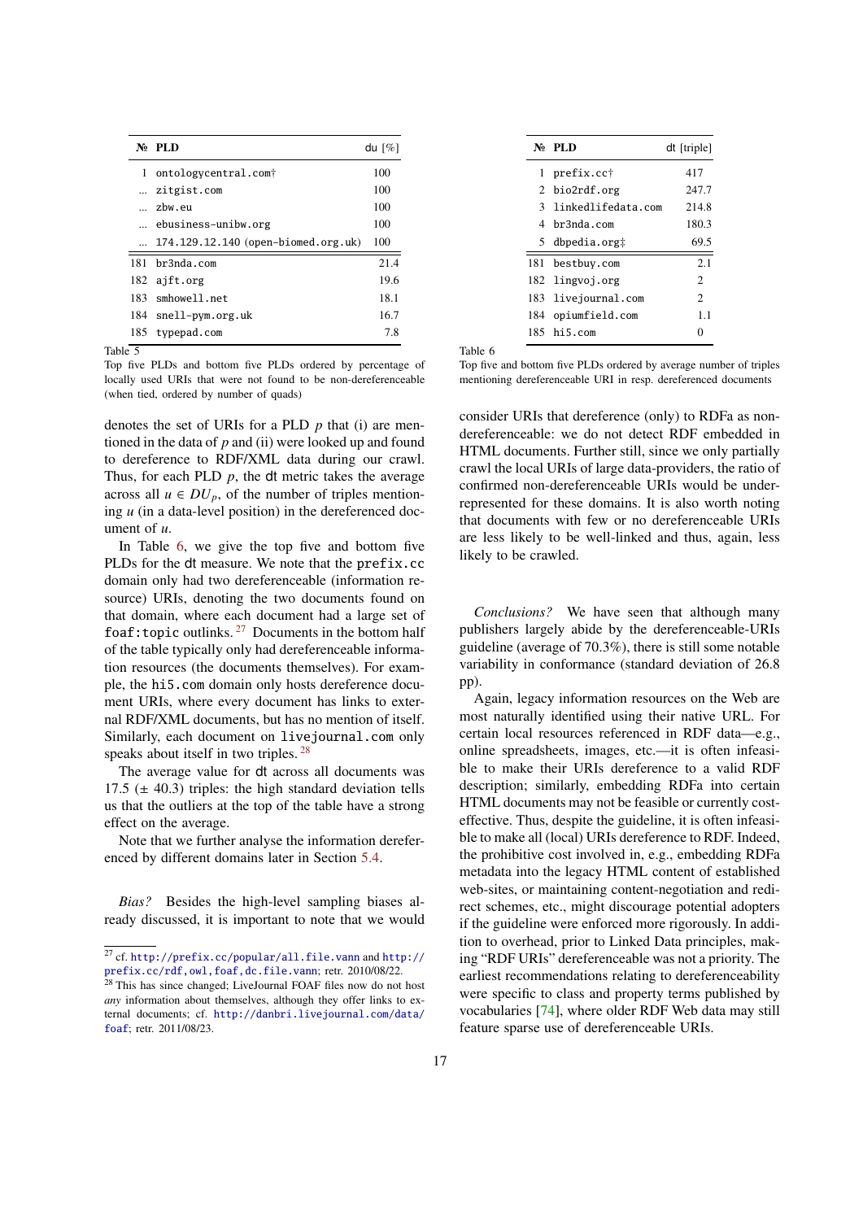| № | PLD | du [%] |
|---|---|---|
| 1 | ontologycentral.com† | 100 |
| ... | zitgist.com | 100 |
| ... | zbw.eu | 100 |
| ... | ebusiness-unibw.org | 100 |
| ... | 174.129.12.140 (open-biomed.org.uk) | 100 |
| 181 | br3nda.com | 21.4 |
| 182 | ajft.org | 19.6 |
| 183 | smhowell.net | 18.1 |
| 184 | snell-pym.org.uk | 16.7 |
| 185 | typepad.com | 7.8 |

Table 5
Top five PLDs and bottom five PLDs ordered by percentage of locally used URIs that were not found to be non-dereferenceable (when tied, ordered by number of quads)

denotes the set of URIs for a PLD $p$ that (i) are mentioned in the data of $p$ and (ii) were looked up and found to dereference to RDF/XML data during our crawl. Thus, for each PLD $p$, the dt metric takes the average across all $u \in DU_p$, of the number of triples mentioning $u$ (in a data-level position) in the dereferenced document of $u$.

In Table 6, we give the top five and bottom five PLDs for the dt measure. We note that the prefix.cc domain only had two dereferenceable (information resource) URIs, denoting the two documents found on that domain, where each document had a large set of foaf:topic outlinks.[27] Documents in the bottom half of the table typically only had dereferenceable information resources (the documents themselves). For example, the hi5.com domain only hosts dereference document URIs, where every document has links to external RDF/XML documents, but has no mention of itself. Similarly, each document on livejournal.com only speaks about itself in two triples.[28]

The average value for dt across all documents was 17.5 ($\pm$ 40.3) triples: the high standard deviation tells us that the outliers at the top of the table have a strong effect on the average.

Note that we further analyse the information dereferenced by different domains later in Section 5.4.

*Bias?* Besides the high-level sampling biases already discussed, it is important to note that we would consider URIs that dereference (only) to RDFa as non-dereferenceable: we do not detect RDF embedded in HTML documents. Further still, since we only partially crawl the local URIs of large data-providers, the ratio of confirmed non-dereferenceable URIs would be under-represented for these domains. It is also worth noting that documents with few or no dereferenceable URIs are less likely to be well-linked and thus, again, less likely to be crawled.

| № | PLD | dt [triple] |
|---|---|---|
| 1 | prefix.cc† | 417 |
| 2 | bio2rdf.org | 247.7 |
| 3 | linkedlifedata.com | 214.8 |
| 4 | br3nda.com | 180.3 |
| 5 | dbpedia.org‡ | 69.5 |
| 181 | bestbuy.com | 2.1 |
| 182 | lingvoj.org | 2 |
| 183 | livejournal.com | 2 |
| 184 | opiumfield.com | 1.1 |
| 185 | hi5.com | 0 |

Table 6
Top five and bottom five PLDs ordered by average number of triples mentioning dereferenceable URI in resp. dereferenced documents

*Conclusions?* We have seen that although many publishers largely abide by the dereferenceable-URIs guideline (average of 70.3%), there is still some notable variability in conformance (standard deviation of 26.8 pp).

Again, legacy information resources on the Web are most naturally identified using their native URL. For certain local resources referenced in RDF data—e.g., online spreadsheets, images, etc.—it is often infeasible to make their URIs dereference to a valid RDF description; similarly, embedding RDFa into certain HTML documents may not be feasible or currently cost-effective. Thus, despite the guideline, it is often infeasible to make all (local) URIs dereference to RDF. Indeed, the prohibitive cost involved in, e.g., embedding RDFa metadata into the legacy HTML content of established web-sites, or maintaining content-negotiation and redirect schemes, etc., might discourage potential adopters if the guideline were enforced more rigorously. In addition to overhead, prior to Linked Data principles, making "RDF URIs" dereferenceable was not a priority. The earliest recommendations relating to dereferenceability were specific to class and property terms published by vocabularies [74], where older RDF Web data may still feature sparse use of dereferenceable URIs.

[27] cf. http://prefix.cc/popular/all.file.vann and http://prefix.cc/rdf,owl,foaf,dc.file.vann; retr. 2010/08/22.

[28] This has since changed; LiveJournal FOAF files now do not host *any* information about themselves, although they offer links to external documents; cf. http://danbri.livejournal.com/data/foaf; retr. 2011/08/23.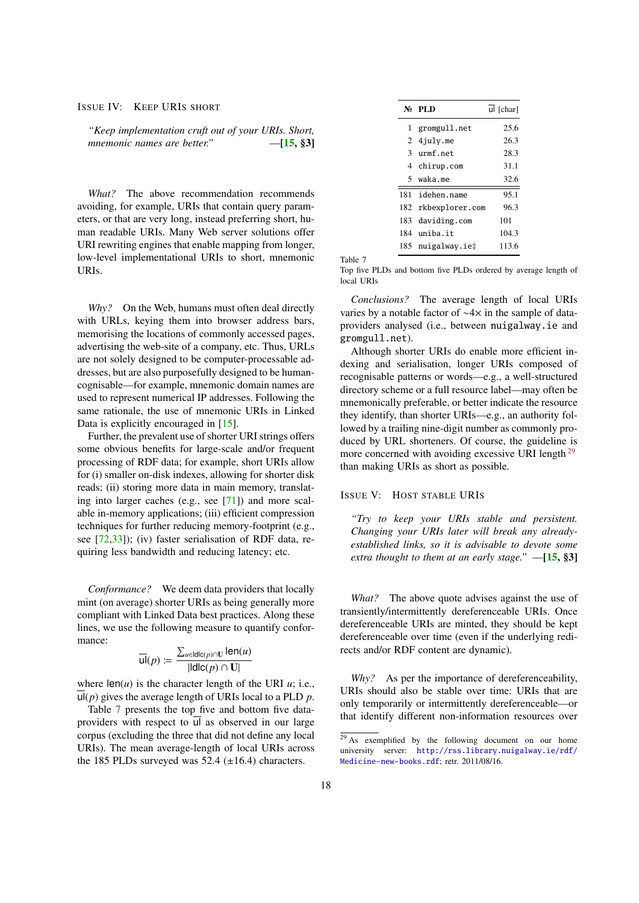### Issue IV: Keep URIs short

*"Keep implementation cruft out of your URIs. Short, mnemonic names are better."* —[15, §3]

*What?* The above recommendation recommends avoiding, for example, URIs that contain query parameters, or that are very long, instead preferring short, human readable URIs. Many Web server solutions offer URI rewriting engines that enable mapping from longer, low-level implementational URIs to short, mnemonic URIs.

*Why?* On the Web, humans must often deal directly with URLs, keying them into browser address bars, memorising the locations of commonly accessed pages, advertising the web-site of a company, etc. Thus, URLs are not solely designed to be computer-processable addresses, but are also purposefully designed to be human-cognisable—for example, mnemonic domain names are used to represent numerical IP addresses. Following the same rationale, the use of mnemonic URIs in Linked Data is explicitly encouraged in [15].

Further, the prevalent use of shorter URI strings offers some obvious benefits for large-scale and/or frequent processing of RDF data; for example, short URIs allow for (i) smaller on-disk indexes, allowing for shorter disk reads; (ii) storing more data in main memory, translating into larger caches (e.g., see [71]) and more scalable in-memory applications; (iii) efficient compression techniques for further reducing memory-footprint (e.g., see [72,33]); (iv) faster serialisation of RDF data, requiring less bandwidth and reducing latency; etc.

*Conformance?* We deem data providers that locally mint (on average) shorter URIs as being generally more compliant with Linked Data best practices. Along these lines, we use the following measure to quantify conformance:

$$\overline{\mathsf{ul}}(p) := \frac{\sum_{u \in \mathsf{ldlc}(p) \cap \mathbf{U}} \mathsf{len}(u)}{|\mathsf{ldlc}(p) \cap \mathbf{U}|}$$

where $\mathsf{len}(u)$ is the character length of the URI $u$; i.e., $\overline{\mathsf{ul}}(p)$ gives the average length of URIs local to a PLD $p$.

Table 7 presents the top five and bottom five data-providers with respect to $\overline{\mathsf{ul}}$ as observed in our large corpus (excluding the three that did not define any local URIs). The mean average-length of local URIs across the 185 PLDs surveyed was 52.4 (±16.4) characters.

| № | PLD | $\overline{\mathsf{ul}}$ [char] |
|---|---|---|
| 1 | gromgull.net | 25.6 |
| 2 | 4july.me | 26.3 |
| 3 | urmf.net | 28.3 |
| 4 | chirup.com | 31.1 |
| 5 | waka.me | 32.6 |
| 181 | idehen.name | 95.1 |
| 182 | rkbexplorer.com | 96.3 |
| 183 | daviding.com | 101 |
| 184 | uniba.it | 104.3 |
| 185 | nuigalway.ie‡ | 113.6 |

Table 7
Top five PLDs and bottom five PLDs ordered by average length of local URIs

*Conclusions?* The average length of local URIs varies by a notable factor of ~4× in the sample of data-providers analysed (i.e., between nuigalway.ie and gromgull.net).

Although shorter URIs do enable more efficient indexing and serialisation, longer URIs composed of recognisable patterns or words—e.g., a well-structured directory scheme or a full resource label—may often be mnemonically preferable, or better indicate the resource they identify, than shorter URIs—e.g., an authority followed by a trailing nine-digit number as commonly produced by URL shorteners. Of course, the guideline is more concerned with avoiding excessive URI length [29] than making URIs as short as possible.

### Issue V: Host stable URIs

*"Try to keep your URIs stable and persistent. Changing your URIs later will break any already-established links, so it is advisable to devote some extra thought to them at an early stage."* —[15, §3]

*What?* The above quote advises against the use of transiently/intermittently dereferenceable URIs. Once dereferenceable URIs are minted, they should be kept dereferenceable over time (even if the underlying redirects and/or RDF content are dynamic).

*Why?* As per the importance of dereferenceability, URIs should also be stable over time: URIs that are only temporarily or intermittently dereferenceable—or that identify different non-information resources over

[29] As exemplified by the following document on our home university server: http://rss.library.nuigalway.ie/rdf/Medicine-new-books.rdf; retr. 2011/08/16.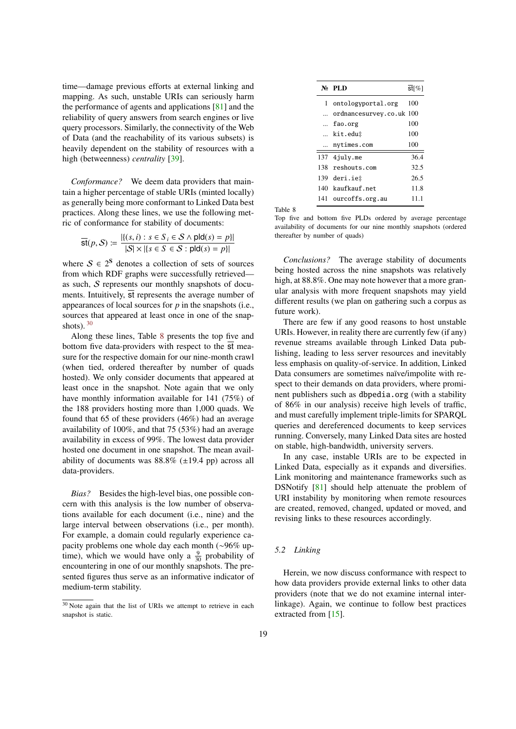time—damage previous efforts at external linking and mapping. As such, unstable URIs can seriously harm the performance of agents and applications [81] and the reliability of query answers from search engines or live query processors. Similarly, the connectivity of the Web of Data (and the reachability of its various subsets) is heavily dependent on the stability of resources with a high (betweenness) *centrality* [39].

*Conformance?* We deem data providers that maintain a higher percentage of stable URIs (minted locally) as generally being more conformant to Linked Data best practices. Along these lines, we use the following metric of conformance for stability of documents:

$$\overline{\mathsf{st}}(p, \mathcal{S}) := \frac{|\{(s, i) : s \in S_i \in \mathcal{S} \wedge \mathsf{pld}(s) = p\}|}{|\mathcal{S}| \times |\{s \in S \in \mathcal{S} : \mathsf{pld}(s) = p\}|}$$

where $\mathcal{S} \in 2^{\mathbf{S}}$ denotes a collection of sets of sources from which RDF graphs were successfully retrieved—as such, $\mathcal{S}$ represents our monthly snapshots of documents. Intuitively, $\overline{\mathsf{st}}$ represents the average number of appearances of local sources for $p$ in the snapshots (i.e., sources that appeared at least once in one of the snapshots). [30]

Along these lines, Table 8 presents the top five and bottom five data-providers with respect to the $\overline{\mathsf{st}}$ measure for the respective domain for our nine-month crawl (when tied, ordered thereafter by number of quads hosted). We only consider documents that appeared at least once in the snapshot. Note again that we only have monthly information available for 141 (75%) of the 188 providers hosting more than 1,000 quads. We found that 65 of these providers (46%) had an average availability of 100%, and that 75 (53%) had an average availability in excess of 99%. The lowest data provider hosted one document in one snapshot. The mean availability of documents was 88.8% (±19.4 pp) across all data-providers.

*Bias?* Besides the high-level bias, one possible concern with this analysis is the low number of observations available for each document (i.e., nine) and the large interval between observations (i.e., per month). For example, a domain could regularly experience capacity problems one whole day each month (~96% uptime), which we would have only a $\frac{9}{30}$ probability of encountering in one of our monthly snapshots. The presented figures thus serve as an informative indicator of medium-term stability.

[30] Note again that the list of URIs we attempt to retrieve in each snapshot is static.

| № | PLD | $\overline{\mathsf{st}}$[%] |
|---|---|---|
| 1 | ontologyportal.org | 100 |
| ... | ordnancesurvey.co.uk | 100 |
| ... | fao.org | 100 |
| ... | kit.edu‡ | 100 |
| ... | nytimes.com | 100 |
| 137 | 4july.me | 36.4 |
| 138 | reshouts.com | 32.5 |
| 139 | deri.ie‡ | 26.5 |
| 140 | kaufkauf.net | 11.8 |
| 141 | ourcoffs.org.au | 11.1 |

Table 8
Top five and bottom five PLDs ordered by average percentage availability of documents for our nine monthly snapshots (ordered thereafter by number of quads)

*Conclusions?* The average stability of documents being hosted across the nine snapshots was relatively high, at 88.8%. One may note however that a more granular analysis with more frequent snapshots may yield different results (we plan on gathering such a corpus as future work).

There are few if any good reasons to host unstable URIs. However, in reality there are currently few (if any) revenue streams available through Linked Data publishing, leading to less server resources and inevitably less emphasis on quality-of-service. In addition, Linked Data consumers are sometimes naïve/impolite with respect to their demands on data providers, where prominent publishers such as dbpedia.org (with a stability of 86% in our analysis) receive high levels of traffic, and must carefully implement triple-limits for SPARQL queries and dereferenced documents to keep services running. Conversely, many Linked Data sites are hosted on stable, high-bandwidth, university servers.

In any case, instable URIs are to be expected in Linked Data, especially as it expands and diversifies. Link monitoring and maintenance frameworks such as DSNotify [81] should help attenuate the problem of URI instability by monitoring when remote resources are created, removed, changed, updated or moved, and revising links to these resources accordingly.

### 5.2 Linking

Herein, we now discuss conformance with respect to how data providers provide external links to other data providers (note that we do not examine internal interlinkage). Again, we continue to follow best practices extracted from [15].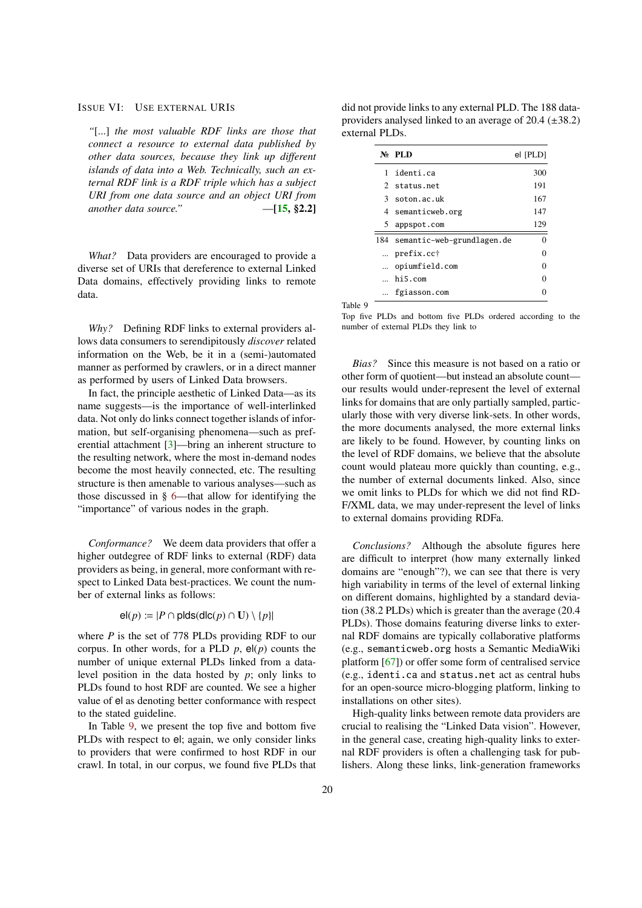## Issue VI: Use external URIs

*"[...] the most valuable RDF links are those that connect a resource to external data published by other data sources, because they link up different islands of data into a Web. Technically, such an external RDF link is a RDF triple which has a subject URI from one data source and an object URI from another data source."* —**[15, §2.2]**

*What?* Data providers are encouraged to provide a diverse set of URIs that dereference to external Linked Data domains, effectively providing links to remote data.

*Why?* Defining RDF links to external providers allows data consumers to serendipitously *discover* related information on the Web, be it in a (semi-)automated manner as performed by crawlers, or in a direct manner as performed by users of Linked Data browsers.

In fact, the principle aesthetic of Linked Data—as its name suggests—is the importance of well-interlinked data. Not only do links connect together islands of information, but self-organising phenomena—such as preferential attachment [3]—bring an inherent structure to the resulting network, where the most in-demand nodes become the most heavily connected, etc. The resulting structure is then amenable to various analyses—such as those discussed in § 6—that allow for identifying the "importance" of various nodes in the graph.

*Conformance?* We deem data providers that offer a higher outdegree of RDF links to external (RDF) data providers as being, in general, more conformant with respect to Linked Data best-practices. We count the number of external links as follows:

$$\mathsf{el}(p) := |P \cap \mathsf{plds}(\mathsf{dlc}(p) \cap \mathbf{U}) \setminus \{p\}|$$

where $P$ is the set of 778 PLDs providing RDF to our corpus. In other words, for a PLD $p$, $\mathsf{el}(p)$ counts the number of unique external PLDs linked from a data-level position in the data hosted by $p$; only links to PLDs found to host RDF are counted. We see a higher value of $\mathsf{el}$ as denoting better conformance with respect to the stated guideline.

In Table 9, we present the top five and bottom five PLDs with respect to $\mathsf{el}$; again, we only consider links to providers that were confirmed to host RDF in our crawl. In total, in our corpus, we found five PLDs that did not provide links to any external PLD. The 188 data-providers analysed linked to an average of 20.4 (±38.2) external PLDs.

| № | PLD | el [PLD] |
|---|---|---|
| 1 | identi.ca | 300 |
| 2 | status.net | 191 |
| 3 | soton.ac.uk | 167 |
| 4 | semanticweb.org | 147 |
| 5 | appspot.com | 129 |
| 184 | semantic-web-grundlagen.de | 0 |
| … | prefix.cc† | 0 |
| … | opiumfield.com | 0 |
| … | hi5.com | 0 |
| … | fgiasson.com | 0 |

Table 9
Top five PLDs and bottom five PLDs ordered according to the number of external PLDs they link to

*Bias?* Since this measure is not based on a ratio or other form of quotient—but instead an absolute count—our results would under-represent the level of external links for domains that are only partially sampled, particularly those with very diverse link-sets. In other words, the more documents analysed, the more external links are likely to be found. However, by counting links on the level of RDF domains, we believe that the absolute count would plateau more quickly than counting, e.g., the number of external documents linked. Also, since we omit links to PLDs for which we did not find RDF/XML data, we may under-represent the level of links to external domains providing RDFa.

*Conclusions?* Although the absolute figures here are difficult to interpret (how many externally linked domains are "enough"?), we can see that there is very high variability in terms of the level of external linking on different domains, highlighted by a standard deviation (38.2 PLDs) which is greater than the average (20.4 PLDs). Those domains featuring diverse links to external RDF domains are typically collaborative platforms (e.g., semanticweb.org hosts a Semantic MediaWiki platform [67]) or offer some form of centralised service (e.g., identi.ca and status.net act as central hubs for an open-source micro-blogging platform, linking to installations on other sites).

High-quality links between remote data providers are crucial to realising the "Linked Data vision". However, in the general case, creating high-quality links to external RDF providers is often a challenging task for publishers. Along these links, link-generation frameworks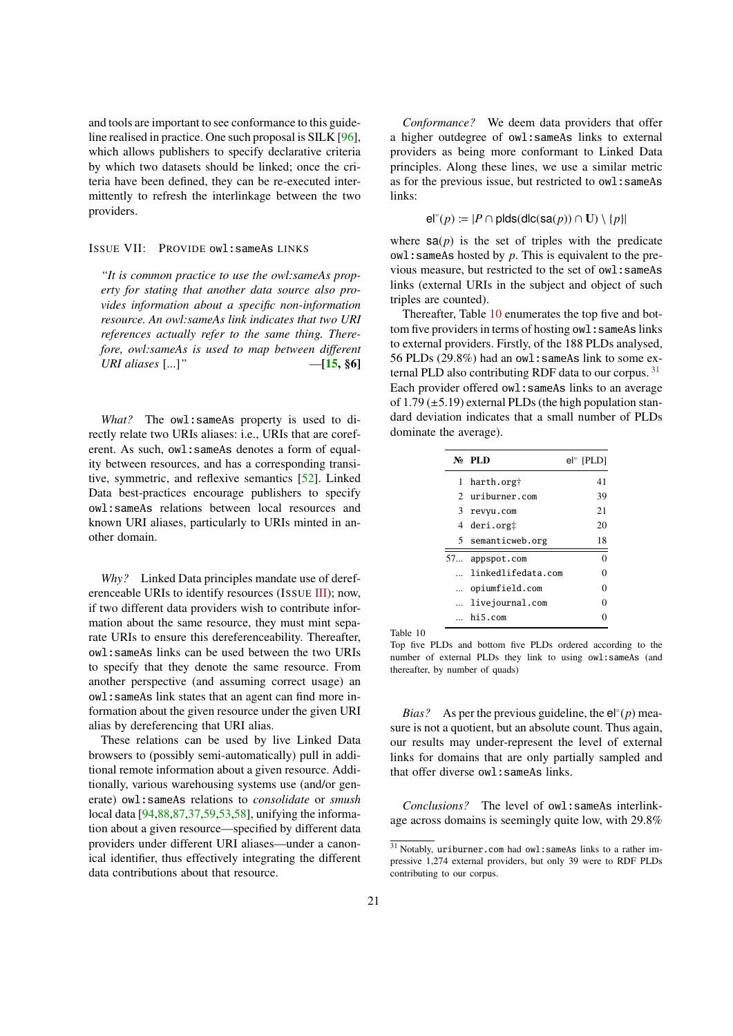and tools are important to see conformance to this guideline realised in practice. One such proposal is SILK [96], which allows publishers to specify declarative criteria by which two datasets should be linked; once the criteria have been defined, they can be re-executed intermittently to refresh the interlinkage between the two providers.

### ISSUE VII: PROVIDE owl:sameAs LINKS

> *"It is common practice to use the owl:sameAs property for stating that another data source also provides information about a specific non-information resource. An owl:sameAs link indicates that two URI references actually refer to the same thing. Therefore, owl:sameAs is used to map between different URI aliases [...]"* —**[15, §6]**

*What?* The `owl:sameAs` property is used to directly relate two URIs aliases: i.e., URIs that are coreferent. As such, `owl:sameAs` denotes a form of equality between resources, and has a corresponding transitive, symmetric, and reflexive semantics [52]. Linked Data best-practices encourage publishers to specify `owl:sameAs` relations between local resources and known URI aliases, particularly to URIs minted in another domain.

*Why?* Linked Data principles mandate use of dereferenceable URIs to identify resources (ISSUE III); now, if two different data providers wish to contribute information about the same resource, they must mint separate URIs to ensure this dereferenceability. Thereafter, `owl:sameAs` links can be used between the two URIs to specify that they denote the same resource. From another perspective (and assuming correct usage) an `owl:sameAs` link states that an agent can find more information about the given resource under the given URI alias by dereferencing that URI alias.

These relations can be used by live Linked Data browsers to (possibly semi-automatically) pull in additional remote information about a given resource. Additionally, various warehousing systems use (and/or generate) `owl:sameAs` relations to *consolidate* or *smush* local data [94,88,87,37,59,53,58], unifying the information about a given resource—specified by different data providers under different URI aliases—under a canonical identifier, thus effectively integrating the different data contributions about that resource.

*Conformance?* We deem data providers that offer a higher outdegree of `owl:sameAs` links to external providers as being more conformant to Linked Data principles. Along these lines, we use a similar metric as for the previous issue, but restricted to `owl:sameAs` links:

$$\mathsf{el}^{=}(p) := |P \cap \mathsf{plds}(\mathsf{dlc}(\mathsf{sa}(p)) \cap \mathbf{U}) \setminus \{p\}|$$

where $\mathsf{sa}(p)$ is the set of triples with the predicate `owl:sameAs` hosted by $p$. This is equivalent to the previous measure, but restricted to the set of `owl:sameAs` links (external URIs in the subject and object of such triples are counted).

Thereafter, Table 10 enumerates the top five and bottom five providers in terms of hosting `owl:sameAs` links to external providers. Firstly, of the 188 PLDs analysed, 56 PLDs (29.8%) had an `owl:sameAs` link to some external PLD also contributing RDF data to our corpus. [31] Each provider offered `owl:sameAs` links to an average of 1.79 (±5.19) external PLDs (the high population standard deviation indicates that a small number of PLDs dominate the average).

| № | PLD | $\mathsf{el}^{=}$ [PLD] |
|---|---|---|
| 1 | harth.org† | 41 |
| 2 | uriburner.com | 39 |
| 3 | revyu.com | 21 |
| 4 | deri.org‡ | 20 |
| 5 | semanticweb.org | 18 |
| 57... | appspot.com | 0 |
| ... | linkedlifedata.com | 0 |
| ... | opiumfield.com | 0 |
| ... | livejournal.com | 0 |
| ... | hi5.com | 0 |

Table 10
Top five PLDs and bottom five PLDs ordered according to the number of external PLDs they link to using `owl:sameAs` (and thereafter, by number of quads)

*Bias?* As per the previous guideline, the $\mathsf{el}^{=}(p)$ measure is not a quotient, but an absolute count. Thus again, our results may under-represent the level of external links for domains that are only partially sampled and that offer diverse `owl:sameAs` links.

*Conclusions?* The level of `owl:sameAs` interlinkage across domains is seemingly quite low, with 29.8%

[31] Notably, uriburner.com had `owl:sameAs` links to a rather impressive 1,274 external providers, but only 39 were to RDF PLDs contributing to our corpus.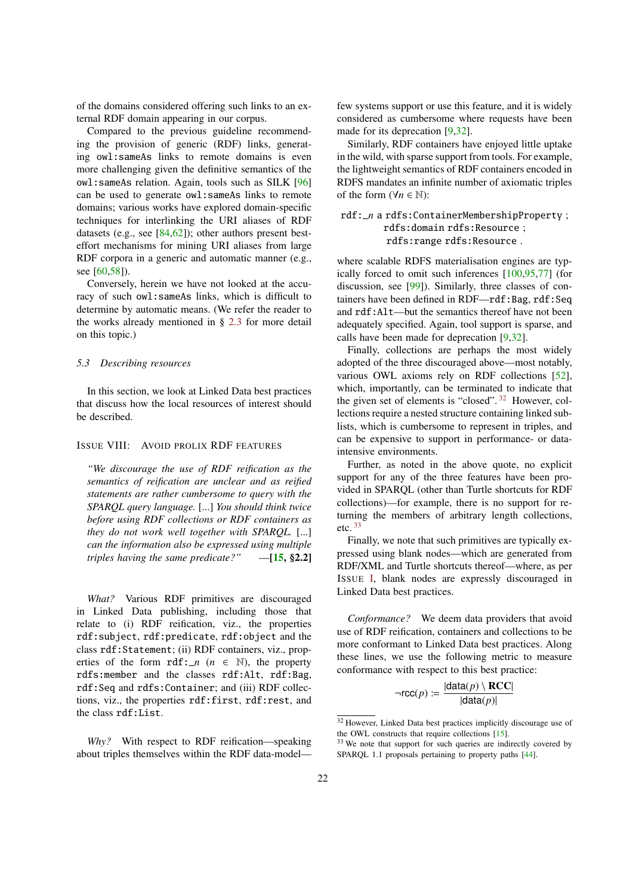of the domains considered offering such links to an external RDF domain appearing in our corpus.

Compared to the previous guideline recommending the provision of generic (RDF) links, generating `owl:sameAs` links to remote domains is even more challenging given the definitive semantics of the `owl:sameAs` relation. Again, tools such as SILK [96] can be used to generate `owl:sameAs` links to remote domains; various works have explored domain-specific techniques for interlinking the URI aliases of RDF datasets (e.g., see [84,62]); other authors present best-effort mechanisms for mining URI aliases from large RDF corpora in a generic and automatic manner (e.g., see [60,58]).

Conversely, herein we have not looked at the accuracy of such `owl:sameAs` links, which is difficult to determine by automatic means. (We refer the reader to the works already mentioned in § 2.3 for more detail on this topic.)

### *5.3 Describing resources*

In this section, we look at Linked Data best practices that discuss how the local resources of interest should be described.

#### Issue VIII: Avoid prolix RDF features

> *"We discourage the use of RDF reification as the semantics of reification are unclear and as reified statements are rather cumbersome to query with the SPARQL query language. [...] You should think twice before using RDF collections or RDF containers as they do not work well together with SPARQL. [...] can the information also be expressed using multiple triples having the same predicate?"* —**[15, §2.2]**

*What?* Various RDF primitives are discouraged in Linked Data publishing, including those that relate to (i) RDF reification, viz., the properties `rdf:subject`, `rdf:predicate`, `rdf:object` and the class `rdf:Statement`; (ii) RDF containers, viz., properties of the form `rdf:_`$n$ ($n \in \mathbb{N}$), the property `rdfs:member` and the classes `rdf:Alt`, `rdf:Bag`, `rdf:Seq` and `rdfs:Container`; and (iii) RDF collections, viz., the properties `rdf:first`, `rdf:rest`, and the class `rdf:List`.

*Why?* With respect to RDF reification—speaking about triples themselves within the RDF data-model—few systems support or use this feature, and it is widely considered as cumbersome where requests have been made for its deprecation [9,32].

Similarly, RDF containers have enjoyed little uptake in the wild, with sparse support from tools. For example, the lightweight semantics of RDF containers encoded in RDFS mandates an infinite number of axiomatic triples of the form ($\forall n \in \mathbb{N}$):

```
rdf:_n a rdfs:ContainerMembershipProperty ;
       rdfs:domain rdfs:Resource ;
       rdfs:range rdfs:Resource .
```

where scalable RDFS materialisation engines are typically forced to omit such inferences [100,95,77] (for discussion, see [99]). Similarly, three classes of containers have been defined in RDF—`rdf:Bag`, `rdf:Seq` and `rdf:Alt`—but the semantics thereof have not been adequately specified. Again, tool support is sparse, and calls have been made for deprecation [9,32].

Finally, collections are perhaps the most widely adopted of the three discouraged above—most notably, various OWL axioms rely on RDF collections [52], which, interestingly, can be terminated to indicate that the given set of elements is "closed".[32] However, collections require a nested structure containing linked sub-lists, which is cumbersome to represent in triples, and can be expensive to support in performance- or data-intensive environments.

Further, as noted in the above quote, no explicit support for any of the three features have been provided in SPARQL (other than Turtle shortcuts for RDF collections)—for example, there is no support for returning the members of arbitrary length collections, etc.[33]

Finally, we note that such primitives are typically expressed using blank nodes—which are generated from RDF/XML and Turtle shortcuts thereof—where, as per Issue I, blank nodes are expressly discouraged in Linked Data best practices.

*Conformance?* We deem data providers that avoid use of RDF reification, containers and collections to be more conformant to Linked Data best practices. Along these lines, we use the following metric to measure conformance with respect to this best practice:

$$\neg\mathsf{rcc}(p) := \frac{|\mathsf{data}(p) \setminus \mathbf{RCC}|}{|\mathsf{data}(p)|}$$

[32] However, Linked Data best practices implicitly discourage use of the OWL constructs that require collections [15].

[33] We note that support for such queries are indirectly covered by SPARQL 1.1 proposals pertaining to property paths [44].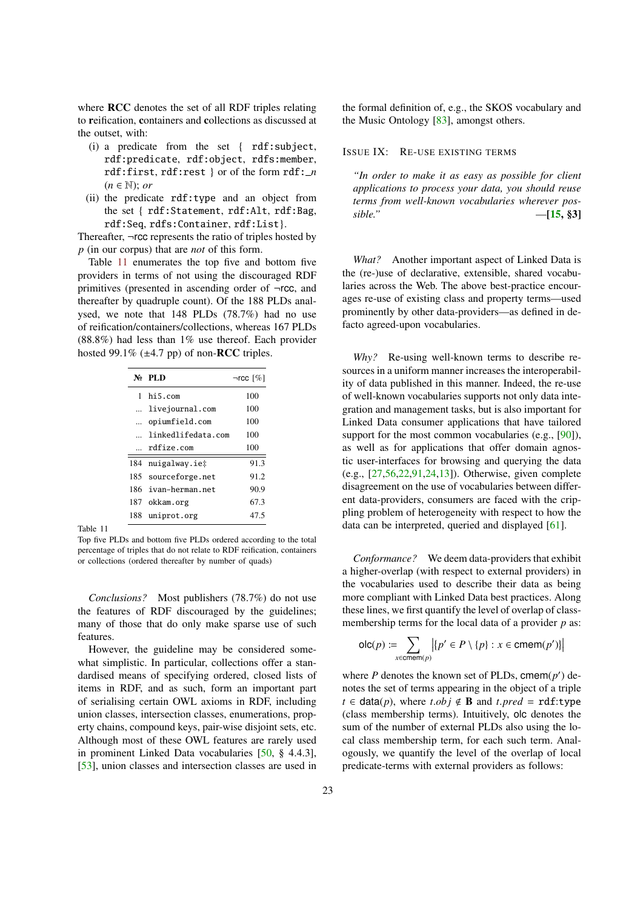where **RCC** denotes the set of all RDF triples relating to **r**eification, **c**ontainers and **c**ollections as discussed at the outset, with:

(i) a predicate from the set { `rdf:subject`, `rdf:predicate`, `rdf:object`, `rdfs:member`, `rdf:first`, `rdf:rest` } or of the form `rdf:_`$n$ ($n \in \mathbb{N}$); *or*

(ii) the predicate `rdf:type` and an object from the set { `rdf:Statement`, `rdf:Alt`, `rdf:Bag`, `rdf:Seq`, `rdfs:Container`, `rdf:List`}.

Thereafter, ¬rcc represents the ratio of triples hosted by $p$ (in our corpus) that are *not* of this form.

Table 11 enumerates the top five and bottom five providers in terms of not using the discouraged RDF primitives (presented in ascending order of ¬rcc, and thereafter by quadruple count). Of the 188 PLDs analysed, we note that 148 PLDs (78.7%) had no use of reification/containers/collections, whereas 167 PLDs (88.8%) had less than 1% use thereof. Each provider hosted 99.1% (±4.7 pp) of non-**RCC** triples.

| № | PLD | ¬rcc [%] |
|---|---|---|
| 1 | `hi5.com` | 100 |
| ... | `livejournal.com` | 100 |
| ... | `opiumfield.com` | 100 |
| ... | `linkedlifedata.com` | 100 |
| ... | `rdfize.com` | 100 |
| 184 | `nuigalway.ie`‡ | 91.3 |
| 185 | `sourceforge.net` | 91.2 |
| 186 | `ivan-herman.net` | 90.9 |
| 187 | `okkam.org` | 67.3 |
| 188 | `uniprot.org` | 47.5 |

Table 11
Top five PLDs and bottom five PLDs ordered according to the total percentage of triples that do not relate to RDF reification, containers or collections (ordered thereafter by number of quads)

*Conclusions?* Most publishers (78.7%) do not use the features of RDF discouraged by the guidelines; many of those that do only make sparse use of such features.

However, the guideline may be considered somewhat simplistic. In particular, collections offer a standardised means of specifying ordered, closed lists of items in RDF, and as such, form an important part of serialising certain OWL axioms in RDF, including union classes, intersection classes, enumerations, property chains, compound keys, pair-wise disjoint sets, etc. Although most of these OWL features are rarely used in prominent Linked Data vocabularies [50, § 4.4.3], [53], union classes and intersection classes are used in the formal definition of, e.g., the SKOS vocabulary and the Music Ontology [83], amongst others.

### Issue IX: Re-use existing terms

> *"In order to make it as easy as possible for client applications to process your data, you should reuse terms from well-known vocabularies wherever possible."* —**[15, §3]**

*What?* Another important aspect of Linked Data is the (re-)use of declarative, extensible, shared vocabularies across the Web. The above best-practice encourages re-use of existing class and property terms—used prominently by other data-providers—as defined in de-facto agreed-upon vocabularies.

*Why?* Re-using well-known terms to describe resources in a uniform manner increases the interoperability of data published in this manner. Indeed, the re-use of well-known vocabularies supports not only data integration and management tasks, but is also important for Linked Data consumer applications that have tailored support for the most common vocabularies (e.g., [90]), as well as for applications that offer domain agnostic user-interfaces for browsing and querying the data (e.g., [27,56,22,91,24,13]). Otherwise, given complete disagreement on the use of vocabularies between different data-providers, consumers are faced with the crippling problem of heterogeneity with respect to how the data can be interpreted, queried and displayed [61].

*Conformance?* We deem data-providers that exhibit a higher-overlap (with respect to external providers) in the vocabularies used to describe their data as being more compliant with Linked Data best practices. Along these lines, we first quantify the level of overlap of class-membership terms for the local data of a provider $p$ as:

$$\mathsf{olc}(p) := \sum_{x \in \mathsf{cmem}(p)} \left|\{p' \in P \setminus \{p\} : x \in \mathsf{cmem}(p')\}\right|$$

where $P$ denotes the known set of PLDs, $\mathsf{cmem}(p')$ denotes the set of terms appearing in the object of a triple $t \in \mathsf{data}(p)$, where $t.obj \notin \mathbf{B}$ and $t.pred =$ `rdf:type` (class membership terms). Intuitively, olc denotes the sum of the number of external PLDs also using the local class membership term, for each such term. Analogously, we quantify the level of the overlap of local predicate-terms with external providers as follows: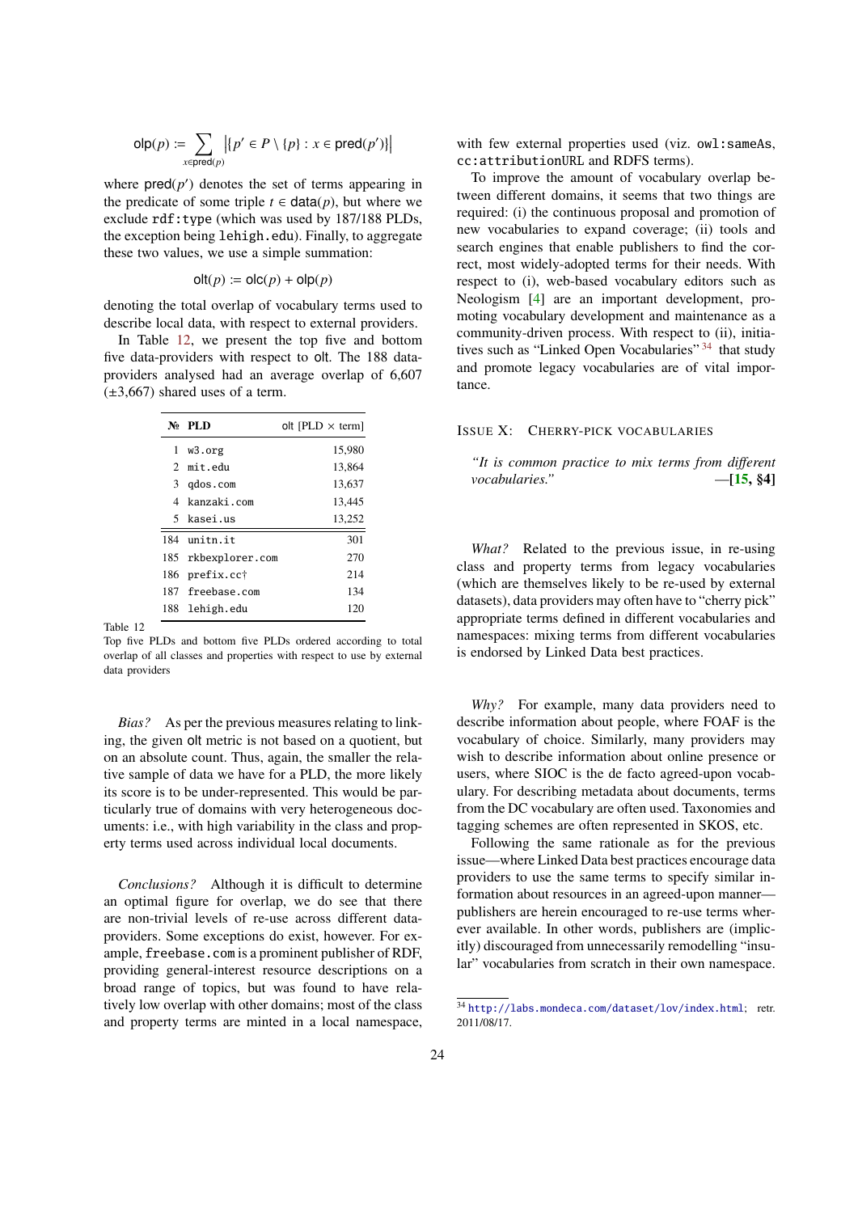$$\mathsf{olp}(p) := \sum_{x \in \mathsf{pred}(p)} \left| \{ p' \in P \setminus \{p\} : x \in \mathsf{pred}(p') \} \right|$$

where $\mathsf{pred}(p')$ denotes the set of terms appearing in the predicate of some triple $t \in \mathsf{data}(p)$, but where we exclude `rdf:type` (which was used by 187/188 PLDs, the exception being `lehigh.edu`). Finally, to aggregate these two values, we use a simple summation:

$$\mathsf{olt}(p) := \mathsf{olc}(p) + \mathsf{olp}(p)$$

denoting the total overlap of vocabulary terms used to describe local data, with respect to external providers.

In Table 12, we present the top five and bottom five data-providers with respect to olt. The 188 data-providers analysed had an average overlap of 6,607 (±3,667) shared uses of a term.

| № | PLD | olt [PLD × term] |
|---|---|---|
| 1 | w3.org | 15,980 |
| 2 | mit.edu | 13,864 |
| 3 | qdos.com | 13,637 |
| 4 | kanzaki.com | 13,445 |
| 5 | kasei.us | 13,252 |
| 184 | unitn.it | 301 |
| 185 | rkbexplorer.com | 270 |
| 186 | prefix.cc† | 214 |
| 187 | freebase.com | 134 |
| 188 | lehigh.edu | 120 |

Table 12
Top five PLDs and bottom five PLDs ordered according to total overlap of all classes and properties with respect to use by external data providers

*Bias?* As per the previous measures relating to linking, the given olt metric is not based on a quotient, but on an absolute count. Thus, again, the smaller the relative sample of data we have for a PLD, the more likely its score is to be under-represented. This would be particularly true of domains with very heterogeneous documents: i.e., with high variability in the class and property terms used across individual local documents.

*Conclusions?* Although it is difficult to determine an optimal figure for overlap, we do see that there are non-trivial levels of re-use across different data-providers. Some exceptions do exist, however. For example, `freebase.com` is a prominent publisher of RDF, providing general-interest resource descriptions on a broad range of topics, but was found to have relatively low overlap with other domains; most of the class and property terms are minted in a local namespace, with few external properties used (viz. `owl:sameAs`, `cc:attributionURL` and RDFS terms).

To improve the amount of vocabulary overlap between different domains, it seems that two things are required: (i) the continuous proposal and promotion of new vocabularies to expand coverage; (ii) tools and search engines that enable publishers to find the correct, most widely-adopted terms for their needs. With respect to (i), web-based vocabulary editors such as Neologism [4] are an important development, promoting vocabulary development and maintenance as a community-driven process. With respect to (ii), initiatives such as "Linked Open Vocabularies" [34] that study and promote legacy vocabularies are of vital importance.

## Issue X: Cherry-pick vocabularies

> *"It is common practice to mix terms from different vocabularies."* —[15, §4]

*What?* Related to the previous issue, in re-using class and property terms from legacy vocabularies (which are themselves likely to be re-used by external datasets), data providers may often have to "cherry pick" appropriate terms defined in different vocabularies and namespaces: mixing terms from different vocabularies is endorsed by Linked Data best practices.

*Why?* For example, many data providers need to describe information about people, where FOAF is the vocabulary of choice. Similarly, many providers may wish to describe information about online presence or users, where SIOC is the de facto agreed-upon vocabulary. For describing metadata about documents, terms from the DC vocabulary are often used. Taxonomies and tagging schemes are often represented in SKOS, etc.

Following the same rationale as for the previous issue—where Linked Data best practices encourage data providers to use the same terms to specify similar information about resources in an agreed-upon manner—publishers are herein encouraged to re-use terms wherever available. In other words, publishers are (implicitly) discouraged from unnecessarily remodelling "insular" vocabularies from scratch in their own namespace.

[34] http://labs.mondeca.com/dataset/lov/index.html; retr. 2011/08/17.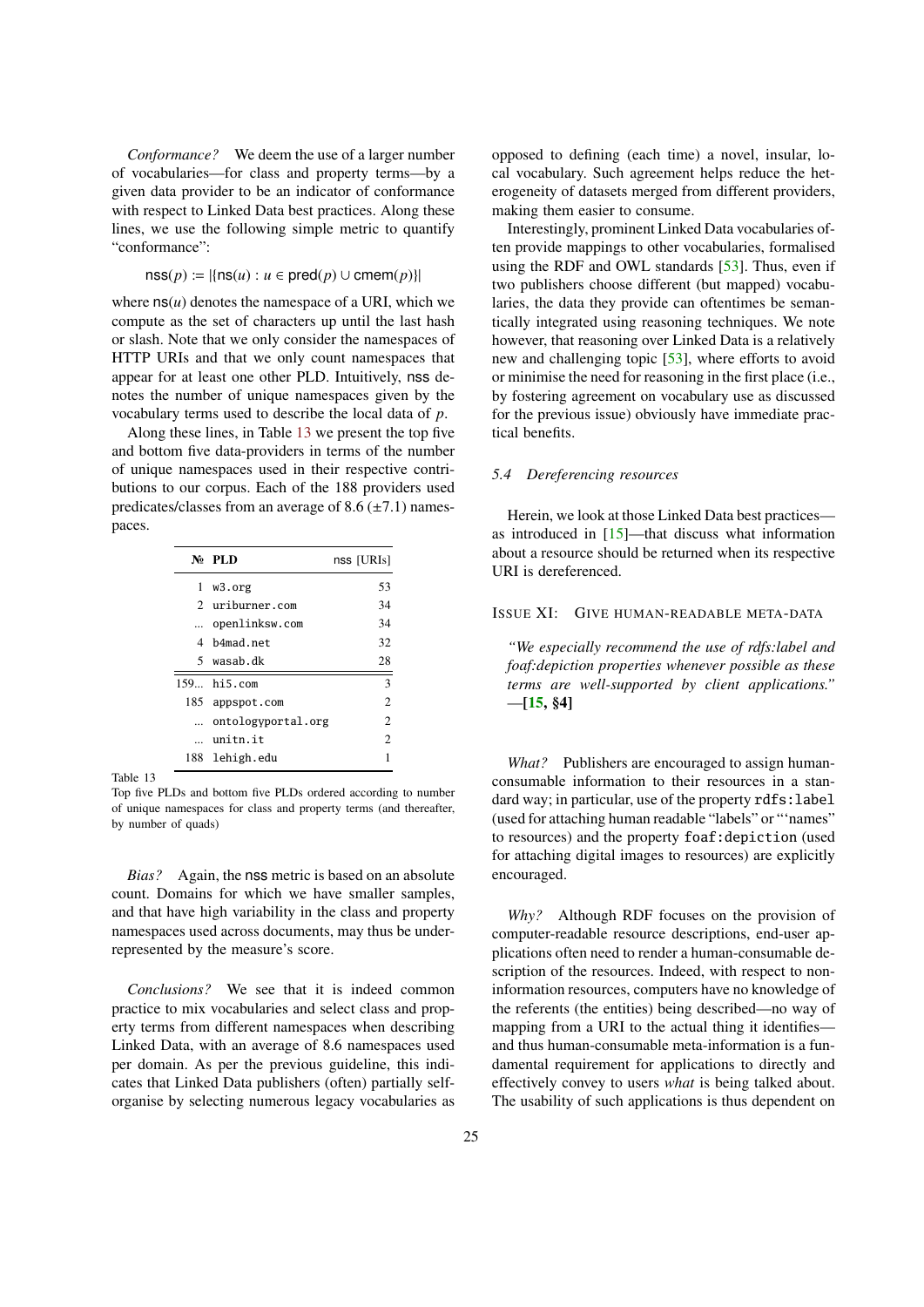*Conformance?* We deem the use of a larger number of vocabularies—for class and property terms—by a given data provider to be an indicator of conformance with respect to Linked Data best practices. Along these lines, we use the following simple metric to quantify "conformance":

$$\mathsf{nss}(p) := |\{\mathsf{ns}(u) : u \in \mathsf{pred}(p) \cup \mathsf{cmem}(p)\}|$$

where $\mathsf{ns}(u)$ denotes the namespace of a URI, which we compute as the set of characters up until the last hash or slash. Note that we only consider the namespaces of HTTP URIs and that we only count namespaces that appear for at least one other PLD. Intuitively, $\mathsf{nss}$ denotes the number of unique namespaces given by the vocabulary terms used to describe the local data of $p$.

Along these lines, in Table 13 we present the top five and bottom five data-providers in terms of the number of unique namespaces used in their respective contributions to our corpus. Each of the 188 providers used predicates/classes from an average of 8.6 ($\pm$7.1) namespaces.

| № | PLD | nss [URIs] |
|---|---|---|
| 1 | w3.org | 53 |
| 2 | uriburner.com | 34 |
| ... | openlinksw.com | 34 |
| 4 | b4mad.net | 32 |
| 5 | wasab.dk | 28 |
| 159... | hi5.com | 3 |
| 185 | appspot.com | 2 |
| ... | ontologyportal.org | 2 |
| ... | unitn.it | 2 |
| 188 | lehigh.edu | 1 |

Table 13
Top five PLDs and bottom five PLDs ordered according to number of unique namespaces for class and property terms (and thereafter, by number of quads)

*Bias?* Again, the $\mathsf{nss}$ metric is based on an absolute count. Domains for which we have smaller samples, and that have high variability in the class and property namespaces used across documents, may thus be under-represented by the measure's score.

*Conclusions?* We see that it is indeed common practice to mix vocabularies and select class and property terms from different namespaces when describing Linked Data, with an average of 8.6 namespaces used per domain. As per the previous guideline, this indicates that Linked Data publishers (often) partially self-organise by selecting numerous legacy vocabularies as opposed to defining (each time) a novel, insular, local vocabulary. Such agreement helps reduce the heterogeneity of datasets merged from different providers, making them easier to consume.

Interestingly, prominent Linked Data vocabularies often provide mappings to other vocabularies, formalised using the RDF and OWL standards [53]. Thus, even if two publishers choose different (but mapped) vocabularies, the data they provide can oftentimes be semantically integrated using reasoning techniques. We note however, that reasoning over Linked Data is a relatively new and challenging topic [53], where efforts to avoid or minimise the need for reasoning in the first place (i.e., by fostering agreement on vocabulary use as discussed for the previous issue) obviously have immediate practical benefits.

### *5.4 Dereferencing resources*

Herein, we look at those Linked Data best practices—as introduced in [15]—that discuss what information about a resource should be returned when its respective URI is dereferenced.

#### ISSUE XI: GIVE HUMAN-READABLE META-DATA

*"We especially recommend the use of rdfs:label and foaf:depiction properties whenever possible as these terms are well-supported by client applications."* —**[15, §4]**

*What?* Publishers are encouraged to assign human-consumable information to their resources in a standard way; in particular, use of the property `rdfs:label` (used for attaching human readable "labels" or "'names" to resources) and the property `foaf:depiction` (used for attaching digital images to resources) are explicitly encouraged.

*Why?* Although RDF focuses on the provision of computer-readable resource descriptions, end-user applications often need to render a human-consumable description of the resources. Indeed, with respect to non-information resources, computers have no knowledge of the referents (the entities) being described—no way of mapping from a URI to the actual thing it identifies—and thus human-consumable meta-information is a fundamental requirement for applications to directly and effectively convey to users *what* is being talked about. The usability of such applications is thus dependent on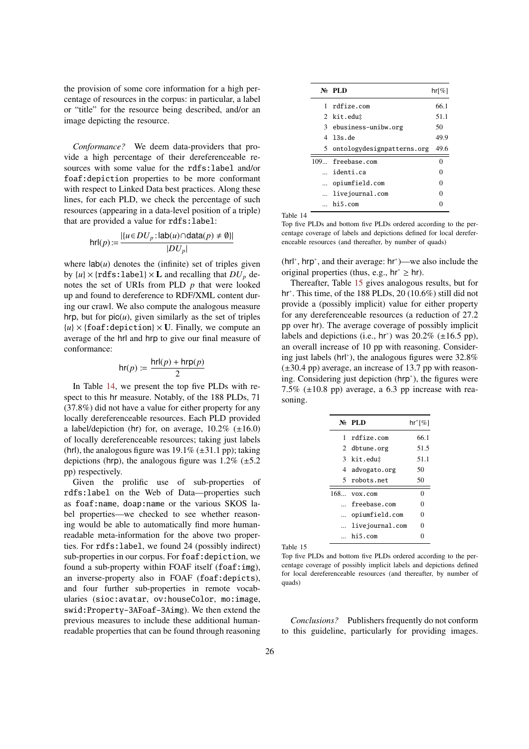the provision of some core information for a high percentage of resources in the corpus: in particular, a label or "title" for the resource being described, and/or an image depicting the resource.

*Conformance?* We deem data-providers that provide a high percentage of their dereferenceable resources with some value for the `rdfs:label` and/or `foaf:depiction` properties to be more conformant with respect to Linked Data best practices. Along these lines, for each PLD, we check the percentage of such resources (appearing in a data-level position of a triple) that are provided a value for `rdfs:label`:

$$\mathsf{hrl}(p) := \frac{|\{u \in DU_p : \mathsf{lab}(u) \cap \mathsf{data}(p) \neq \emptyset\}|}{|DU_p|}$$

where $\mathsf{lab}(u)$ denotes the (infinite) set of triples given by $\{u\} \times \{\texttt{rdfs:label}\} \times \mathbf{L}$ and recalling that $DU_p$ denotes the set of URIs from PLD $p$ that were looked up and found to dereference to RDF/XML content during our crawl. We also compute the analogous measure $\mathsf{hrp}$, but for $\mathsf{pic}(u)$, given similarly as the set of triples $\{u\} \times \{\texttt{foaf:depiction}\} \times \mathbf{U}$. Finally, we compute an average of the $\mathsf{hrl}$ and $\mathsf{hrp}$ to give our final measure of conformance:

$$\mathsf{hr}(p) := \frac{\mathsf{hrl}(p) + \mathsf{hrp}(p)}{2}$$

In Table 14, we present the top five PLDs with respect to this $\mathsf{hr}$ measure. Notably, of the 188 PLDs, 71 (37.8%) did not have a value for either property for any locally dereferenceable resources. Each PLD provided a label/depiction ($\mathsf{hr}$) for, on average, 10.2% (±16.0) of locally dereferenceable resources; taking just labels ($\mathsf{hrl}$), the analogous figure was 19.1% (±31.1 pp); taking depictions ($\mathsf{hrp}$), the analogous figure was 1.2% (±5.2 pp) respectively.

Given the prolific use of sub-properties of `rdfs:label` on the Web of Data—properties such as `foaf:name`, `doap:name` or the various SKOS label properties—we checked to see whether reasoning would be able to automatically find more human-readable meta-information for the above two properties. For `rdfs:label`, we found 24 (possibly indirect) sub-properties in our corpus. For `foaf:depiction`, we found a sub-property within FOAF itself (`foaf:img`), an inverse-property also in FOAF (`foaf:depicts`), and four further sub-properties in remote vocabularies (`sioc:avatar`, `ov:houseColor`, `mo:image`, `swid:Property-3AFoaf-3Aimg`). We then extend the previous measures to include these additional human-readable properties that can be found through reasoning

| № | PLD | hr[%] |
|---|---|---|
| 1 | rdfize.com | 66.1 |
| 2 | kit.edu‡ | 51.1 |
| 3 | ebusiness-unibw.org | 50 |
| 4 | l3s.de | 49.9 |
| 5 | ontologydesignpatterns.org | 49.6 |
| 109... | freebase.com | 0 |
| ... | identi.ca | 0 |
| ... | opiumfield.com | 0 |
| ... | livejournal.com | 0 |
| ... | hi5.com | 0 |

Table 14
Top five PLDs and bottom five PLDs ordered according to the percentage coverage of labels and depictions defined for local dereferenceable resources (and thereafter, by number of quads)

($\mathsf{hrl}^+$, $\mathsf{hrp}^+$, and their average: $\mathsf{hr}^+$)—we also include the original properties (thus, e.g., $\mathsf{hr}^+ \geq \mathsf{hr}$).

Thereafter, Table 15 gives analogous results, but for $\mathsf{hr}^+$. This time, of the 188 PLDs, 20 (10.6%) still did not provide a (possibly implicit) value for either property for any dereferenceable resources (a reduction of 27.2 pp over $\mathsf{hr}$). The average coverage of possibly implicit labels and depictions (i.e., $\mathsf{hr}^+$) was 20.2% (±16.5 pp), an overall increase of 10 pp with reasoning. Considering just labels ($\mathsf{hrl}^+$), the analogous figures were 32.8% (±30.4 pp) average, an increase of 13.7 pp with reasoning. Considering just depiction ($\mathsf{hrp}^+$), the figures were 7.5% (±10.8 pp) average, a 6.3 pp increase with reasoning.

| № | PLD | hr⁺[%] |
|---|---|---|
| 1 | rdfize.com | 66.1 |
| 2 | dbtune.org | 51.5 |
| 3 | kit.edu‡ | 51.1 |
| 4 | advogato.org | 50 |
| 5 | robots.net | 50 |
| 168... | vox.com | 0 |
| ... | freebase.com | 0 |
| ... | opiumfield.com | 0 |
| ... | livejournal.com | 0 |
| ... | hi5.com | 0 |

Table 15
Top five PLDs and bottom five PLDs ordered according to the percentage coverage of possibly implicit labels and depictions defined for local dereferenceable resources (and thereafter, by number of quads)

*Conclusions?* Publishers frequently do not conform to this guideline, particularly for providing images.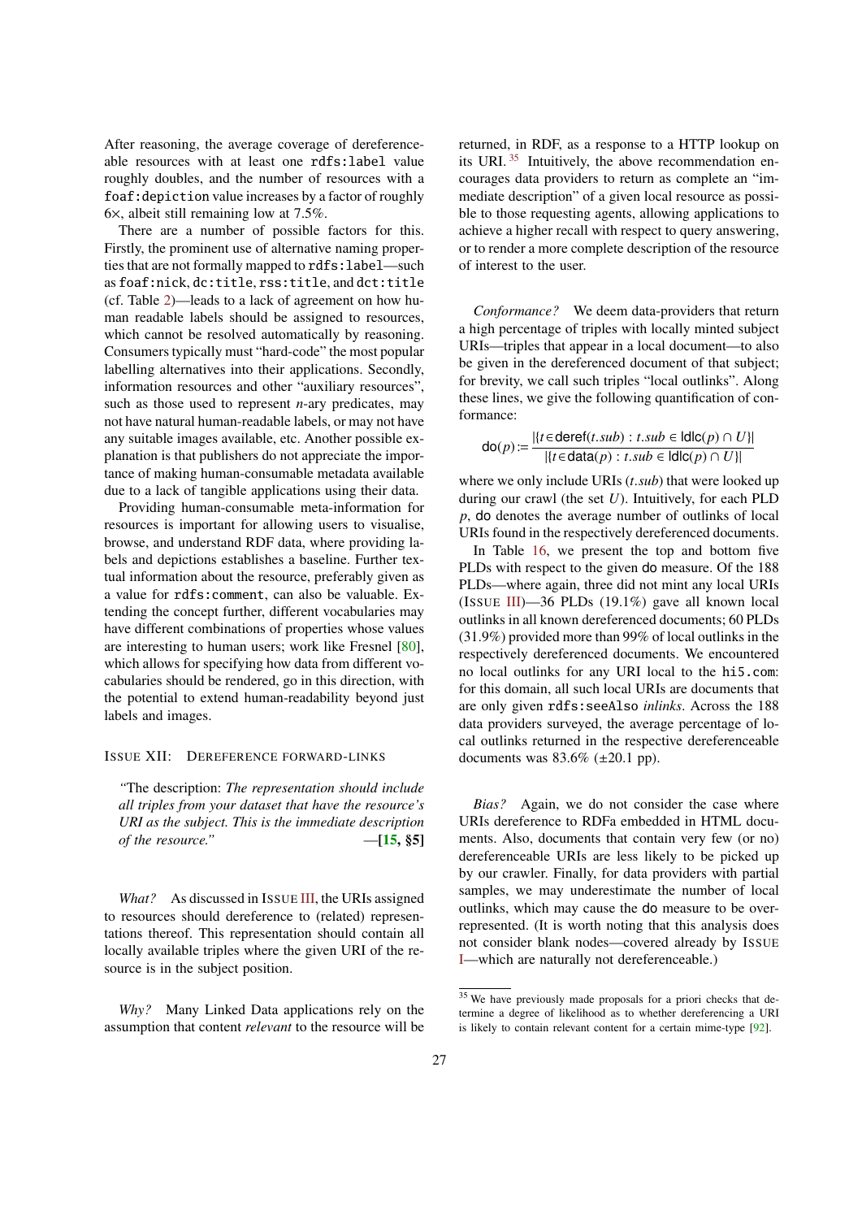After reasoning, the average coverage of dereferenceable resources with at least one `rdfs:label` value roughly doubles, and the number of resources with a `foaf:depiction` value increases by a factor of roughly 6×, albeit still remaining low at 7.5%.

There are a number of possible factors for this. Firstly, the prominent use of alternative naming properties that are not formally mapped to `rdfs:label`—such as `foaf:nick`, `dc:title`, `rss:title`, and `dct:title` (cf. Table 2)—leads to a lack of agreement on how human readable labels should be assigned to resources, which cannot be resolved automatically by reasoning. Consumers typically must "hard-code" the most popular labelling alternatives into their applications. Secondly, information resources and other "auxiliary resources", such as those used to represent *n*-ary predicates, may not have natural human-readable labels, or may not have any suitable images available, etc. Another possible explanation is that publishers do not appreciate the importance of making human-consumable metadata available due to a lack of tangible applications using their data.

Providing human-consumable meta-information for resources is important for allowing users to visualise, browse, and understand RDF data, where providing labels and depictions establishes a baseline. Further textual information about the resource, preferably given as a value for `rdfs:comment`, can also be valuable. Extending the concept further, different vocabularies may have different combinations of properties whose values are interesting to human users; work like Fresnel [80], which allows for specifying how data from different vocabularies should be rendered, go in this direction, with the potential to extend human-readability beyond just labels and images.

### Issue XII: Dereference forward-links

> "The description: *The representation should include all triples from your dataset that have the resource's URI as the subject. This is the immediate description of the resource.*" —[15, §5]

*What?* As discussed in Issue III, the URIs assigned to resources should dereference to (related) representations thereof. This representation should contain all locally available triples where the given URI of the resource is in the subject position.

*Why?* Many Linked Data applications rely on the assumption that content *relevant* to the resource will be returned, in RDF, as a response to a HTTP lookup on its URI. [35] Intuitively, the above recommendation encourages data providers to return as complete an "immediate description" of a given local resource as possible to those requesting agents, allowing applications to achieve a higher recall with respect to query answering, or to render a more complete description of the resource of interest to the user.

*Conformance?* We deem data-providers that return a high percentage of triples with locally minted subject URIs—triples that appear in a local document—to also be given in the dereferenced document of that subject; for brevity, we call such triples "local outlinks". Along these lines, we give the following quantification of conformance:

$$\mathsf{do}(p) := \frac{|\{t \in \mathsf{deref}(t.sub) : t.sub \in \mathsf{ldlc}(p) \cap U\}|}{|\{t \in \mathsf{data}(p) : t.sub \in \mathsf{ldlc}(p) \cap U\}|}$$

where we only include URIs ($t.sub$) that were looked up during our crawl (the set $U$). Intuitively, for each PLD $p$, $\mathsf{do}$ denotes the average number of outlinks of local URIs found in the respectively dereferenced documents.

In Table 16, we present the top and bottom five PLDs with respect to the given $\mathsf{do}$ measure. Of the 188 PLDs—where again, three did not mint any local URIs (Issue III)—36 PLDs (19.1%) gave all known local outlinks in all known dereferenced documents; 60 PLDs (31.9%) provided more than 99% of local outlinks in the respectively dereferenced documents. We encountered no local outlinks for any URI local to the `hi5.com`: for this domain, all such local URIs are documents that are only given `rdfs:seeAlso` *inlinks*. Across the 188 data providers surveyed, the average percentage of local outlinks returned in the respective dereferenceable documents was 83.6% (±20.1 pp).

*Bias?* Again, we do not consider the case where URIs dereference to RDFa embedded in HTML documents. Also, documents that contain very few (or no) dereferenceable URIs are less likely to be picked up by our crawler. Finally, for data providers with partial samples, we may underestimate the number of local outlinks, which may cause the $\mathsf{do}$ measure to be over-represented. (It is worth noting that this analysis does not consider blank nodes—covered already by Issue I—which are naturally not dereferenceable.)

[35] We have previously made proposals for a priori checks that determine a degree of likelihood as to whether dereferencing a URI is likely to contain relevant content for a certain mime-type [92].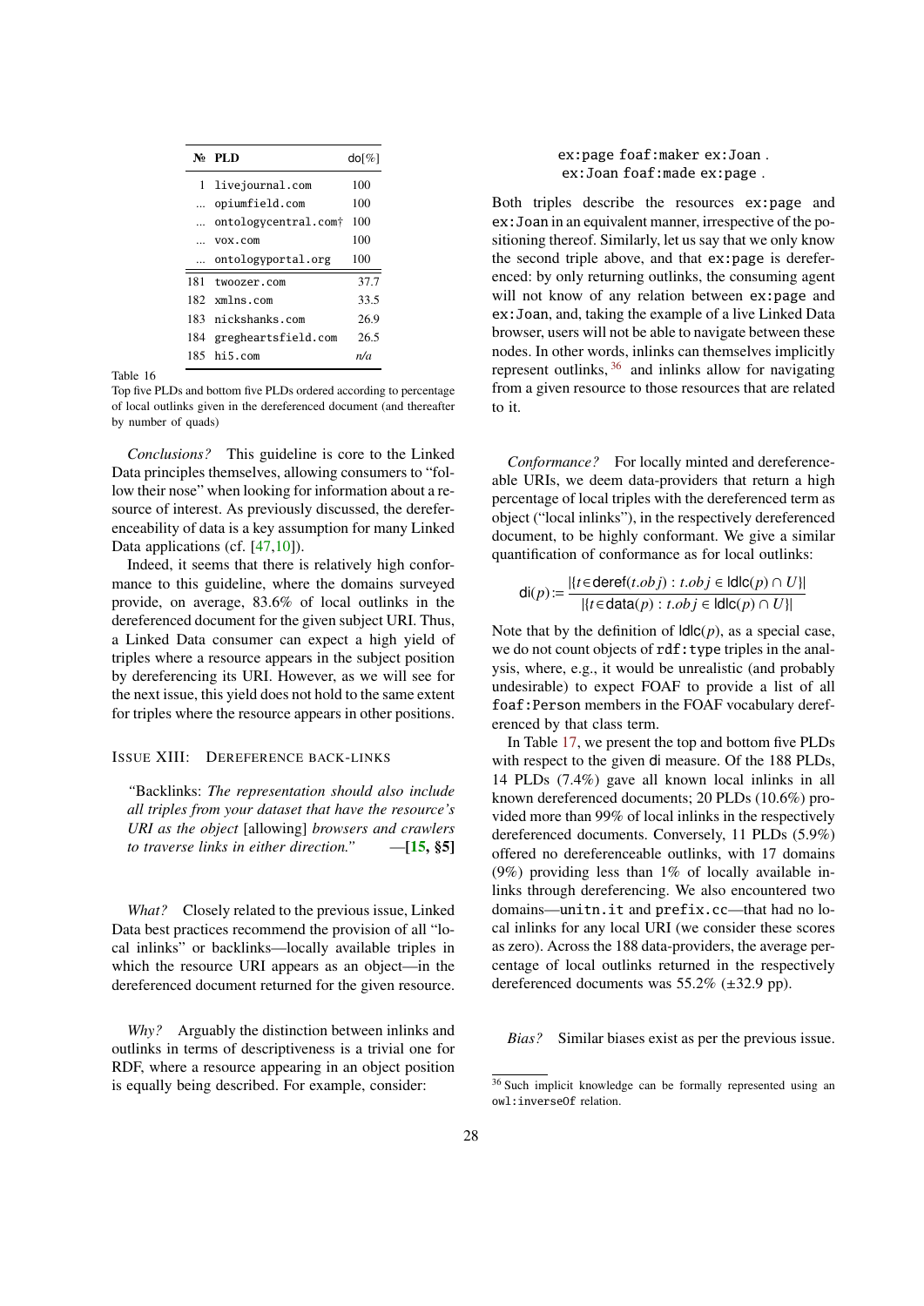| № | PLD | do[%] |
|---|---|---|
| 1 | livejournal.com | 100 |
| ... | opiumfield.com | 100 |
| ... | ontologycentral.com† | 100 |
| ... | vox.com | 100 |
| ... | ontologyportal.org | 100 |
| 181 | twoozer.com | 37.7 |
| 182 | xmlns.com | 33.5 |
| 183 | nickshanks.com | 26.9 |
| 184 | gregheartsfield.com | 26.5 |
| 185 | hi5.com | *n/a* |

Table 16

Top five PLDs and bottom five PLDs ordered according to percentage of local outlinks given in the dereferenced document (and thereafter by number of quads)

*Conclusions?* This guideline is core to the Linked Data principles themselves, allowing consumers to "follow their nose" when looking for information about a resource of interest. As previously discussed, the dereferenceability of data is a key assumption for many Linked Data applications (cf. [47,10]).

Indeed, it seems that there is relatively high conformance to this guideline, where the domains surveyed provide, on average, 83.6% of local outlinks in the dereferenced document for the given subject URI. Thus, a Linked Data consumer can expect a high yield of triples where a resource appears in the subject position by dereferencing its URI. However, as we will see for the next issue, this yield does not hold to the same extent for triples where the resource appears in other positions.

### ISSUE XIII: DEREFERENCE BACK-LINKS

> *"*Backlinks: *The representation should also include all triples from your dataset that have the resource's URI as the object* [allowing] *browsers and crawlers to traverse links in either direction."* —**[15, §5]**

*What?* Closely related to the previous issue, Linked Data best practices recommend the provision of all "local inlinks" or backlinks—locally available triples in which the resource URI appears as an object—in the dereferenced document returned for the given resource.

*Why?* Arguably the distinction between inlinks and outlinks in terms of descriptiveness is a trivial one for RDF, where a resource appearing in an object position is equally being described. For example, consider:

```
ex:page foaf:maker ex:Joan .
ex:Joan foaf:made ex:page .
```

Both triples describe the resources `ex:page` and `ex:Joan` in an equivalent manner, irrespective of the positioning thereof. Similarly, let us say that we only know the second triple above, and that `ex:page` is dereferenced: by only returning outlinks, the consuming agent will not know of any relation between `ex:page` and `ex:Joan`, and, taking the example of a live Linked Data browser, users will not be able to navigate between these nodes. In other words, inlinks can themselves implicitly represent outlinks, [36] and inlinks allow for navigating from a given resource to those resources that are related to it.

*Conformance?* For locally minted and dereferenceable URIs, we deem data-providers that return a high percentage of local triples with the dereferenced term as object ("local inlinks"), in the respectively dereferenced document, to be highly conformant. We give a similar quantification of conformance as for local outlinks:

$$\mathsf{di}(p) := \frac{|\{t \in \mathsf{deref}(t.obj) : t.obj \in \mathsf{ldlc}(p) \cap U\}|}{|\{t \in \mathsf{data}(p) : t.obj \in \mathsf{ldlc}(p) \cap U\}|}$$

Note that by the definition of $\mathsf{ldlc}(p)$, as a special case, we do not count objects of `rdf:type` triples in the analysis, where, e.g., it would be unrealistic (and probably undesirable) to expect FOAF to provide a list of all `foaf:Person` members in the FOAF vocabulary dereferenced by that class term.

In Table 17, we present the top and bottom five PLDs with respect to the given di measure. Of the 188 PLDs, 14 PLDs (7.4%) gave all known local inlinks in all known dereferenced documents; 20 PLDs (10.6%) provided more than 99% of local inlinks in the respectively dereferenced documents. Conversely, 11 PLDs (5.9%) offered no dereferenceable outlinks, with 17 domains (9%) providing less than 1% of locally available inlinks through dereferencing. We also encountered two domains—`unitn.it` and `prefix.cc`—that had no local inlinks for any local URI (we consider these scores as zero). Across the 188 data-providers, the average percentage of local outlinks returned in the respectively dereferenced documents was 55.2% (±32.9 pp).

*Bias?* Similar biases exist as per the previous issue.

[36] Such implicit knowledge can be formally represented using an `owl:inverseOf` relation.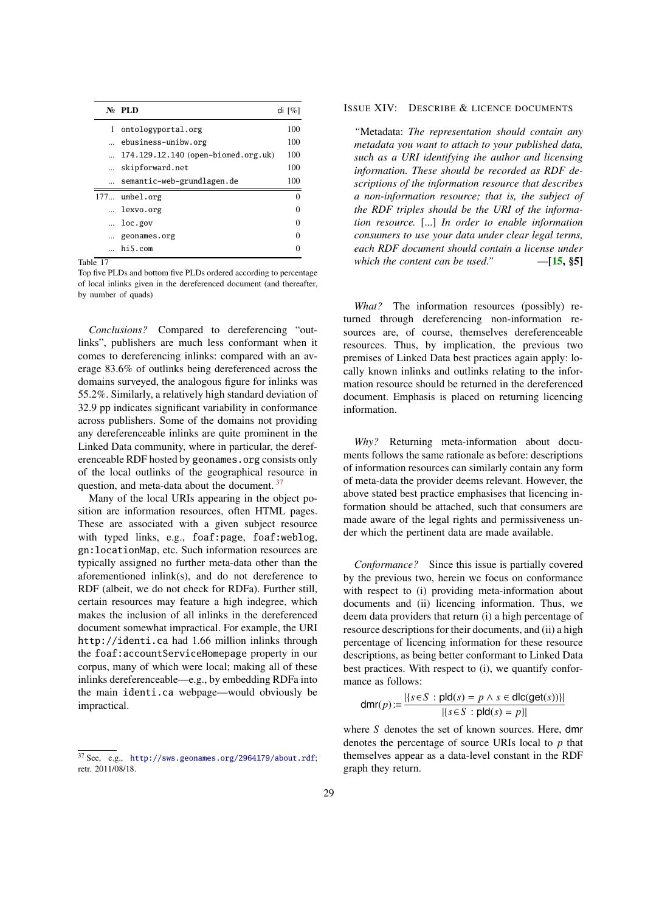| № | PLD | di [%] |
|---|---|---|
| 1 | ontologyportal.org | 100 |
| ... | ebusiness-unibw.org | 100 |
| ... | 174.129.12.140 (open-biomed.org.uk) | 100 |
| ... | skipforward.net | 100 |
| ... | semantic-web-grundlagen.de | 100 |
| 177... | umbel.org | 0 |
| ... | lexvo.org | 0 |
| ... | loc.gov | 0 |
| ... | geonames.org | 0 |
| ... | hi5.com | 0 |

Table 17
Top five PLDs and bottom five PLDs ordered according to percentage of local inlinks given in the dereferenced document (and thereafter, by number of quads)

*Conclusions?* Compared to dereferencing "outlinks", publishers are much less conformant when it comes to dereferencing inlinks: compared with an average 83.6% of outlinks being dereferenced across the domains surveyed, the analogous figure for inlinks was 55.2%. Similarly, a relatively high standard deviation of 32.9 pp indicates significant variability in conformance across publishers. Some of the domains not providing any dereferenceable inlinks are quite prominent in the Linked Data community, where in particular, the dereferenceable RDF hosted by geonames.org consists only of the local outlinks of the geographical resource in question, and meta-data about the document.[37]

Many of the local URIs appearing in the object position are information resources, often HTML pages. These are associated with a given subject resource with typed links, e.g., foaf:page, foaf:weblog, gn:locationMap, etc. Such information resources are typically assigned no further meta-data other than the aforementioned inlink(s), and do not dereference to RDF (albeit, we do not check for RDFa). Further still, certain resources may feature a high indegree, which makes the inclusion of all inlinks in the dereferenced document somewhat impractical. For example, the URI http://identi.ca had 1.66 million inlinks through the foaf:accountServiceHomepage property in our corpus, many of which were local; making all of these inlinks dereferenceable—e.g., by embedding RDFa into the main identi.ca webpage—would obviously be impractical.

[37] See, e.g., http://sws.geonames.org/2964179/about.rdf; retr. 2011/08/18.

### Issue XIV: Describe & licence documents

> *"*Metadata: *The representation should contain any metadata you want to attach to your published data, such as a URI identifying the author and licensing information. These should be recorded as RDF descriptions of the information resource that describes a non-information resource; that is, the subject of the RDF triples should be the URI of the information resource.* [...] *In order to enable information consumers to use your data under clear legal terms, each RDF document should contain a license under which the content can be used."* —**[15, §5]**

*What?* The information resources (possibly) returned through dereferencing non-information resources are, of course, themselves dereferenceable resources. Thus, by implication, the previous two premises of Linked Data best practices again apply: locally known inlinks and outlinks relating to the information resource should be returned in the dereferenced document. Emphasis is placed on returning licencing information.

*Why?* Returning meta-information about documents follows the same rationale as before: descriptions of information resources can similarly contain any form of meta-data the provider deems relevant. However, the above stated best practice emphasises that licencing information should be attached, such that consumers are made aware of the legal rights and permissiveness under which the pertinent data are made available.

*Conformance?* Since this issue is partially covered by the previous two, herein we focus on conformance with respect to (i) providing meta-information about documents and (ii) licencing information. Thus, we deem data providers that return (i) a high percentage of resource descriptions for their documents, and (ii) a high percentage of licencing information for these resource descriptions, as being better conformant to Linked Data best practices. With respect to (i), we quantify conformance as follows:

$$\mathsf{dmr}(p) := \frac{|\{s \in S \, : \, \mathsf{pld}(s) = p \wedge s \in \mathsf{dlc}(\mathsf{get}(s))\}|}{|\{s \in S \, : \, \mathsf{pld}(s) = p\}|}$$

where $S$ denotes the set of known sources. Here, $\mathsf{dmr}$ denotes the percentage of source URIs local to $p$ that themselves appear as a data-level constant in the RDF graph they return.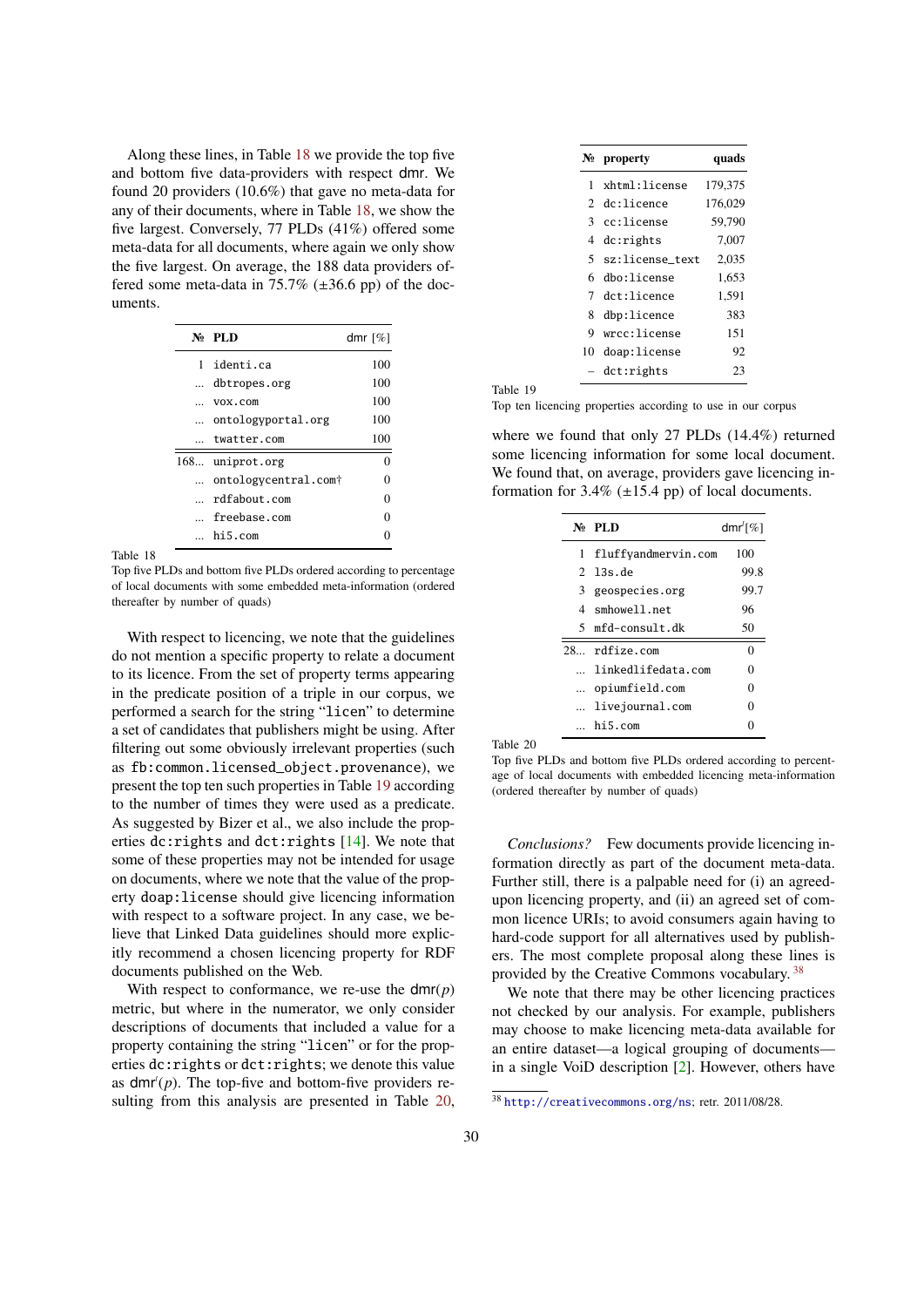Along these lines, in Table 18 we provide the top five and bottom five data-providers with respect dmr. We found 20 providers (10.6%) that gave no meta-data for any of their documents, where in Table 18, we show the five largest. Conversely, 77 PLDs (41%) offered some meta-data for all documents, where again we only show the five largest. On average, the 188 data providers offered some meta-data in 75.7% (±36.6 pp) of the documents.

| № | PLD | dmr [%] |
|---|---|---|
| 1 | identi.ca | 100 |
| ... | dbtropes.org | 100 |
| ... | vox.com | 100 |
| ... | ontologyportal.org | 100 |
| ... | twatter.com | 100 |
| 168... | uniprot.org | 0 |
| ... | ontologycentral.com† | 0 |
| ... | rdfabout.com | 0 |
| ... | freebase.com | 0 |
| ... | hi5.com | 0 |

Table 18
Top five PLDs and bottom five PLDs ordered according to percentage of local documents with some embedded meta-information (ordered thereafter by number of quads)

With respect to licencing, we note that the guidelines do not mention a specific property to relate a document to its licence. From the set of property terms appearing in the predicate position of a triple in our corpus, we performed a search for the string "licen" to determine a set of candidates that publishers might be using. After filtering out some obviously irrelevant properties (such as fb:common.licensed_object.provenance), we present the top ten such properties in Table 19 according to the number of times they were used as a predicate. As suggested by Bizer et al., we also include the properties dc:rights and dct:rights [14]. We note that some of these properties may not be intended for usage on documents, where we note that the value of the property doap:license should give licencing information with respect to a software project. In any case, we believe that Linked Data guidelines should more explicitly recommend a chosen licencing property for RDF documents published on the Web.

With respect to conformance, we re-use the $\mathsf{dmr}(p)$ metric, but where in the numerator, we only consider descriptions of documents that included a value for a property containing the string "licen" or for the properties dc:rights or dct:rights; we denote this value as $\mathsf{dmr}^l(p)$. The top-five and bottom-five providers resulting from this analysis are presented in Table 20,

| № | property | quads |
|---|---|---|
| 1 | xhtml:license | 179,375 |
| 2 | dc:licence | 176,029 |
| 3 | cc:license | 59,790 |
| 4 | dc:rights | 7,007 |
| 5 | sz:license_text | 2,035 |
| 6 | dbo:license | 1,653 |
| 7 | dct:licence | 1,591 |
| 8 | dbp:licence | 383 |
| 9 | wrcc:license | 151 |
| 10 | doap:license | 92 |
| – | dct:rights | 23 |

Table 19
Top ten licencing properties according to use in our corpus

where we found that only 27 PLDs (14.4%) returned some licencing information for some local document. We found that, on average, providers gave licencing information for 3.4% (±15.4 pp) of local documents.

| № | PLD | $\mathsf{dmr}^l$[%] |
|---|---|---|
| 1 | fluffyandmervin.com | 100 |
| 2 | l3s.de | 99.8 |
| 3 | geospecies.org | 99.7 |
| 4 | smhowell.net | 96 |
| 5 | mfd-consult.dk | 50 |
| 28... | rdfize.com | 0 |
| ... | linkedlifedata.com | 0 |
| ... | opiumfield.com | 0 |
| ... | livejournal.com | 0 |
| ... | hi5.com | 0 |

Table 20
Top five PLDs and bottom five PLDs ordered according to percentage of local documents with embedded licencing meta-information (ordered thereafter by number of quads)

*Conclusions?* Few documents provide licencing information directly as part of the document meta-data. Further still, there is a palpable need for (i) an agreed-upon licencing property, and (ii) an agreed set of common licence URIs; to avoid consumers again having to hard-code support for all alternatives used by publishers. The most complete proposal along these lines is provided by the Creative Commons vocabulary.[38]

We note that there may be other licencing practices not checked by our analysis. For example, publishers may choose to make licencing meta-data available for an entire dataset—a logical grouping of documents—in a single VoiD description [2]. However, others have

[38] http://creativecommons.org/ns; retr. 2011/08/28.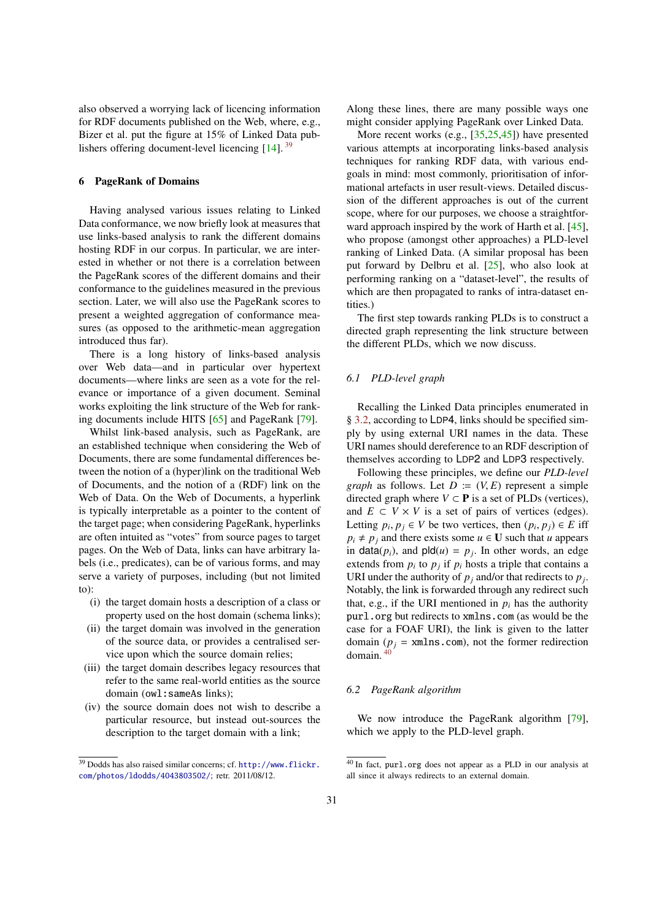also observed a worrying lack of licencing information for RDF documents published on the Web, where, e.g., Bizer et al. put the figure at 15% of Linked Data publishers offering document-level licencing [14]. [39]

## 6 PageRank of Domains

Having analysed various issues relating to Linked Data conformance, we now briefly look at measures that use links-based analysis to rank the different domains hosting RDF in our corpus. In particular, we are interested in whether or not there is a correlation between the PageRank scores of the different domains and their conformance to the guidelines measured in the previous section. Later, we will also use the PageRank scores to present a weighted aggregation of conformance measures (as opposed to the arithmetic-mean aggregation introduced thus far).

There is a long history of links-based analysis over Web data—and in particular over hypertext documents—where links are seen as a vote for the relevance or importance of a given document. Seminal works exploiting the link structure of the Web for ranking documents include HITS [65] and PageRank [79].

Whilst link-based analysis, such as PageRank, are an established technique when considering the Web of Documents, there are some fundamental differences between the notion of a (hyper)link on the traditional Web of Documents, and the notion of a (RDF) link on the Web of Data. On the Web of Documents, a hyperlink is typically interpretable as a pointer to the content of the target page; when considering PageRank, hyperlinks are often intuited as "votes" from source pages to target pages. On the Web of Data, links can have arbitrary labels (i.e., predicates), can be of various forms, and may serve a variety of purposes, including (but not limited to):

(i) the target domain hosts a description of a class or property used on the host domain (schema links);
(ii) the target domain was involved in the generation of the source data, or provides a centralised service upon which the source domain relies;
(iii) the target domain describes legacy resources that refer to the same real-world entities as the source domain (`owl:sameAs` links);
(iv) the source domain does not wish to describe a particular resource, but instead out-sources the description to the target domain with a link;

Along these lines, there are many possible ways one might consider applying PageRank over Linked Data.

More recent works (e.g., [35,25,45]) have presented various attempts at incorporating links-based analysis techniques for ranking RDF data, with various end-goals in mind: most commonly, prioritisation of informational artefacts in user result-views. Detailed discussion of the different approaches is out of the current scope, where for our purposes, we choose a straightforward approach inspired by the work of Harth et al. [45], who propose (amongst other approaches) a PLD-level ranking of Linked Data. (A similar proposal has been put forward by Delbru et al. [25], who also look at performing ranking on a "dataset-level", the results of which are then propagated to ranks of intra-dataset entities.)

The first step towards ranking PLDs is to construct a directed graph representing the link structure between the different PLDs, which we now discuss.

### 6.1 PLD-level graph

Recalling the Linked Data principles enumerated in § 3.2, according to LDP4, links should be specified simply by using external URI names in the data. These URI names should dereference to an RDF description of themselves according to LDP2 and LDP3 respectively.

Following these principles, we define our *PLD-level graph* as follows. Let $D := (V, E)$ represent a simple directed graph where $V \subset \mathbf{P}$ is a set of PLDs (vertices), and $E \subset V \times V$ is a set of pairs of vertices (edges). Letting $p_i, p_j \in V$ be two vertices, then $(p_i, p_j) \in E$ iff $p_i \neq p_j$ and there exists some $u \in \mathbf{U}$ such that $u$ appears in $\mathsf{data}(p_i)$, and $\mathsf{pld}(u) = p_j$. In other words, an edge extends from $p_i$ to $p_j$ if $p_i$ hosts a triple that contains a URI under the authority of $p_j$ and/or that redirects to $p_j$. Notably, the link is forwarded through any redirect such that, e.g., if the URI mentioned in $p_i$ has the authority `purl.org` but redirects to `xmlns.com` (as would be the case for a FOAF URI), the link is given to the latter domain ($p_j$ = `xmlns.com`), not the former redirection domain. [40]

### 6.2 PageRank algorithm

We now introduce the PageRank algorithm [79], which we apply to the PLD-level graph.

[39] Dodds has also raised similar concerns; cf. http://www.flickr.com/photos/ldodds/4043803502/; retr. 2011/08/12.

[40] In fact, `purl.org` does not appear as a PLD in our analysis at all since it always redirects to an external domain.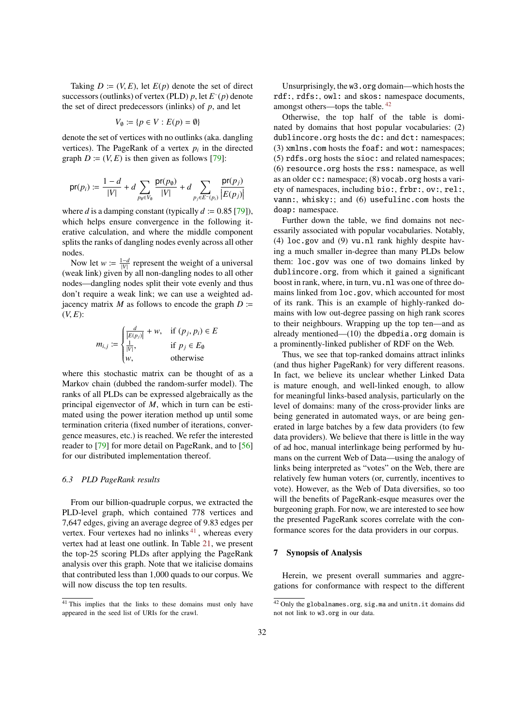Taking $D := (V, E)$, let $E(p)$ denote the set of direct successors (outlinks) of vertex (PLD) $p$, let $E^{-}(p)$ denote the set of direct predecessors (inlinks) of $p$, and let

$$V_{\emptyset} := \{p \in V : E(p) = \emptyset\}$$

denote the set of vertices with no outlinks (aka. dangling vertices). The PageRank of a vertex $p_i$ in the directed graph $D := (V, E)$ is then given as follows [79]:

$$\mathsf{pr}(p_i) := \frac{1-d}{|V|} + d \sum_{p_{\emptyset} \in V_{\emptyset}} \frac{\mathsf{pr}(p_{\emptyset})}{|V|} + d \sum_{p_j \in E^{-}(p_i)} \frac{\mathsf{pr}(p_j)}{|E(p_j)|}$$

where $d$ is a damping constant (typically $d := 0.85$ [79]), which helps ensure convergence in the following iterative calculation, and where the middle component splits the ranks of dangling nodes evenly across all other nodes.

Now let $w := \frac{1-d}{|V|}$ represent the weight of a universal (weak link) given by all non-dangling nodes to all other nodes—dangling nodes split their vote evenly and thus don't require a weak link; we can use a weighted adjacency matrix $M$ as follows to encode the graph $D := (V, E)$:

$$m_{i,j} := \begin{cases} \frac{d}{|E(p_j)|} + w, & \text{if } (p_j, p_i) \in E \\ \frac{1}{|V|}, & \text{if } p_j \in E_{\emptyset} \\ w, & \text{otherwise} \end{cases}$$

where this stochastic matrix can be thought of as a Markov chain (dubbed the random-surfer model). The ranks of all PLDs can be expressed algebraically as the principal eigenvector of $M$, which in turn can be estimated using the power iteration method up until some termination criteria (fixed number of iterations, convergence measures, etc.) is reached. We refer the interested reader to [79] for more detail on PageRank, and to [56] for our distributed implementation thereof.

### 6.3 PLD PageRank results

From our billion-quadruple corpus, we extracted the PLD-level graph, which contained 778 vertices and 7,647 edges, giving an average degree of 9.83 edges per vertex. Four vertexes had no inlinks [41], whereas every vertex had at least one outlink. In Table 21, we present the top-25 scoring PLDs after applying the PageRank analysis over this graph. Note that we italicise domains that contributed less than 1,000 quads to our corpus. We will now discuss the top ten results.

Unsurprisingly, the `w3.org` domain—which hosts the `rdf:`, `rdfs:`, `owl:` and `skos:` namespace documents, amongst others—tops the table. [42]

Otherwise, the top half of the table is dominated by domains that host popular vocabularies: (2) `dublincore.org` hosts the `dc:` and `dct:` namespaces; (3) `xmlns.com` hosts the `foaf:` and `wot:` namespaces; (5) `rdfs.org` hosts the `sioc:` and related namespaces; (6) `resource.org` hosts the `rss:` namespace, as well as an older `cc:` namespace; (8) `vocab.org` hosts a variety of namespaces, including `bio:`, `frbr:`, `ov:`, `rel:`, `vann:`, `whisky:`; and (6) `usefulinc.com` hosts the `doap:` namespace.

Further down the table, we find domains not necessarily associated with popular vocabularies. Notably, (4) `loc.gov` and (9) `vu.nl` rank highly despite having a much smaller in-degree than many PLDs below them: `loc.gov` was one of two domains linked by `dublincore.org`, from which it gained a significant boost in rank, where, in turn, `vu.nl` was one of three domains linked from `loc.gov`, which accounted for most of its rank. This is an example of highly-ranked domains with low out-degree passing on high rank scores to their neighbours. Wrapping up the top ten—and as already mentioned—(10) the `dbpedia.org` domain is a prominently-linked publisher of RDF on the Web.

Thus, we see that top-ranked domains attract inlinks (and thus higher PageRank) for very different reasons. In fact, we believe its unclear whether Linked Data is mature enough, and well-linked enough, to allow for meaningful links-based analysis, particularly on the level of domains: many of the cross-provider links are being generated in automated ways, or are being generated in large batches by a few data providers (to few data providers). We believe that there is little in the way of ad hoc, manual interlinkage being performed by humans on the current Web of Data—using the analogy of links being interpreted as "votes" on the Web, there are relatively few human voters (or, currently, incentives to vote). However, as the Web of Data diversifies, so too will the benefits of PageRank-esque measures over the burgeoning graph. For now, we are interested to see how the presented PageRank scores correlate with the conformance scores for the data providers in our corpus.

## 7 Synopsis of Analysis

Herein, we present overall summaries and aggregations for conformance with respect to the different

---

[41] This implies that the links to these domains must only have appeared in the seed list of URIs for the crawl.

[42] Only the `globalnames.org`, `sig.ma` and `unitn.it` domains did not not link to `w3.org` in our data.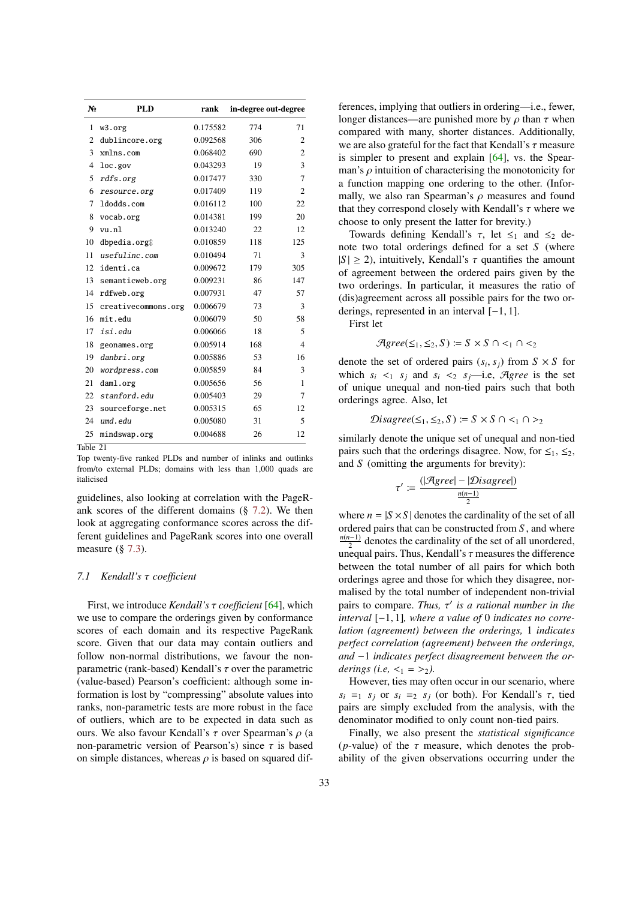| № | PLD | rank | in-degree | out-degree |
|---|---|---|---|---|
| 1 | `w3.org` | 0.175582 | 774 | 71 |
| 2 | `dublincore.org` | 0.092568 | 306 | 2 |
| 3 | `xmlns.com` | 0.068402 | 690 | 2 |
| 4 | `loc.gov` | 0.043293 | 19 | 3 |
| 5 | *`rdfs.org`* | 0.017477 | 330 | 7 |
| 6 | *`resource.org`* | 0.017409 | 119 | 2 |
| 7 | `ldodds.com` | 0.016112 | 100 | 22 |
| 8 | `vocab.org` | 0.014381 | 199 | 20 |
| 9 | `vu.nl` | 0.013240 | 22 | 12 |
| 10 | `dbpedia.org`‡ | 0.010859 | 118 | 125 |
| 11 | *`usefulinc.com`* | 0.010494 | 71 | 3 |
| 12 | `identi.ca` | 0.009672 | 179 | 305 |
| 13 | `semanticweb.org` | 0.009231 | 86 | 147 |
| 14 | `rdfweb.org` | 0.007931 | 47 | 57 |
| 15 | `creativecommons.org` | 0.006679 | 73 | 3 |
| 16 | `mit.edu` | 0.006079 | 50 | 58 |
| 17 | *`isi.edu`* | 0.006066 | 18 | 5 |
| 18 | `geonames.org` | 0.005914 | 168 | 4 |
| 19 | *`danbri.org`* | 0.005886 | 53 | 16 |
| 20 | *`wordpress.com`* | 0.005859 | 84 | 3 |
| 21 | `daml.org` | 0.005656 | 56 | 1 |
| 22 | *`stanford.edu`* | 0.005403 | 29 | 7 |
| 23 | `sourceforge.net` | 0.005315 | 65 | 12 |
| 24 | *`umd.edu`* | 0.005080 | 31 | 5 |
| 25 | `mindswap.org` | 0.004688 | 26 | 12 |

Table 21

Top twenty-five ranked PLDs and number of inlinks and outlinks from/to external PLDs; domains with less than 1,000 quads are italicised

guidelines, also looking at correlation with the PageRank scores of the different domains (§ 7.2). We then look at aggregating conformance scores across the different guidelines and PageRank scores into one overall measure (§ 7.3).

### 7.1 Kendall's $\tau$ coefficient

First, we introduce *Kendall's $\tau$ coefficient* [64], which we use to compare the orderings given by conformance scores of each domain and its respective PageRank score. Given that our data may contain outliers and follow non-normal distributions, we favour the non-parametric (rank-based) Kendall's $\tau$ over the parametric (value-based) Pearson's coefficient: although some information is lost by "compressing" absolute values into ranks, non-parametric tests are more robust in the face of outliers, which are to be expected in data such as ours. We also favour Kendall's $\tau$ over Spearman's $\rho$ (a non-parametric version of Pearson's) since $\tau$ is based on simple distances, whereas $\rho$ is based on squared differences, implying that outliers in ordering—i.e., fewer, longer distances—are punished more by $\rho$ than $\tau$ when compared with many, shorter distances. Additionally, we are also grateful for the fact that Kendall's $\tau$ measure is simpler to present and explain [64], vs. the Spearman's $\rho$ intuition of characterising the monotonicity for a function mapping one ordering to the other. (Informally, we also ran Spearman's $\rho$ measures and found that they correspond closely with Kendall's $\tau$ where we choose to only present the latter for brevity.)

Towards defining Kendall's $\tau$, let $\leq_1$ and $\leq_2$ denote two total orderings defined for a set $S$ (where $|S| \geq 2$), intuitively, Kendall's $\tau$ quantifies the amount of agreement between the ordered pairs given by the two orderings. In particular, it measures the ratio of (dis)agreement across all possible pairs for the two orderings, represented in an interval $[-1, 1]$.

First let

$$\mathcal{A}gree(\leq_1, \leq_2, S) := S \times S \cap <_1 \cap <_2$$

denote the set of ordered pairs $(s_i, s_j)$ from $S \times S$ for which $s_i <_1 s_j$ and $s_i <_2 s_j$—i.e, $\mathcal{A}gree$ is the set of unique unequal and non-tied pairs such that both orderings agree. Also, let

$$\mathcal{D}isagree(\leq_1, \leq_2, S) := S \times S \cap <_1 \cap >_2$$

similarly denote the unique set of unequal and non-tied pairs such that the orderings disagree. Now, for $\leq_1$, $\leq_2$, and $S$ (omitting the arguments for brevity):

$$\tau' := \frac{(|\mathcal{A}gree| - |\mathcal{D}isagree|)}{\frac{n(n-1)}{2}}$$

where $n = |S \times S|$ denotes the cardinality of the set of all ordered pairs that can be constructed from $S$, and where $\frac{n(n-1)}{2}$ denotes the cardinality of the set of all unordered, unequal pairs. Thus, Kendall's $\tau$ measures the difference between the total number of all pairs for which both orderings agree and those for which they disagree, normalised by the total number of independent non-trivial pairs to compare. *Thus, $\tau'$ is a rational number in the interval $[-1, 1]$, where a value of 0 indicates no correlation (agreement) between the orderings, 1 indicates perfect correlation (agreement) between the orderings, and $-1$ indicates perfect disagreement between the orderings (i.e, $<_1 = >_2$).*

However, ties may often occur in our scenario, where $s_i =_1 s_j$ or $s_i =_2 s_j$ (or both). For Kendall's $\tau$, tied pairs are simply excluded from the analysis, with the denominator modified to only count non-tied pairs.

Finally, we also present the *statistical significance* ($p$-value) of the $\tau$ measure, which denotes the probability of the given observations occurring under the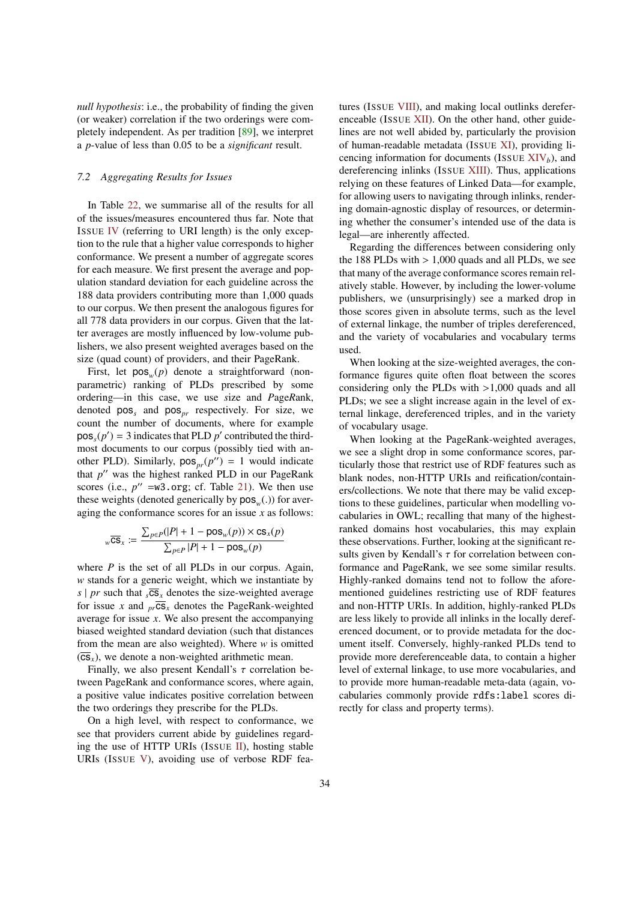*null hypothesis*: i.e., the probability of finding the given (or weaker) correlation if the two orderings were completely independent. As per tradition [89], we interpret a $p$-value of less than 0.05 to be a *significant* result.

### 7.2 Aggregating Results for Issues

In Table 22, we summarise all of the results for all of the issues/measures encountered thus far. Note that ISSUE IV (referring to URI length) is the only exception to the rule that a higher value corresponds to higher conformance. We present a number of aggregate scores for each measure. We first present the average and population standard deviation for each guideline across the 188 data providers contributing more than 1,000 quads to our corpus. We then present the analogous figures for all 778 data providers in our corpus. Given that the latter averages are mostly influenced by low-volume publishers, we also present weighted averages based on the size (quad count) of providers, and their PageRank.

First, let $\mathsf{pos}_w(p)$ denote a straightforward (non-parametric) ranking of PLDs prescribed by some ordering—in this case, we use *s*ize and *P*age*R*ank, denoted $\mathsf{pos}_s$ and $\mathsf{pos}_{pr}$ respectively. For size, we count the number of documents, where for example $\mathsf{pos}_s(p') = 3$ indicates that PLD $p'$ contributed the third-most documents to our corpus (possibly tied with another PLD). Similarly, $\mathsf{pos}_{pr}(p'') = 1$ would indicate that $p''$ was the highest ranked PLD in our PageRank scores (i.e., $p''$ =`w3.org`; cf. Table 21). We then use these weights (denoted generically by $\mathsf{pos}_w(.)$) for averaging the conformance scores for an issue $x$ as follows:

$$_w\overline{\mathsf{cs}}_x := \frac{\sum_{p \in P}(|P| + 1 - \mathsf{pos}_w(p)) \times \mathsf{cs}_x(p)}{\sum_{p \in P} |P| + 1 - \mathsf{pos}_w(p)}$$

where $P$ is the set of all PLDs in our corpus. Again, $w$ stands for a generic weight, which we instantiate by $s \mid pr$ such that $_s\overline{\mathsf{cs}}_x$ denotes the size-weighted average for issue $x$ and $_{pr}\overline{\mathsf{cs}}_x$ denotes the PageRank-weighted average for issue $x$. We also present the accompanying biased weighted standard deviation (such that distances from the mean are also weighted). Where $w$ is omitted ($\overline{\mathsf{cs}}_x$), we denote a non-weighted arithmetic mean.

Finally, we also present Kendall's $\tau$ correlation between PageRank and conformance scores, where again, a positive value indicates positive correlation between the two orderings they prescribe for the PLDs.

On a high level, with respect to conformance, we see that providers current abide by guidelines regarding the use of HTTP URIs (ISSUE II), hosting stable URIs (ISSUE V), avoiding use of verbose RDF features (ISSUE VIII), and making local outlinks dereferenceable (ISSUE XII). On the other hand, other guidelines are not well abided by, particularly the provision of human-readable metadata (ISSUE XI), providing licencing information for documents (ISSUE $\text{XIV}_b$), and dereferencing inlinks (ISSUE XIII). Thus, applications relying on these features of Linked Data—for example, for allowing users to navigating through inlinks, rendering domain-agnostic display of resources, or determining whether the consumer's intended use of the data is legal—are inherently affected.

Regarding the differences between considering only the 188 PLDs with > 1,000 quads and all PLDs, we see that many of the average conformance scores remain relatively stable. However, by including the lower-volume publishers, we (unsurprisingly) see a marked drop in those scores given in absolute terms, such as the level of external linkage, the number of triples dereferenced, and the variety of vocabularies and vocabulary terms used.

When looking at the size-weighted averages, the conformance figures quite often float between the scores considering only the PLDs with >1,000 quads and all PLDs; we see a slight increase again in the level of external linkage, dereferenced triples, and in the variety of vocabulary usage.

When looking at the PageRank-weighted averages, we see a slight drop in some conformance scores, particularly those that restrict use of RDF features such as blank nodes, non-HTTP URIs and reification/containers/collections. We note that there may be valid exceptions to these guidelines, particular when modelling vocabularies in OWL; recalling that many of the highest-ranked domains host vocabularies, this may explain these observations. Further, looking at the significant results given by Kendall's $\tau$ for correlation between conformance and PageRank, we see some similar results. Highly-ranked domains tend not to follow the aforementioned guidelines restricting use of RDF features and non-HTTP URIs. In addition, highly-ranked PLDs are less likely to provide all inlinks in the locally dereferenced document, or to provide metadata for the document itself. Conversely, highly-ranked PLDs tend to provide more dereferenceable data, to contain a higher level of external linkage, to use more vocabularies, and to provide more human-readable meta-data (again, vocabularies commonly provide `rdfs:label` scores directly for class and property terms).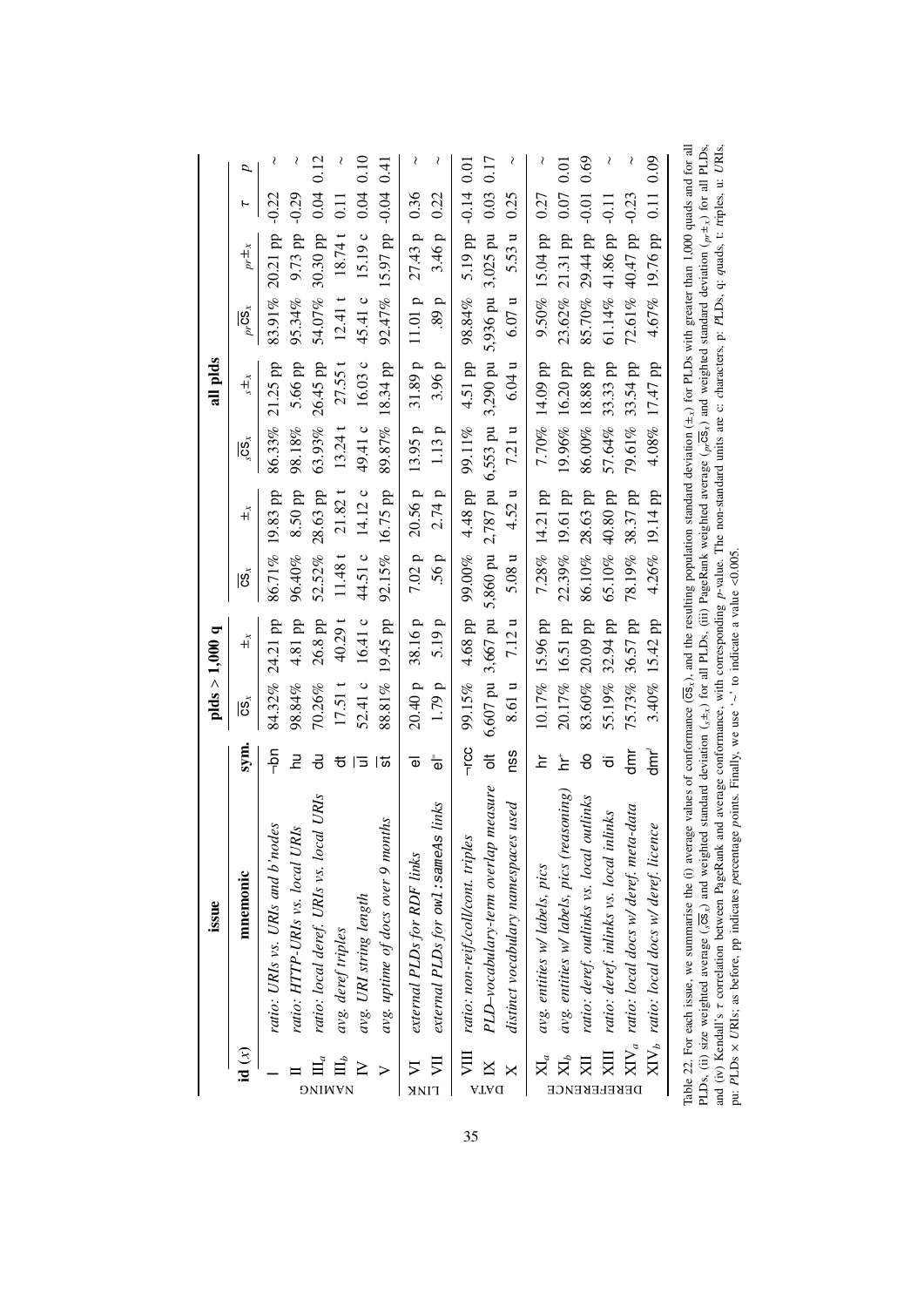| | issue | | | plds > 1,000 q | | | | all plds | | | | | |
|---|---|---|---|---|---|---|---|---|---|---|---|---|---|
| | id (x) | mnemonic | sym. | $\overline{\mathsf{cs}}_x$ | $\pm_x$ | $\overline{\mathsf{cs}}_x$ | $\pm_x$ | $_s\overline{\mathsf{cs}}_x$ | $_s\pm_x$ | $_{pr}\overline{\mathsf{cs}}_x$ | $_{pr}\pm_x$ | $\tau$ | $p$ |
| NAMING | I | *ratio: URIs vs. URIs and b'nodes* | ¬bn | 84.32% | 24.21 pp | 86.71% | 19.83 pp | 86.33% | 21.25 pp | 83.91% | 20.21 pp | -0.22 | ~ |
| | II | *ratio: HTTP-URIs vs. local URIs* | hu | 98.84% | 4.81 pp | 96.40% | 8.50 pp | 98.18% | 5.66 pp | 95.34% | 9.73 pp | -0.29 | ~ |
| | $\mathrm{III}_a$ | *ratio: local deref. URIs vs. local URIs* | du | 70.26% | 26.8 pp | 52.52% | 28.63 pp | 63.93% | 26.45 pp | 54.07% | 30.30 pp | 0.04 | 0.12 |
| | $\mathrm{III}_b$ | *avg. deref triples* | $\overline{\mathsf{dt}}$ | 17.51 t | 40.29 t | 11.48 t | 21.82 t | 13.24 t | 27.55 t | 12.41 t | 18.74 t | 0.11 | ~ |
| | IV | *avg. URI string length* | $\overline{\mathsf{ul}}$ | 52.41 c | 16.41 c | 44.51 c | 14.12 c | 49.41 c | 16.03 c | 45.41 c | 15.19 c | 0.04 | 0.10 |
| | V | *avg. uptime of docs over 9 months* | $\overline{\mathsf{st}}$ | 88.81% | 19.45 pp | 92.15% | 16.75 pp | 89.87% | 18.34 pp | 92.47% | 15.97 pp | -0.04 | 0.41 |
| LINK | VI | *external PLDs for RDF links* | el | 20.40 p | 38.16 p | 7.02 p | 20.56 p | 13.95 p | 31.89 p | 11.01 p | 27.43 p | 0.36 | ~ |
| | VII | *external PLDs for* owl:sameAs *links* | $\mathsf{el}^=$ | 1.79 p | 5.19 p | .56 p | 2.74 p | 1.13 p | 3.96 p | .89 p | 3.46 p | 0.22 | ~ |
| DATA | VIII | *ratio: non-reif./coll/cont. triples* | ¬rcc | 99.15% | 4.68 pp | 99.00% | 4.48 pp | 99.11% | 4.51 pp | 98.84% | 5.19 pp | -0.14 | 0.01 |
| | IX | *PLD–vocabulary-term overlap measure* | olt | 6,607 pu | 3,667 pu | 5,860 pu | 2,787 pu | 6,553 pu | 3,290 pu | 5,936 pu | 3,025 pu | 0.03 | 0.17 |
| | X | *distinct vocabulary namespaces used* | nss | 8.61 u | 7.12 u | 5.08 u | 4.52 u | 7.21 u | 6.04 u | 6.07 u | 5.53 u | 0.25 | ~ |
| DEREFERENCE | $\mathrm{XI}_a$ | *avg. entities w/ labels, pics* | hr | 10.17% | 15.96 pp | 7.28% | 14.21 pp | 7.70% | 14.09 pp | 9.50% | 15.04 pp | 0.27 | ~ |
| | $\mathrm{XI}_b$ | *avg. entities w/ labels, pics (reasoning)* | $\mathsf{hr}^r$ | 20.17% | 16.51 pp | 22.39% | 19.61 pp | 19.96% | 16.20 pp | 23.62% | 21.31 pp | 0.07 | 0.01 |
| | XII | *ratio: deref. outlinks vs. local outlinks* | do | 83.60% | 20.09 pp | 86.10% | 28.63 pp | 86.00% | 18.88 pp | 85.70% | 29.44 pp | -0.01 | 0.69 |
| | XIII | *ratio: deref. inlinks vs. local inlinks* | di | 55.19% | 32.94 pp | 65.10% | 40.80 pp | 57.64% | 33.33 pp | 61.14% | 41.86 pp | -0.11 | ~ |
| | $\mathrm{XIV}_a$ | *ratio: local docs w/ deref. meta-data* | dmr | 75.73% | 36.57 pp | 78.19% | 38.37 pp | 79.61% | 33.54 pp | 72.61% | 40.47 pp | -0.23 | ~ |
| | $\mathrm{XIV}_b$ | *ratio: local docs w/ deref. licence* | $\mathsf{dmr}^l$ | 3.40% | 15.42 pp | 4.26% | 19.14 pp | 4.08% | 17.47 pp | 4.67% | 19.76 pp | 0.11 | 0.09 |

Table 22. For each issue, we summarise the (i) average values of conformance ($\overline{\mathsf{cs}}_x$), and the resulting population standard deviation ($\pm_x$) for PLDs with greater than 1,000 quads and for all PLDs, (ii) size weighted average ($_s\overline{\mathsf{cs}}_x$) and weighted standard deviation ($_s\pm_x$) for all PLDs, (iii) PageRank weighted average ($_{pr}\overline{\mathsf{cs}}_x$) and weighted standard deviation ($_{pr}\pm_x$) for all PLDs, and (iv) Kendall's $\tau$ correlation between PageRank and average conformance, with corresponding $p$-value. The non-standard units are c: characters, p: *P*LDs, q: *q*uads, t: *t*riples, u: *U*RIs, pu: *P*LDs × *U*RIs; as before, pp indicates percentage points. Finally, we use '~' to indicate a value <0.005.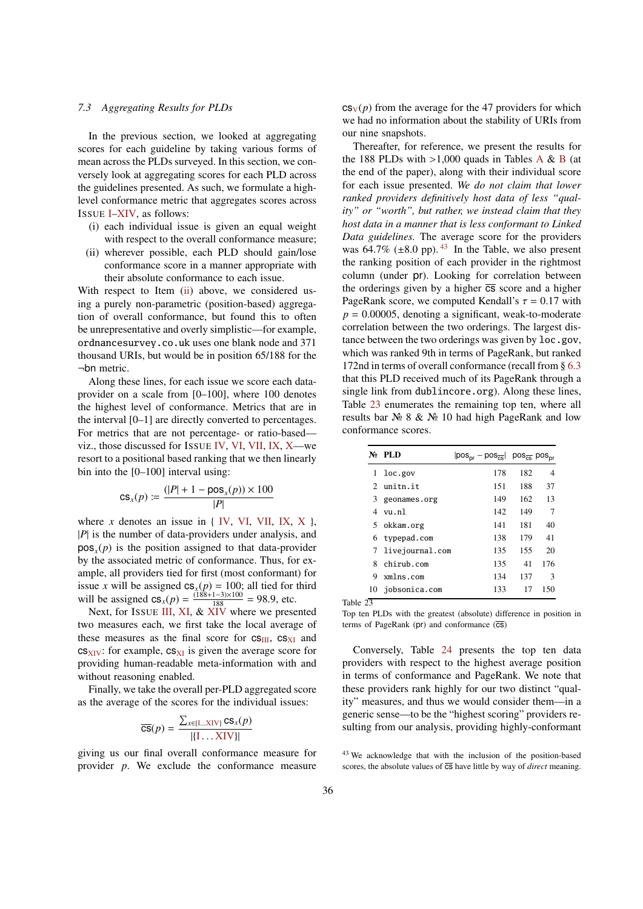### 7.3 Aggregating Results for PLDs

In the previous section, we looked at aggregating scores for each guideline by taking various forms of mean across the PLDs surveyed. In this section, we conversely look at aggregating scores for each PLD across the guidelines presented. As such, we formulate a high-level conformance metric that aggregates scores across ISSUE I–XIV, as follows:

(i) each individual issue is given an equal weight with respect to the overall conformance measure;
(ii) wherever possible, each PLD should gain/lose conformance score in a manner appropriate with their absolute conformance to each issue.

With respect to Item (ii) above, we considered using a purely non-parametric (position-based) aggregation of overall conformance, but found this to often be unrepresentative and overly simplistic—for example, `ordnancesurvey.co.uk` uses one blank node and 371 thousand URIs, but would be in position 65/188 for the ¬bn metric.

Along these lines, for each issue we score each data-provider on a scale from [0–100], where 100 denotes the highest level of conformance. Metrics that are in the interval [0–1] are directly converted to percentages. For metrics that are not percentage- or ratio-based—viz., those discussed for ISSUE IV, VI, VII, IX, X—we resort to a positional based ranking that we then linearly bin into the [0–100] interval using:

$$\mathsf{cs}_x(p) := \frac{(|P| + 1 - \mathsf{pos}_x(p)) \times 100}{|P|}$$

where $x$ denotes an issue in { IV, VI, VII, IX, X }, $|P|$ is the number of data-providers under analysis, and $\mathsf{pos}_x(p)$ is the position assigned to that data-provider by the associated metric of conformance. Thus, for example, all providers tied for first (most conformant) for issue $x$ will be assigned $\mathsf{cs}_x(p) = 100$; all tied for third will be assigned $\mathsf{cs}_x(p) = \frac{(188+1-3)\times 100}{188} = 98.9$, etc.

Next, for ISSUE III, XI, & XIV where we presented two measures each, we first take the local average of these measures as the final score for $\mathsf{cs}_{\mathrm{III}}$, $\mathsf{cs}_{\mathrm{XI}}$ and $\mathsf{cs}_{\mathrm{XIV}}$: for example, $\mathsf{cs}_{\mathrm{XI}}$ is given the average score for providing human-readable meta-information with and without reasoning enabled.

Finally, we take the overall per-PLD aggregated score as the average of the scores for the individual issues:

$$\overline{\mathsf{cs}}(p) = \frac{\sum_{x \in \{\mathrm{I} \ldots \mathrm{XIV}\}} \mathsf{cs}_x(p)}{|\{\mathrm{I} \ldots \mathrm{XIV}\}|}$$

giving us our final overall conformance measure for provider $p$. We exclude the conformance measure $\mathsf{cs}_{\mathrm{V}}(p)$ from the average for the 47 providers for which we had no information about the stability of URIs from our nine snapshots.

Thereafter, for reference, we present the results for the 188 PLDs with >1,000 quads in Tables A & B (at the end of the paper), along with their individual score for each issue presented. *We do not claim that lower ranked providers definitively host data of less "quality" or "worth", but rather, we instead claim that they host data in a manner that is less conformant to Linked Data guidelines.* The average score for the providers was 64.7% (±8.0 pp).[43] In the Table, we also present the ranking position of each provider in the rightmost column (under pr). Looking for correlation between the orderings given by a higher $\overline{\mathsf{cs}}$ score and a higher PageRank score, we computed Kendall's $\tau = 0.17$ with $p = 0.00005$, denoting a significant, weak-to-moderate correlation between the two orderings. The largest distance between the two orderings was given by `loc.gov`, which was ranked 9th in terms of PageRank, but ranked 172nd in terms of overall conformance (recall from § 6.3 that this PLD received much of its PageRank through a single link from `dublincore.org`). Along these lines, Table 23 enumerates the remaining top ten, where all results bar № 8 & № 10 had high PageRank and low conformance scores.

| № | PLD | $\lvert\mathsf{pos}_{\mathsf{pr}} - \mathsf{pos}_{\overline{\mathsf{cs}}}\rvert$ | $\mathsf{pos}_{\overline{\mathsf{cs}}}$ | $\mathsf{pos}_{\mathsf{pr}}$ |
|---|---|---|---|---|
| 1 | `loc.gov` | 178 | 182 | 4 |
| 2 | `unitn.it` | 151 | 188 | 37 |
| 3 | `geonames.org` | 149 | 162 | 13 |
| 4 | `vu.nl` | 142 | 149 | 7 |
| 5 | `okkam.org` | 141 | 181 | 40 |
| 6 | `typepad.com` | 138 | 179 | 41 |
| 7 | `livejournal.com` | 135 | 155 | 20 |
| 8 | `chirub.com` | 135 | 41 | 176 |
| 9 | `xmlns.com` | 134 | 137 | 3 |
| 10 | `jobsonica.com` | 133 | 17 | 150 |

Table 23
Top ten PLDs with the greatest (absolute) difference in position in terms of PageRank (pr) and conformance ($\overline{\mathsf{cs}}$)

Conversely, Table 24 presents the top ten data providers with respect to the highest average position in terms of conformance and PageRank. We note that these providers rank highly for our two distinct "quality" measures, and thus we would consider them—in a generic sense—to be the "highest scoring" providers resulting from our analysis, providing highly-conformant

[43] We acknowledge that with the inclusion of the position-based scores, the absolute values of $\overline{\mathsf{cs}}$ have little by way of *direct* meaning.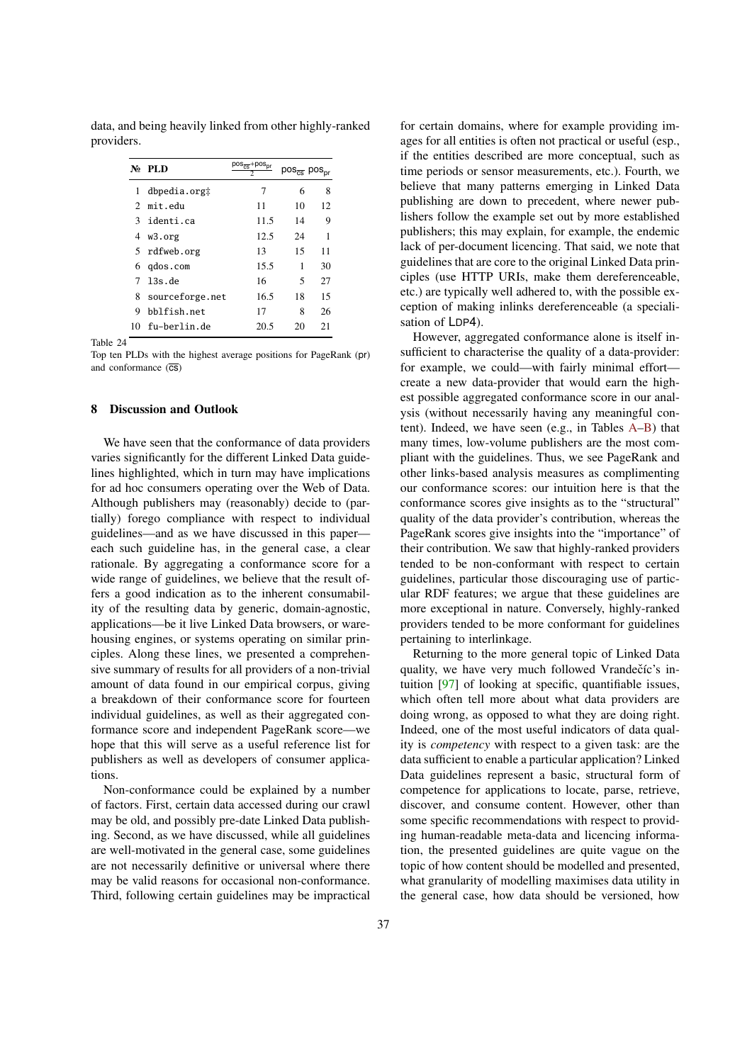data, and being heavily linked from other highly-ranked providers.

| № | PLD | $\frac{pos_{\overline{cs}}+pos_{pr}}{2}$ | $pos_{\overline{cs}}$ | $pos_{pr}$ |
|---|---|---|---|---|
| 1 | dbpedia.org‡ | 7 | 6 | 8 |
| 2 | mit.edu | 11 | 10 | 12 |
| 3 | identi.ca | 11.5 | 14 | 9 |
| 4 | w3.org | 12.5 | 24 | 1 |
| 5 | rdfweb.org | 13 | 15 | 11 |
| 6 | qdos.com | 15.5 | 1 | 30 |
| 7 | l3s.de | 16 | 5 | 27 |
| 8 | sourceforge.net | 16.5 | 18 | 15 |
| 9 | bblfish.net | 17 | 8 | 26 |
| 10 | fu-berlin.de | 20.5 | 20 | 21 |

Table 24
Top ten PLDs with the highest average positions for PageRank (pr) and conformance ($\overline{cs}$)

## 8 Discussion and Outlook

We have seen that the conformance of data providers varies significantly for the different Linked Data guidelines highlighted, which in turn may have implications for ad hoc consumers operating over the Web of Data. Although publishers may (reasonably) decide to (partially) forego compliance with respect to individual guidelines—and as we have discussed in this paper—each such guideline has, in the general case, a clear rationale. By aggregating a conformance score for a wide range of guidelines, we believe that the result offers a good indication as to the inherent consumability of the resulting data by generic, domain-agnostic, applications—be it live Linked Data browsers, or warehousing engines, or systems operating on similar principles. Along these lines, we presented a comprehensive summary of results for all providers of a non-trivial amount of data found in our empirical corpus, giving a breakdown of their conformance score for fourteen individual guidelines, as well as their aggregated conformance score and independent PageRank score—we hope that this will serve as a useful reference list for publishers as well as developers of consumer applications.

Non-conformance could be explained by a number of factors. First, certain data accessed during our crawl may be old, and possibly pre-date Linked Data publishing. Second, as we have discussed, while all guidelines are well-motivated in the general case, some guidelines are not necessarily definitive or universal where there may be valid reasons for occasional non-conformance. Third, following certain guidelines may be impractical for certain domains, where for example providing images for all entities is often not practical or useful (esp., if the entities described are more conceptual, such as time periods or sensor measurements, etc.). Fourth, we believe that many patterns emerging in Linked Data publishing are down to precedent, where newer publishers follow the example set out by more established publishers; this may explain, for example, the endemic lack of per-document licencing. That said, we note that guidelines that are core to the original Linked Data principles (use HTTP URIs, make them dereferenceable, etc.) are typically well adhered to, with the possible exception of making inlinks dereferenceable (a specialisation of LDP4).

However, aggregated conformance alone is itself insufficient to characterise the quality of a data-provider: for example, we could—with fairly minimal effort—create a new data-provider that would earn the highest possible aggregated conformance score in our analysis (without necessarily having any meaningful content). Indeed, we have seen (e.g., in Tables A–B) that many times, low-volume publishers are the most compliant with the guidelines. Thus, we see PageRank and other links-based analysis measures as complimenting our conformance scores: our intuition here is that the conformance scores give insights as to the "structural" quality of the data provider's contribution, whereas the PageRank scores give insights into the "importance" of their contribution. We saw that highly-ranked providers tended to be non-conformant with respect to certain guidelines, particular those discouraging use of particular RDF features; we argue that these guidelines are more exceptional in nature. Conversely, highly-ranked providers tended to be more conformant for guidelines pertaining to interlinkage.

Returning to the more general topic of Linked Data quality, we have very much followed Vrandečíc's intuition [97] of looking at specific, quantifiable issues, which often tell more about what data providers are doing wrong, as opposed to what they are doing right. Indeed, one of the most useful indicators of data quality is *competency* with respect to a given task: are the data sufficient to enable a particular application? Linked Data guidelines represent a basic, structural form of competence for applications to locate, parse, retrieve, discover, and consume content. However, other than some specific recommendations with respect to providing human-readable meta-data and licencing information, the presented guidelines are quite vague on the topic of how content should be modelled and presented, what granularity of modelling maximises data utility in the general case, how data should be versioned, how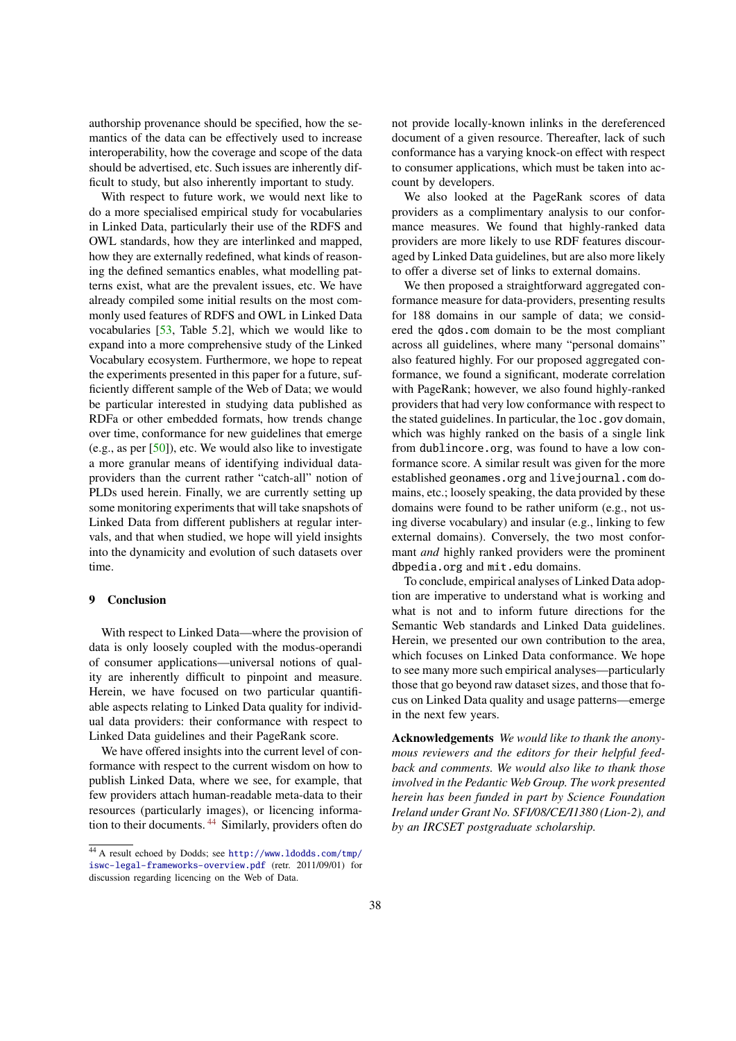authorship provenance should be specified, how the semantics of the data can be effectively used to increase interoperability, how the coverage and scope of the data should be advertised, etc. Such issues are inherently difficult to study, but also inherently important to study.

With respect to future work, we would next like to do a more specialised empirical study for vocabularies in Linked Data, particularly their use of the RDFS and OWL standards, how they are interlinked and mapped, how they are externally redefined, what kinds of reasoning the defined semantics enables, what modelling patterns exist, what are the prevalent issues, etc. We have already compiled some initial results on the most commonly used features of RDFS and OWL in Linked Data vocabularies [53, Table 5.2], which we would like to expand into a more comprehensive study of the Linked Vocabulary ecosystem. Furthermore, we hope to repeat the experiments presented in this paper for a future, sufficiently different sample of the Web of Data; we would be particular interested in studying data published as RDFa or other embedded formats, how trends change over time, conformance for new guidelines that emerge (e.g., as per [50]), etc. We would also like to investigate a more granular means of identifying individual data-providers than the current rather "catch-all" notion of PLDs used herein. Finally, we are currently setting up some monitoring experiments that will take snapshots of Linked Data from different publishers at regular intervals, and that when studied, we hope will yield insights into the dynamicity and evolution of such datasets over time.

## 9 Conclusion

With respect to Linked Data—where the provision of data is only loosely coupled with the modus-operandi of consumer applications—universal notions of quality are inherently difficult to pinpoint and measure. Herein, we have focused on two particular quantifiable aspects relating to Linked Data quality for individual data providers: their conformance with respect to Linked Data guidelines and their PageRank score.

We have offered insights into the current level of conformance with respect to the current wisdom on how to publish Linked Data, where we see, for example, that few providers attach human-readable meta-data to their resources (particularly images), or licencing information to their documents. [44] Similarly, providers often do not provide locally-known inlinks in the dereferenced document of a given resource. Thereafter, lack of such conformance has a varying knock-on effect with respect to consumer applications, which must be taken into account by developers.

We also looked at the PageRank scores of data providers as a complimentary analysis to our conformance measures. We found that highly-ranked data providers are more likely to use RDF features discouraged by Linked Data guidelines, but are also more likely to offer a diverse set of links to external domains.

We then proposed a straightforward aggregated conformance measure for data-providers, presenting results for 188 domains in our sample of data; we considered the `qdos.com` domain to be the most compliant across all guidelines, where many "personal domains" also featured highly. For our proposed aggregated conformance, we found a significant, moderate correlation with PageRank; however, we also found highly-ranked providers that had very low conformance with respect to the stated guidelines. In particular, the `loc.gov` domain, which was highly ranked on the basis of a single link from `dublincore.org`, was found to have a low conformance score. A similar result was given for the more established `geonames.org` and `livejournal.com` domains, etc.; loosely speaking, the data provided by these domains were found to be rather uniform (e.g., not using diverse vocabulary) and insular (e.g., linking to few external domains). Conversely, the two most conformant *and* highly ranked providers were the prominent `dbpedia.org` and `mit.edu` domains.

To conclude, empirical analyses of Linked Data adoption are imperative to understand what is working and what is not and to inform future directions for the Semantic Web standards and Linked Data guidelines. Herein, we presented our own contribution to the area, which focuses on Linked Data conformance. We hope to see many more such empirical analyses—particularly those that go beyond raw dataset sizes, and those that focus on Linked Data quality and usage patterns—emerge in the next few years.

**Acknowledgements** *We would like to thank the anonymous reviewers and the editors for their helpful feedback and comments. We would also like to thank those involved in the Pedantic Web Group. The work presented herein has been funded in part by Science Foundation Ireland under Grant No. SFI/08/CE/I1380 (Lion-2), and by an IRCSET postgraduate scholarship.*

---

[44] A result echoed by Dodds; see http://www.ldodds.com/tmp/iswc-legal-frameworks-overview.pdf (retr. 2011/09/01) for discussion regarding licencing on the Web of Data.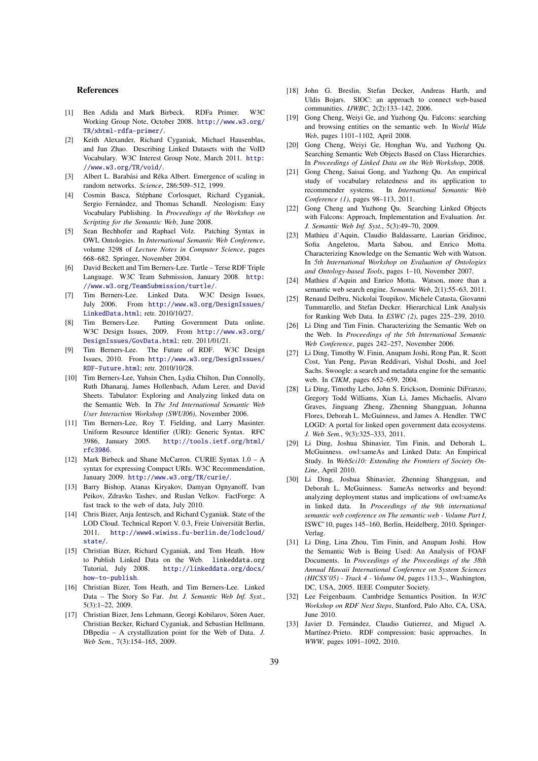### References

[1] Ben Adida and Mark Birbeck. RDFa Primer. W3C Working Group Note, October 2008. http://www.w3.org/TR/xhtml-rdfa-primer/.

[2] Keith Alexander, Richard Cyganiak, Michael Hausenblas, and Jun Zhao. Describing Linked Datasets with the VoID Vocabulary. W3C Interest Group Note, March 2011. http://www.w3.org/TR/void/.

[3] Albert L. Barabási and Réka Albert. Emergence of scaling in random networks. *Science*, 286:509–512, 1999.

[4] Cosmin Basca, Stéphane Corlosquet, Richard Cyganiak, Sergio Fernández, and Thomas Schandl. Neologism: Easy Vocabulary Publishing. In *Proceedings of the Workshop on Scripting for the Semantic Web*, June 2008.

[5] Sean Bechhofer and Raphael Volz. Patching Syntax in OWL Ontologies. In *International Semantic Web Conference*, volume 3298 of *Lecture Notes in Computer Science*, pages 668–682. Springer, November 2004.

[6] David Beckett and Tim Berners-Lee. Turtle – Terse RDF Triple Language. W3C Team Submission, January 2008. http://www.w3.org/TeamSubmission/turtle/.

[7] Tim Berners-Lee. Linked Data. W3C Design Issues, July 2006. From http://www.w3.org/DesignIssues/LinkedData.html; retr. 2010/10/27.

[8] Tim Berners-Lee. Putting Government Data online. W3C Design Issues, 2009. From http://www.w3.org/DesignIssues/GovData.html; retr. 2011/01/21.

[9] Tim Berners-Lee. The Future of RDF. W3C Design Issues, 2010. From http://www.w3.org/DesignIssues/RDF-Future.html; retr. 2010/10/28.

[10] Tim Berners-Lee, Yuhsin Chen, Lydia Chilton, Dan Connolly, Ruth Dhanaraj, James Hollenbach, Adam Lerer, and David Sheets. Tabulator: Exploring and Analyzing linked data on the Semantic Web. In *The 3rd International Semantic Web User Interaction Workshop (SWUI06)*, November 2006.

[11] Tim Berners-Lee, Roy T. Fielding, and Larry Masinter. Uniform Resource Identifier (URI): Generic Syntax. RFC 3986, January 2005. http://tools.ietf.org/html/rfc3986.

[12] Mark Birbeck and Shane McCarron. CURIE Syntax 1.0 – A syntax for expressing Compact URIs. W3C Recommendation, January 2009. http://www.w3.org/TR/curie/.

[13] Barry Bishop, Atanas Kiryakov, Damyan Ognyanoff, Ivan Peikov, Zdravko Tashev, and Ruslan Velkov. FactForge: A fast track to the web of data, July 2010.

[14] Chris Bizer, Anja Jentzsch, and Richard Cyganiak. State of the LOD Cloud. Technical Report V. 0.3, Freie Universität Berlin, 2011. http://www4.wiwiss.fu-berlin.de/lodcloud/state/.

[15] Christian Bizer, Richard Cyganiak, and Tom Heath. How to Publish Linked Data on the Web. linkeddata.org Tutorial, July 2008. http://linkeddata.org/docs/how-to-publish.

[16] Christian Bizer, Tom Heath, and Tim Berners-Lee. Linked Data – The Story So Far. *Int. J. Semantic Web Inf. Syst.*, 5(3):1–22, 2009.

[17] Christian Bizer, Jens Lehmann, Georgi Kobilarov, Sören Auer, Christian Becker, Richard Cyganiak, and Sebastian Hellmann. DBpedia – A crystallization point for the Web of Data. *J. Web Sem.*, 7(3):154–165, 2009.

[18] John G. Breslin, Stefan Decker, Andreas Harth, and Uldis Bojars. SIOC: an approach to connect web-based communities. *IJWBC*, 2(2):133–142, 2006.

[19] Gong Cheng, Weiyi Ge, and Yuzhong Qu. Falcons: searching and browsing entities on the semantic web. In *World Wide Web*, pages 1101–1102, April 2008.

[20] Gong Cheng, Weiyi Ge, Honghan Wu, and Yuzhong Qu. Searching Semantic Web Objects Based on Class Hierarchies. In *Proceedings of Linked Data on the Web Workshop*, 2008.

[21] Gong Cheng, Saisai Gong, and Yuzhong Qu. An empirical study of vocabulary relatedness and its application to recommender systems. In *International Semantic Web Conference (1)*, pages 98–113, 2011.

[22] Gong Cheng and Yuzhong Qu. Searching Linked Objects with Falcons: Approach, Implementation and Evaluation. *Int. J. Semantic Web Inf. Syst.*, 5(3):49–70, 2009.

[23] Mathieu d'Aquin, Claudio Baldassarre, Laurian Gridinoc, Sofia Angeletou, Marta Sabou, and Enrico Motta. Characterizing Knowledge on the Semantic Web with Watson. In *5th International Workshop on Evaluation of Ontologies and Ontology-based Tools*, pages 1–10, November 2007.

[24] Mathieu d'Aquin and Enrico Motta. Watson, more than a semantic web search engine. *Semantic Web*, 2(1):55–63, 2011.

[25] Renaud Delbru, Nickolai Toupikov, Michele Catasta, Giovanni Tummarello, and Stefan Decker. Hierarchical Link Analysis for Ranking Web Data. In *ESWC (2)*, pages 225–239, 2010.

[26] Li Ding and Tim Finin. Characterizing the Semantic Web on the Web. In *Proceedings of the 5th International Semantic Web Conference*, pages 242–257, November 2006.

[27] Li Ding, Timothy W. Finin, Anupam Joshi, Rong Pan, R. Scott Cost, Yun Peng, Pavan Reddivari, Vishal Doshi, and Joel Sachs. Swoogle: a search and metadata engine for the semantic web. In *CIKM*, pages 652–659, 2004.

[28] Li Ding, Timothy Lebo, John S. Erickson, Dominic DiFranzo, Gregory Todd Williams, Xian Li, James Michaelis, Alvaro Graves, Jinguang Zheng, Zhenning Shangguan, Johanna Flores, Deborah L. McGuinness, and James A. Hendler. TWC LOGD: A portal for linked open government data ecosystems. *J. Web Sem.*, 9(3):325–333, 2011.

[29] Li Ding, Joshua Shinavier, Tim Finin, and Deborah L. McGuinness. owl:sameAs and Linked Data: An Empirical Study. In *WebSci10: Extending the Frontiers of Society On-Line*, April 2010.

[30] Li Ding, Joshua Shinavier, Zhenning Shangguan, and Deborah L. McGuinness. SameAs networks and beyond: analyzing deployment status and implications of owl:sameAs in linked data. In *Proceedings of the 9th international semantic web conference on The semantic web - Volume Part I*, ISWC'10, pages 145–160, Berlin, Heidelberg, 2010. Springer-Verlag.

[31] Li Ding, Lina Zhou, Tim Finin, and Anupam Joshi. How the Semantic Web is Being Used: An Analysis of FOAF Documents. In *Proceedings of the Proceedings of the 38th Annual Hawaii International Conference on System Sciences (HICSS'05) - Track 4 - Volume 04*, pages 113.3–, Washington, DC, USA, 2005. IEEE Computer Society.

[32] Lee Feigenbaum. Cambridge Semantics Position. In *W3C Workshop on RDF Next Steps*, Stanford, Palo Alto, CA, USA, June 2010.

[33] Javier D. Fernández, Claudio Gutierrez, and Miguel A. Martínez-Prieto. RDF compression: basic approaches. In *WWW*, pages 1091–1092, 2010.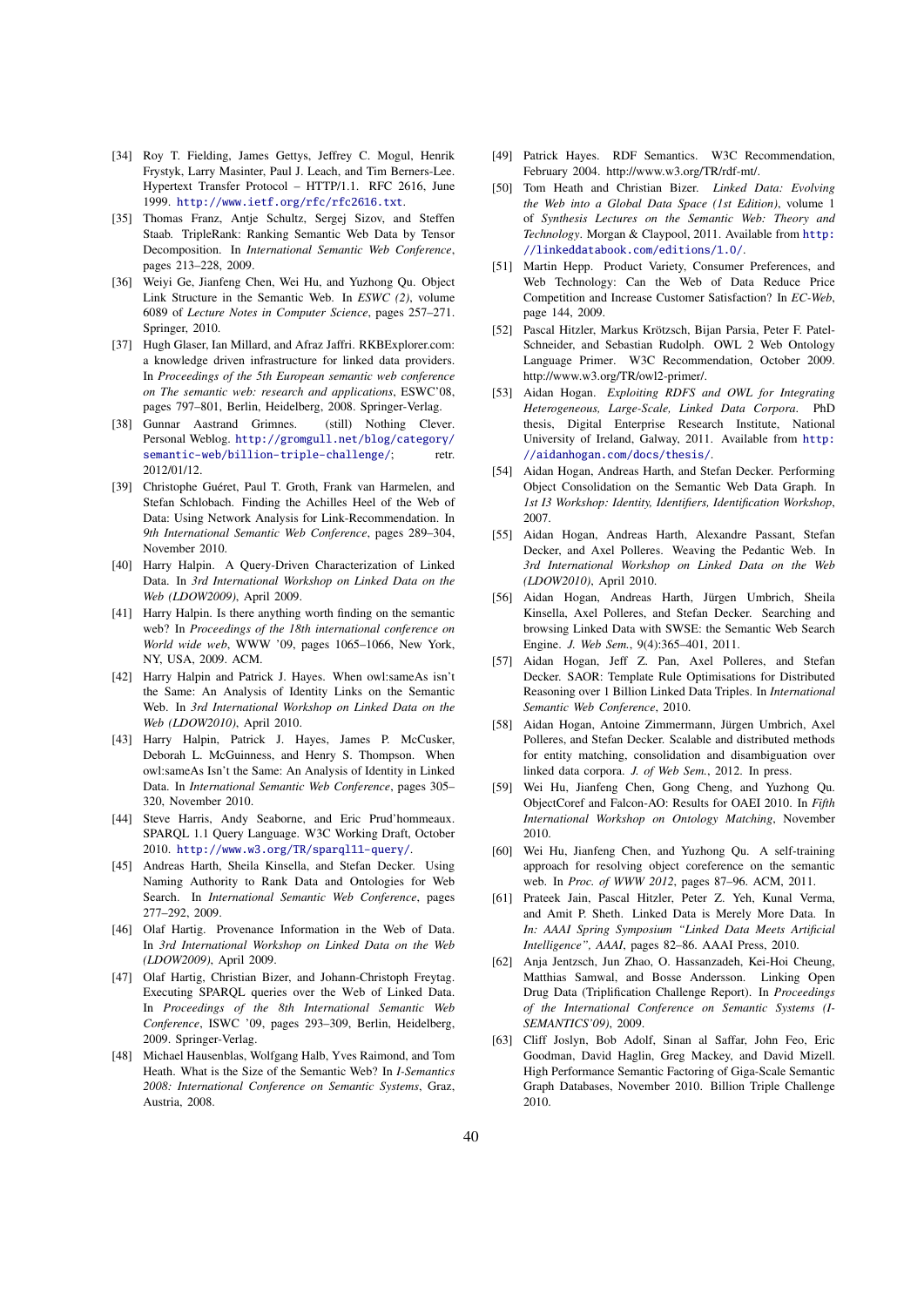[34] Roy T. Fielding, James Gettys, Jeffrey C. Mogul, Henrik Frystyk, Larry Masinter, Paul J. Leach, and Tim Berners-Lee. Hypertext Transfer Protocol – HTTP/1.1. RFC 2616, June 1999. http://www.ietf.org/rfc/rfc2616.txt.

[35] Thomas Franz, Antje Schultz, Sergej Sizov, and Steffen Staab. TripleRank: Ranking Semantic Web Data by Tensor Decomposition. In *International Semantic Web Conference*, pages 213–228, 2009.

[36] Weiyi Ge, Jianfeng Chen, Wei Hu, and Yuzhong Qu. Object Link Structure in the Semantic Web. In *ESWC (2)*, volume 6089 of *Lecture Notes in Computer Science*, pages 257–271. Springer, 2010.

[37] Hugh Glaser, Ian Millard, and Afraz Jaffri. RKBExplorer.com: a knowledge driven infrastructure for linked data providers. In *Proceedings of the 5th European semantic web conference on The semantic web: research and applications*, ESWC'08, pages 797–801, Berlin, Heidelberg, 2008. Springer-Verlag.

[38] Gunnar Aastrand Grimnes. (still) Nothing Clever. Personal Weblog. http://gromgull.net/blog/category/semantic-web/billion-triple-challenge/; retr. 2012/01/12.

[39] Christophe Guéret, Paul T. Groth, Frank van Harmelen, and Stefan Schlobach. Finding the Achilles Heel of the Web of Data: Using Network Analysis for Link-Recommendation. In *9th International Semantic Web Conference*, pages 289–304, November 2010.

[40] Harry Halpin. A Query-Driven Characterization of Linked Data. In *3rd International Workshop on Linked Data on the Web (LDOW2009)*, April 2009.

[41] Harry Halpin. Is there anything worth finding on the semantic web? In *Proceedings of the 18th international conference on World wide web*, WWW '09, pages 1065–1066, New York, NY, USA, 2009. ACM.

[42] Harry Halpin and Patrick J. Hayes. When owl:sameAs isn't the Same: An Analysis of Identity Links on the Semantic Web. In *3rd International Workshop on Linked Data on the Web (LDOW2010)*, April 2010.

[43] Harry Halpin, Patrick J. Hayes, James P. McCusker, Deborah L. McGuinness, and Henry S. Thompson. When owl:sameAs Isn't the Same: An Analysis of Identity in Linked Data. In *International Semantic Web Conference*, pages 305–320, November 2010.

[44] Steve Harris, Andy Seaborne, and Eric Prud'hommeaux. SPARQL 1.1 Query Language. W3C Working Draft, October 2010. http://www.w3.org/TR/sparql11-query/.

[45] Andreas Harth, Sheila Kinsella, and Stefan Decker. Using Naming Authority to Rank Data and Ontologies for Web Search. In *International Semantic Web Conference*, pages 277–292, 2009.

[46] Olaf Hartig. Provenance Information in the Web of Data. In *3rd International Workshop on Linked Data on the Web (LDOW2009)*, April 2009.

[47] Olaf Hartig, Christian Bizer, and Johann-Christoph Freytag. Executing SPARQL queries over the Web of Linked Data. In *Proceedings of the 8th International Semantic Web Conference*, ISWC '09, pages 293–309, Berlin, Heidelberg, 2009. Springer-Verlag.

[48] Michael Hausenblas, Wolfgang Halb, Yves Raimond, and Tom Heath. What is the Size of the Semantic Web? In *I-Semantics 2008: International Conference on Semantic Systems*, Graz, Austria, 2008.

[49] Patrick Hayes. RDF Semantics. W3C Recommendation, February 2004. http://www.w3.org/TR/rdf-mt/.

[50] Tom Heath and Christian Bizer. *Linked Data: Evolving the Web into a Global Data Space (1st Edition)*, volume 1 of *Synthesis Lectures on the Semantic Web: Theory and Technology*. Morgan & Claypool, 2011. Available from http://linkeddatabook.com/editions/1.0/.

[51] Martin Hepp. Product Variety, Consumer Preferences, and Web Technology: Can the Web of Data Reduce Price Competition and Increase Customer Satisfaction? In *EC-Web*, page 144, 2009.

[52] Pascal Hitzler, Markus Krötzsch, Bijan Parsia, Peter F. Patel-Schneider, and Sebastian Rudolph. OWL 2 Web Ontology Language Primer. W3C Recommendation, October 2009. http://www.w3.org/TR/owl2-primer/.

[53] Aidan Hogan. *Exploiting RDFS and OWL for Integrating Heterogeneous, Large-Scale, Linked Data Corpora*. PhD thesis, Digital Enterprise Research Institute, National University of Ireland, Galway, 2011. Available from http://aidanhogan.com/docs/thesis/.

[54] Aidan Hogan, Andreas Harth, and Stefan Decker. Performing Object Consolidation on the Semantic Web Data Graph. In *1st I3 Workshop: Identity, Identifiers, Identification Workshop*, 2007.

[55] Aidan Hogan, Andreas Harth, Alexandre Passant, Stefan Decker, and Axel Polleres. Weaving the Pedantic Web. In *3rd International Workshop on Linked Data on the Web (LDOW2010)*, April 2010.

[56] Aidan Hogan, Andreas Harth, Jürgen Umbrich, Sheila Kinsella, Axel Polleres, and Stefan Decker. Searching and browsing Linked Data with SWSE: the Semantic Web Search Engine. *J. Web Sem.*, 9(4):365–401, 2011.

[57] Aidan Hogan, Jeff Z. Pan, Axel Polleres, and Stefan Decker. SAOR: Template Rule Optimisations for Distributed Reasoning over 1 Billion Linked Data Triples. In *International Semantic Web Conference*, 2010.

[58] Aidan Hogan, Antoine Zimmermann, Jürgen Umbrich, Axel Polleres, and Stefan Decker. Scalable and distributed methods for entity matching, consolidation and disambiguation over linked data corpora. *J. of Web Sem.*, 2012. In press.

[59] Wei Hu, Jianfeng Chen, Gong Cheng, and Yuzhong Qu. ObjectCoref and Falcon-AO: Results for OAEI 2010. In *Fifth International Workshop on Ontology Matching*, November 2010.

[60] Wei Hu, Jianfeng Chen, and Yuzhong Qu. A self-training approach for resolving object coreference on the semantic web. In *Proc. of WWW 2012*, pages 87–96. ACM, 2011.

[61] Prateek Jain, Pascal Hitzler, Peter Z. Yeh, Kunal Verma, and Amit P. Sheth. Linked Data is Merely More Data. In *In: AAAI Spring Symposium "Linked Data Meets Artificial Intelligence", AAAI*, pages 82–86. AAAI Press, 2010.

[62] Anja Jentzsch, Jun Zhao, O. Hassanzadeh, Kei-Hoi Cheung, Matthias Samwal, and Bosse Andersson. Linking Open Drug Data (Triplification Challenge Report). In *Proceedings of the International Conference on Semantic Systems (I-SEMANTICS'09)*, 2009.

[63] Cliff Joslyn, Bob Adolf, Sinan al Saffar, John Feo, Eric Goodman, David Haglin, Greg Mackey, and David Mizell. High Performance Semantic Factoring of Giga-Scale Semantic Graph Databases, November 2010. Billion Triple Challenge 2010.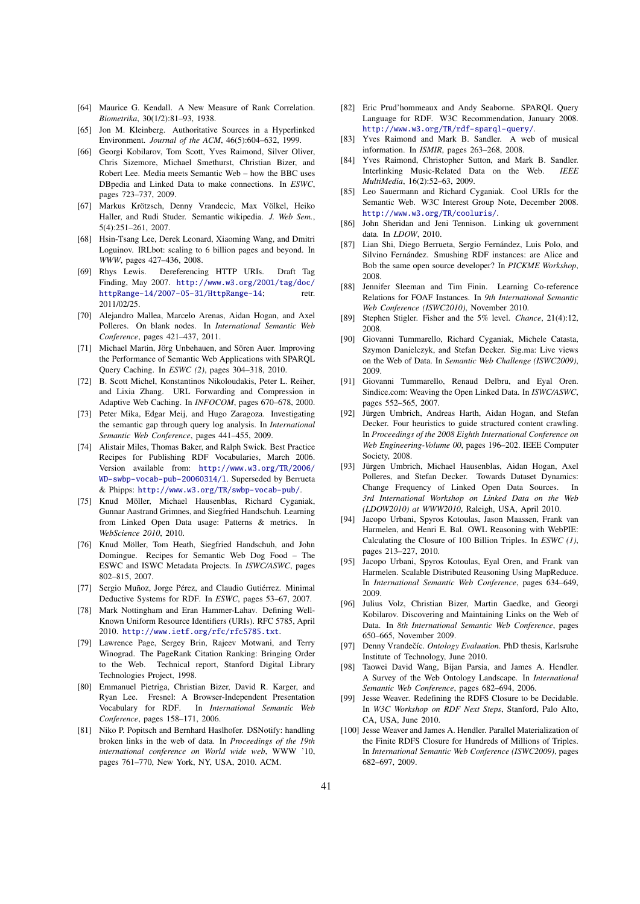- [64] Maurice G. Kendall. A New Measure of Rank Correlation. *Biometrika*, 30(1/2):81–93, 1938.
- [65] Jon M. Kleinberg. Authoritative Sources in a Hyperlinked Environment. *Journal of the ACM*, 46(5):604–632, 1999.
- [66] Georgi Kobilarov, Tom Scott, Yves Raimond, Silver Oliver, Chris Sizemore, Michael Smethurst, Christian Bizer, and Robert Lee. Media meets Semantic Web – how the BBC uses DBpedia and Linked Data to make connections. In *ESWC*, pages 723–737, 2009.
- [67] Markus Krötzsch, Denny Vrandecic, Max Völkel, Heiko Haller, and Rudi Studer. Semantic wikipedia. *J. Web Sem.*, 5(4):251–261, 2007.
- [68] Hsin-Tsang Lee, Derek Leonard, Xiaoming Wang, and Dmitri Loguinov. IRLbot: scaling to 6 billion pages and beyond. In *WWW*, pages 427–436, 2008.
- [69] Rhys Lewis. Dereferencing HTTP URIs. Draft Tag Finding, May 2007. http://www.w3.org/2001/tag/doc/httpRange-14/2007-05-31/HttpRange-14; retr. 2011/02/25.
- [70] Alejandro Mallea, Marcelo Arenas, Aidan Hogan, and Axel Polleres. On blank nodes. In *International Semantic Web Conference*, pages 421–437, 2011.
- [71] Michael Martin, Jörg Unbehauen, and Sören Auer. Improving the Performance of Semantic Web Applications with SPARQL Query Caching. In *ESWC (2)*, pages 304–318, 2010.
- [72] B. Scott Michel, Konstantinos Nikoloudakis, Peter L. Reiher, and Lixia Zhang. URL Forwarding and Compression in Adaptive Web Caching. In *INFOCOM*, pages 670–678, 2000.
- [73] Peter Mika, Edgar Meij, and Hugo Zaragoza. Investigating the semantic gap through query log analysis. In *International Semantic Web Conference*, pages 441–455, 2009.
- [74] Alistair Miles, Thomas Baker, and Ralph Swick. Best Practice Recipes for Publishing RDF Vocabularies, March 2006. Version available from: http://www.w3.org/TR/2006/WD-swbp-vocab-pub-20060314/l. Superseded by Berrueta & Phipps: http://www.w3.org/TR/swbp-vocab-pub/.
- [75] Knud Möller, Michael Hausenblas, Richard Cyganiak, Gunnar Aastrand Grimnes, and Siegfried Handschuh. Learning from Linked Open Data usage: Patterns & metrics. In *WebScience 2010*, 2010.
- [76] Knud Möller, Tom Heath, Siegfried Handschuh, and John Domingue. Recipes for Semantic Web Dog Food – The ESWC and ISWC Metadata Projects. In *ISWC/ASWC*, pages 802–815, 2007.
- [77] Sergio Muñoz, Jorge Pérez, and Claudio Gutiérrez. Minimal Deductive Systems for RDF. In *ESWC*, pages 53–67, 2007.
- [78] Mark Nottingham and Eran Hammer-Lahav. Defining Well-Known Uniform Resource Identifiers (URIs). RFC 5785, April 2010. http://www.ietf.org/rfc/rfc5785.txt.
- [79] Lawrence Page, Sergey Brin, Rajeev Motwani, and Terry Winograd. The PageRank Citation Ranking: Bringing Order to the Web. Technical report, Stanford Digital Library Technologies Project, 1998.
- [80] Emmanuel Pietriga, Christian Bizer, David R. Karger, and Ryan Lee. Fresnel: A Browser-Independent Presentation Vocabulary for RDF. In *International Semantic Web Conference*, pages 158–171, 2006.
- [81] Niko P. Popitsch and Bernhard Haslhofer. DSNotify: handling broken links in the web of data. In *Proceedings of the 19th international conference on World wide web*, WWW '10, pages 761–770, New York, NY, USA, 2010. ACM.
- [82] Eric Prud'hommeaux and Andy Seaborne. SPARQL Query Language for RDF. W3C Recommendation, January 2008. http://www.w3.org/TR/rdf-sparql-query/.
- [83] Yves Raimond and Mark B. Sandler. A web of musical information. In *ISMIR*, pages 263–268, 2008.
- [84] Yves Raimond, Christopher Sutton, and Mark B. Sandler. Interlinking Music-Related Data on the Web. *IEEE MultiMedia*, 16(2):52–63, 2009.
- [85] Leo Sauermann and Richard Cyganiak. Cool URIs for the Semantic Web. W3C Interest Group Note, December 2008. http://www.w3.org/TR/cooluris/.
- [86] John Sheridan and Jeni Tennison. Linking uk government data. In *LDOW*, 2010.
- [87] Lian Shi, Diego Berrueta, Sergio Fernández, Luis Polo, and Silvino Fernández. Smushing RDF instances: are Alice and Bob the same open source developer? In *PICKME Workshop*, 2008.
- [88] Jennifer Sleeman and Tim Finin. Learning Co-reference Relations for FOAF Instances. In *9th International Semantic Web Conference (ISWC2010)*, November 2010.
- [89] Stephen Stigler. Fisher and the 5% level. *Chance*, 21(4):12, 2008.
- [90] Giovanni Tummarello, Richard Cyganiak, Michele Catasta, Szymon Danielczyk, and Stefan Decker. Sig.ma: Live views on the Web of Data. In *Semantic Web Challenge (ISWC2009)*, 2009.
- [91] Giovanni Tummarello, Renaud Delbru, and Eyal Oren. Sindice.com: Weaving the Open Linked Data. In *ISWC/ASWC*, pages 552–565, 2007.
- [92] Jürgen Umbrich, Andreas Harth, Aidan Hogan, and Stefan Decker. Four heuristics to guide structured content crawling. In *Proceedings of the 2008 Eighth International Conference on Web Engineering-Volume 00*, pages 196–202. IEEE Computer Society, 2008.
- [93] Jürgen Umbrich, Michael Hausenblas, Aidan Hogan, Axel Polleres, and Stefan Decker. Towards Dataset Dynamics: Change Frequency of Linked Open Data Sources. In *3rd International Workshop on Linked Data on the Web (LDOW2010) at WWW2010*, Raleigh, USA, April 2010.
- [94] Jacopo Urbani, Spyros Kotoulas, Jason Maassen, Frank van Harmelen, and Henri E. Bal. OWL Reasoning with WebPIE: Calculating the Closure of 100 Billion Triples. In *ESWC (1)*, pages 213–227, 2010.
- [95] Jacopo Urbani, Spyros Kotoulas, Eyal Oren, and Frank van Harmelen. Scalable Distributed Reasoning Using MapReduce. In *International Semantic Web Conference*, pages 634–649, 2009.
- [96] Julius Volz, Christian Bizer, Martin Gaedke, and Georgi Kobilarov. Discovering and Maintaining Links on the Web of Data. In *8th International Semantic Web Conference*, pages 650–665, November 2009.
- [97] Denny Vrandečić. *Ontology Evaluation*. PhD thesis, Karlsruhe Institute of Technology, June 2010.
- [98] Taowei David Wang, Bijan Parsia, and James A. Hendler. A Survey of the Web Ontology Landscape. In *International Semantic Web Conference*, pages 682–694, 2006.
- [99] Jesse Weaver. Redefining the RDFS Closure to be Decidable. In *W3C Workshop on RDF Next Steps*, Stanford, Palo Alto, CA, USA, June 2010.
- [100] Jesse Weaver and James A. Hendler. Parallel Materialization of the Finite RDFS Closure for Hundreds of Millions of Triples. In *International Semantic Web Conference (ISWC2009)*, pages 682–697, 2009.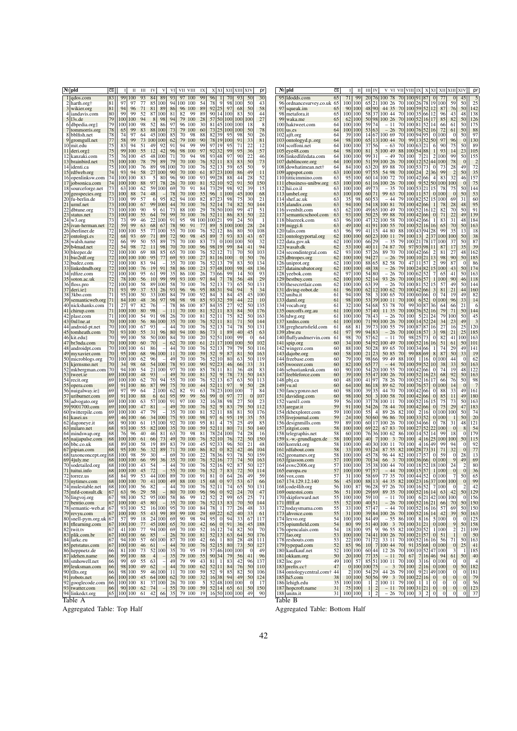| № | pld | $\overline{CS}$ | I | II | III | IV | V | VI | VII | VIII | IX | X | XI | XII | XIII | XIV | pr |
|---|---|---|---|---|---|---|---|---|---|---|---|---|---|---|---|---|---|
| 1 | qdos.com | 83 | 99 | 100 | 93 | 84 | 89 | 93 | 97 | 100 | 99 | 96 | 1 | 70 | 93 | 50 | 30 |
| 2 | harth.org† | 81 | 97 | 97 | 77 | 85 | 100 | 94 | 100 | 100 | 54 | 78 | 9 | 98 | 100 | 50 | 43 |
| 3 | wikier.org | 81 | 94 | 96 | 71 | 81 | 89 | 86 | 96 | 100 | 89 | 92 | 25 | 97 | 68 | 50 | 58 |
| 4 | iandavis.com | 80 | 99 | 99 | 52 | 87 | 100 | 81 | 82 | 99 | 89 | 90 | 14 | 100 | 83 | 50 | 44 |
| 5 | l3s.de | 79 | 100 | 100 | 94 | 8 | 98 | 94 | 79 | 100 | 28 | 57 | 50 | 100 | 100 | 100 | 27 |
| 6 | dbpedia.org‡ | 79 | 100 | 100 | 98 | 52 | 86 | 97 | 96 | 100 | 30 | 81 | 45 | 100 | 100 | 18 | 8 |
| 7 | tommorris.org | 78 | 65 | 99 | 83 | 88 | 100 | 73 | 79 | 100 | 60 | 73 | 25 | 100 | 100 | 50 | 78 |
| 8 | bblfish.net | 78 | 74 | 97 | 64 | 45 | 100 | 85 | 70 | 98 | 88 | 82 | 39 | 95 | 98 | 50 | 26 |
| 9 | gromgull.net | 77 | 58 | 99 | 73 | 100 | 100 | 62 | 79 | 100 | 90 | 78 | 19 | 100 | 91 | 33 | 81 |
| 10 | mit.edu | 75 | 83 | 94 | 51 | 49 | 92 | 91 | 94 | 99 | 99 | 97 | 19 | 95 | 71 | 22 | 12 |
| 11 | deri.org‡ | 75 | 99 | 100 | 55 | 12 | 42 | 96 | 98 | 100 | 97 | 92 | 32 | 99 | 95 | 36 | 57 |
| 12 | kanzaki.com | 75 | 76 | 100 | 45 | 48 | 100 | 71 | 70 | 94 | 98 | 93 | 48 | 97 | 90 | 22 | 46 |
| 13 | brainbird.net | 75 | 100 | 100 | 78 | 79 | 89 | 79 | 70 | 100 | 76 | 52 | 11 | 83 | 83 | 50 | 73 |
| 14 | identi.ca | 75 | 100 | 100 | 76 | 89 | 98 | 100 | 70 | 100 | 76 | 52 | 13 | 59 | 65 | 50 | 9 |
| 15 | rdfweb.org | 74 | 93 | 94 | 58 | 27 | 100 | 90 | 70 | 100 | 61 | 87 | 23 | 100 | 86 | 49 | 11 |
| 16 | openlinksw.com | 74 | 100 | 100 | 83 | 5 | 80 | 96 | 90 | 100 | 93 | 99 | 28 | 88 | 44 | 28 | 52 |
| 17 | jobsonica.com | 74 | 100 | 100 | 88 | 97 | 78 | 26 | 70 | 100 | 81 | 52 | 10 | 92 | 91 | 50 | 150 |
| 18 | sourceforge.net | 73 | 63 | 100 | 62 | 59 | 100 | 69 | 70 | 91 | 84 | 73 | 29 | 98 | 92 | 39 | 15 |
| 19 | geospecies.org | 73 | 100 | 88 | 74 | 48 | – | 78 | 70 | 100 | 55 | 96 | 1 | 100 | 45 | 100 | 68 |
| 20 | fu-berlin.de | 73 | 100 | 99 | 57 | 6 | 95 | 82 | 94 | 100 | 82 | 87 | 23 | 98 | 75 | 30 | 21 |
| 21 | urmf.net | 73 | 100 | 100 | 67 | 99 | 100 | 44 | 70 | 100 | 76 | 52 | 14 | 74 | 82 | 50 | 144 |
| 22 | dbtune.org | 73 | 100 | 100 | 90 | 9 | 61 | 73 | 88 | 100 | 29 | 78 | 50 | 100 | 99 | 47 | 51 |
| 23 | status.net | 73 | 100 | 100 | 55 | 64 | 79 | 99 | 70 | 100 | 76 | 52 | 11 | 86 | 83 | 50 | 22 |
| 24 | w3.org | 73 | 73 | 99 | 46 | 22 | 100 | 91 | 95 | 98 | 100 | 100 | 21 | 99 | 24 | 50 | 1 |
| 25 | ivan-herman.net | 72 | 59 | 99 | 63 | 68 | 67 | 78 | 90 | 91 | 77 | 89 | 5 | 100 | 100 | 28 | 24 |
| 26 | iberliner.de | 72 | 100 | 100 | 55 | 77 | 100 | 55 | 70 | 100 | 76 | 52 | 12 | 86 | 80 | 50 | 108 |
| 27 | ontologi.es | 72 | 68 | 93 | 69 | 71 | 89 | 72 | 90 | 98 | 45 | 89 | 7 | 93 | 83 | 43 | 67 |
| 28 | walsh.name | 72 | 66 | 99 | 50 | 55 | 89 | 75 | 70 | 100 | 83 | 73 | 0 | 100 | 100 | 50 | 32 |
| 29 | b4mad.net | 72 | 54 | 98 | 72 | 11 | 98 | 70 | 70 | 100 | 96 | 98 | 19 | 99 | 84 | 41 | 94 |
| 30 | bleeper.de | 72 | 100 | 100 | 69 | 88 | 85 | 65 | 70 | 100 | 76 | 52 | 12 | 71 | 70 | 50 | 103 |
| 31 | bio2rdf.org | 72 | 100 | 100 | 100 | 95 | 77 | 69 | 93 | 100 | 27 | 81 | 16 | 100 | 0 | 50 | 76 |
| 32 | budez.com | 72 | 100 | 100 | 83 | 94 | – | 35 | 70 | 100 | 76 | 52 | 13 | 79 | 83 | 50 | 134 |
| 33 | linkedmdb.org | 72 | 100 | 100 | 76 | 19 | 91 | 58 | 86 | 100 | 23 | 57 | 48 | 100 | 98 | 48 | 136 |
| 34 | rdfize.com | 72 | 100 | 100 | 95 | 61 | 99 | 35 | 86 | 100 | 26 | 73 | 66 | 99 | 14 | 50 | 93 |
| 35 | soton.ac.uk | 72 | 78 | 100 | 56 | 10 | 99 | 99 | 93 | 100 | 97 | 84 | 7 | 78 | 56 | 48 | 29 |
| 36 | floss.pro | 72 | 100 | 100 | 58 | 89 | 100 | 58 | 70 | 100 | 76 | 52 | 13 | 73 | 65 | 50 | 131 |
| 37 | deri.ie‡ | 71 | 93 | 99 | 37 | 53 | 26 | 93 | 96 | 96 | 95 | 88 | 31 | 94 | 94 | 5 | 34 |
| 38 | 3kbo.com | 71 | 95 | 100 | 50 | 33 | 100 | 84 | 79 | 100 | 92 | 84 | 3 | 84 | 45 | 45 | 100 |
| 39 | semanticweb.org | 71 | 84 | 100 | 48 | 36 | 97 | 98 | 98 | 98 | 85 | 93 | 32 | 59 | 44 | 22 | 10 |
| 40 | nickshanks.com | 71 | 27 | 97 | 82 | 76 | – | 78 | 86 | 100 | 87 | 84 | 35 | 27 | 92 | 50 | 135 |
| 41 | chirup.com | 71 | 100 | 100 | 80 | 98 | – | 11 | 70 | 100 | 81 | 52 | 11 | 83 | 84 | 50 | 176 |
| 42 | plasr.com | 71 | 100 | 100 | 54 | 91 | 98 | 26 | 70 | 100 | 81 | 52 | 11 | 75 | 82 | 50 | 163 |
| 43 | 0nl1ne.at | 70 | 100 | 100 | 56 | 86 | 100 | 35 | 70 | 100 | 76 | 52 | 11 | 81 | 71 | 50 | 144 |
| 44 | android-pt.net | 70 | 100 | 100 | 67 | 93 | – | 44 | 70 | 100 | 76 | 52 | 13 | 74 | 78 | 50 | 131 |
| 45 | tomheath.com | 70 | 93 | 100 | 55 | 31 | 96 | 80 | 94 | 100 | 86 | 73 | 1 | 89 | 40 | 45 | 63 |
| 46 | kit.edu‡ | 70 | 99 | 100 | 58 | 50 | 100 | 84 | 70 | 100 | 20 | 52 | 51 | 100 | 99 | 0 | 64 |
| 47 | br3nda.com | 70 | 100 | 100 | 60 | 70 | – | 62 | 70 | 100 | 61 | 21 | 17 | 100 | 100 | 50 | 102 |
| 48 | androidpt.com | 70 | 100 | 100 | 61 | 86 | – | 44 | 70 | 100 | 76 | 52 | 13 | 79 | 79 | 50 | 116 |
| 49 | myxavier.com | 70 | 95 | 100 | 68 | 96 | 100 | 44 | 70 | 100 | 59 | 52 | 9 | 87 | 81 | 50 | 163 |
| 50 | microblogs.org | 70 | 100 | 100 | 62 | 96 | – | 49 | 70 | 100 | 76 | 52 | 10 | 80 | 63 | 50 | 119 |
| 51 | kjernsmo.net | 70 | 34 | 98 | 68 | 54 | 100 | 78 | 93 | 100 | 90 | 92 | 23 | 46 | 66 | 33 | 31 |
| 52 | mkbergman.com | 70 | 94 | 100 | 54 | 21 | 100 | 97 | 70 | 100 | 85 | 78 | 11 | 81 | 36 | 48 | 83 |
| 53 | tweet.ie | 69 | 100 | 100 | 48 | 93 | – | 49 | 70 | 100 | 81 | 52 | 9 | 78 | 73 | 50 | 143 |
| 54 | recit.org | 69 | 100 | 100 | 62 | 70 | 94 | 55 | 70 | 100 | 76 | 52 | 13 | 67 | 63 | 50 | 113 |
| 55 | opera.com | 69 | 91 | 100 | 86 | 87 | 99 | 75 | 70 | 100 | 44 | 52 | 11 | 97 | 9 | 50 | 28 |
| 56 | nuigalway.ie‡ | 69 | 97 | 99 | 64 | 2 | 100 | 62 | 82 | 91 | 63 | 78 | 23 | 100 | 100 | 7 | 84 |
| 57 | urburner.com | 69 | 91 | 100 | 88 | 6 | 61 | 95 | 99 | 99 | 56 | 99 | 0 | 97 | 77 | 0 | 107 |
| 58 | advogato.org | 69 | 100 | 100 | 63 | 57 | 100 | 91 | 97 | 100 | 32 | 16 | 38 | 98 | 27 | 50 | 23 |
| 59 | 9001700.com | 69 | 100 | 100 | 47 | 81 | – | 49 | 70 | 100 | 76 | 52 | 9 | 83 | 79 | 50 | 112 |
| 60 | twitterpile.com | 69 | 100 | 100 | 47 | 79 | – | 35 | 70 | 100 | 81 | 52 | 11 | 88 | 81 | 50 | 176 |
| 61 | kasei.us | 69 | 46 | 100 | 66 | 34 | 100 | 75 | 93 | 100 | 98 | 97 | 6 | 95 | 19 | 35 | 55 |
| 62 | dagoneye.it | 68 | 90 | 100 | 61 | 15 | 100 | 92 | 70 | 100 | 95 | 81 | 4 | 75 | 25 | 49 | 85 |
| 63 | milaro.net | 68 | 93 | 100 | 55 | 82 | 100 | 35 | 70 | 100 | 59 | 52 | 11 | 80 | 71 | 50 | 140 |
| 64 | mindswap.org | 68 | 76 | 96 | 40 | 46 | 81 | 63 | 70 | 98 | 81 | 78 | 24 | 100 | 74 | 28 | 16 |
| 65 | naijapulse.com | 68 | 100 | 100 | 61 | 66 | 73 | 49 | 70 | 100 | 76 | 52 | 10 | 76 | 72 | 50 | 150 |
| 66 | bbc.co.uk | 68 | 89 | 100 | 58 | 19 | 89 | 83 | 79 | 100 | 45 | 92 | 33 | 96 | 50 | 21 | 48 |
| 67 | pipian.com | 68 | 95 | 100 | 56 | 32 | 89 | 71 | 70 | 100 | 86 | 82 | 0 | 82 | 42 | 46 | 104 |
| 68 | taxonconcept.org | 68 | 100 | 98 | 59 | 30 | – | 69 | 70 | 100 | 22 | 78 | 36 | 93 | 78 | 50 | 159 |
| 69 | 4july.me | 68 | 100 | 100 | 66 | 99 | 36 | 35 | 70 | 100 | 76 | 52 | 16 | 77 | 74 | 50 | 163 |
| 70 | sodetailed.org | 68 | 100 | 100 | 43 | 54 | – | 44 | 70 | 100 | 76 | 52 | 16 | 92 | 87 | 50 | 127 |
| 71 | tuitui.info | 68 | 100 | 100 | 45 | 72 | – | 53 | 70 | 100 | 76 | 52 | 7 | 83 | 72 | 50 | 114 |
| 72 | torrez.us | 68 | 84 | 99 | 52 | 44 | 100 | 89 | 70 | 100 | 91 | 81 | 0 | 64 | 26 | 49 | 59 |
| 73 | nytimes.com | 68 | 100 | 100 | 70 | 41 | 100 | 49 | 88 | 100 | 15 | 68 | 0 | 97 | 53 | 67 | 66 |
| 74 | mulestable.net | 68 | 100 | 100 | 56 | 82 | – | 44 | 70 | 100 | 76 | 52 | 11 | 74 | 65 | 50 | 131 |
| 75 | mfd-consult.dk | 67 | 63 | 96 | 29 | 58 | – | 80 | 70 | 100 | 96 | 96 | 0 | 92 | 24 | 70 | 47 |
| 76 | lingvoj.org | 67 | 98 | 100 | 52 | 95 | 100 | 58 | 86 | 99 | 12 | 53 | 2 | 99 | 65 | 25 | 71 |
| 77 | bentio.com | 67 | 100 | 100 | 45 | 80 | – | 35 | 70 | 100 | 76 | 52 | 13 | 83 | 70 | 50 | 144 |
| 78 | semantic-web.at | 67 | 93 | 100 | 52 | 16 | 100 | 95 | 70 | 100 | 84 | 78 | 1 | 77 | 26 | 48 | 33 |
| 79 | revyu.com | 67 | 100 | 100 | 55 | 43 | 99 | 89 | 99 | 100 | 29 | 69 | 22 | 62 | 40 | 33 | 61 |
| 80 | snell-pym.org.uk | 67 | 57 | 99 | 18 | 24 | 100 | 69 | 90 | 98 | 94 | 95 | 0 | 94 | 33 | 67 | 117 |
| 81 | rdfearning.com | 67 | 100 | 100 | 77 | 45 | 100 | 65 | 70 | 100 | 42 | 66 | 0 | 91 | 36 | 45 | 188 |
| 82 | twit.tv | 67 | 41 | 100 | 77 | 94 | 100 | 69 | 70 | 100 | 52 | 16 | 12 | 74 | 82 | 50 | 70 |
| 83 | plik.com.br | 67 | 100 | 100 | 66 | 85 | – | 26 | 70 | 100 | 81 | 52 | 13 | 63 | 64 | 50 | 176 |
| 84 | larkc.eu | 67 | 94 | 100 | 57 | 60 | 100 | 87 | 70 | 100 | 42 | 66 | 1 | 80 | 28 | 48 | 111 |
| 85 | petstatus.com | 67 | 100 | 100 | 46 | 61 | – | 44 | 70 | 100 | 76 | 52 | 15 | 80 | 73 | 50 | 127 |
| 86 | heppnetz.de | 66 | 81 | 100 | 73 | 52 | 100 | 35 | 70 | 95 | 19 | 57 | 46 | 100 | 100 | 0 | 49 |
| 87 | idehen.name | 66 | 99 | 100 | 88 | 4 | – | 35 | 79 | 100 | 55 | 90 | 34 | 79 | 56 | 41 | 46 |
| 88 | smhowell.net | 66 | 99 | 69 | 55 | 63 | – | 49 | 79 | 99 | 43 | 81 | 1 | 83 | 42 | 96 | 137 |
| 89 | leuksman.com | 66 | 98 | 100 | 49 | 62 | – | 44 | 70 | 100 | 62 | 52 | 11 | 84 | 76 | 50 | 110 |
| 90 | tlts.org | 66 | 98 | 100 | 59 | 46 | 100 | 11 | 70 | 100 | 59 | 52 | 9 | 85 | 82 | 50 | 106 |
| 91 | robots.net | 66 | 100 | 100 | 45 | 64 | 100 | 62 | 70 | 100 | 32 | 16 | 38 | 94 | 49 | 50 | 124 |
| 92 | googlecode.com | 66 | 100 | 100 | 81 | 37 | 100 | 26 | 70 | 100 | 5 | 52 | 48 | 100 | 100 | 0 | 17 |
| 93 | twatter.com | 66 | 90 | 100 | 62 | 74 | – | 55 | 70 | 100 | 59 | 52 | 14 | 65 | 61 | 50 | 150 |
| 94 | linkedct.org | 65 | 100 | 100 | 61 | 42 | 66 | 35 | 79 | 100 | 19 | 16 | 50 | 100 | 100 | 49 | 90 |

Table A

Aggregated Table: Top Half

| № | pld | $\overline{CS}$ | I | II | III | IV | V | VI | VII | VIII | IX | X | XI | XII | XIII | XIV | pr |
|---|---|---|---|---|---|---|---|---|---|---|---|---|---|---|---|---|---|
| 95 | ldodds.com | 65 | 71 | 99 | 20 | 76 | 100 | 78 | 70 | 100 | 91 | 87 | 0 | 77 | 0 | 45 | 5 |
| 96 | ordnancesurvey.co.uk | 65 | 100 | 100 | 65 | 21 | 100 | 26 | 70 | 100 | 26 | 78 | 19 | 100 | 59 | 50 | 27 |
| 97 | squeak.im | 65 | 90 | 100 | 48 | 90 | 44 | 35 | 70 | 100 | 59 | 52 | 12 | 87 | 76 | 50 | 142 |
| 98 | metafora.it | 65 | 100 | 100 | 58 | 37 | 100 | 44 | 70 | 100 | 35 | 66 | 12 | 96 | 43 | 48 | 138 |
| 99 | waka.me | 65 | 62 | 100 | 50 | 98 | 100 | 26 | 70 | 100 | 52 | 16 | 17 | 85 | 82 | 50 | 126 |
| 100 | haktweet.com | 64 | 100 | 100 | 59 | 74 | – | 11 | 70 | 100 | 81 | 52 | 14 | 66 | 61 | 50 | 175 |
| 101 | us.es | 64 | 100 | 100 | 53 | 63 | – | 26 | 70 | 100 | 76 | 52 | 16 | 72 | 61 | 50 | 88 |
| 102 | ajft.org | 64 | 39 | 100 | 14 | 67 | 100 | 69 | 70 | 100 | 94 | 95 | 0 | 100 | 0 | 50 | 97 |
| 103 | ontologyd.p..org | 64 | 98 | 100 | 65 | 13 | 100 | 44 | 70 | 99 | 13 | 52 | 50 | 97 | 96 | 0 | 130 |
| 104 | scofforni.net | 64 | 100 | 100 | 37 | 56 | – | 63 | 70 | 100 | 63 | 21 | 6 | 90 | 75 | 50 | 89 |
| 105 | eye48.com | 64 | 98 | 100 | 81 | 5 | 100 | 49 | 88 | 100 | 54 | 88 | 1 | 93 | 14 | 23 | 105 |
| 106 | linkedlifedata.com | 64 | 100 | 100 | 99 | 31 | – | 49 | 70 | 100 | 7 | 21 | 2 | 100 | 99 | 50 | 155 |
| 107 | dublincore.org | 64 | 100 | 100 | 51 | 59 | 100 | 26 | 70 | 100 | 12 | 52 | 44 | 100 | 78 | 0 | 2 |
| 108 | dowhatimean.net† | 64 | 84 | 100 | 63 | 20 | 89 | 88 | 70 | 100 | 53 | 73 | 0 | 73 | 28 | 49 | 72 |
| 109 | appspot.com | 63 | 100 | 100 | 97 | 55 | 54 | 98 | 70 | 100 | 24 | 2 | 36 | 99 | 2 | 50 | 35 |
| 110 | titticimmino.com | 63 | 95 | 100 | 60 | 14 | 100 | 72 | 70 | 100 | 42 | 66 | 4 | 83 | 32 | 46 | 157 |
| 111 | ebusiness-unibw.org | 63 | 100 | 100 | 61 | 16 | 100 | 26 | 70 | 100 | 9 | 52 | 50 | 100 | 100 | 0 | 75 |
| 112 | hii.co.il | 63 | 100 | 100 | 49 | 73 | – | 35 | 70 | 100 | 53 | 21 | 15 | 78 | 75 | 50 | 144 |
| 113 | umbel.org | 63 | 100 | 100 | 60 | 71 | 99 | 63 | 70 | 100 | 11 | 57 | 0 | 100 | 0 | 50 | 53 |
| 114 | shef.ac.uk | 63 | 35 | 98 | 60 | 53 | – | 44 | 79 | 100 | 82 | 52 | 15 | 100 | 69 | 31 | 60 |
| 115 | alandix.com | 63 | 94 | 100 | 54 | 18 | 100 | 81 | 70 | 100 | 42 | 66 | 1 | 78 | 26 | 48 | 95 |
| 116 | svenbilt.com | 63 | 62 | 100 | 49 | 65 | 100 | 49 | 70 | 100 | 52 | 16 | 12 | 82 | 70 | 50 | 91 |
| 117 | semanticschool.com | 63 | 93 | 100 | 50 | 25 | 99 | 88 | 70 | 100 | 42 | 66 | 0 | 71 | 22 | 49 | 139 |
| 118 | bluereek.com | 63 | 96 | 100 | 47 | 32 | 100 | 58 | 70 | 100 | 42 | 66 | 1 | 83 | 31 | 48 | 184 |
| 119 | miggi.fi | 63 | 49 | 100 | 41 | 91 | 100 | 55 | 70 | 100 | 52 | 16 | 16 | 65 | 70 | 50 | 163 |
| 120 | talis.com | 63 | 96 | 99 | 41 | 15 | 44 | 80 | 88 | 100 | 43 | 94 | 28 | 99 | 35 | 13 | 18 |
| 121 | ontologyportal.org | 62 | 100 | 100 | 60 | 23 | 100 | 11 | 79 | 100 | 13 | 2 | 37 | 100 | 100 | 50 | 38 |
| 122 | data.gov.uk | 62 | 100 | 100 | 66 | 29 | – | 35 | 79 | 100 | 21 | 78 | 17 | 100 | 37 | 50 | 87 |
| 123 | wasab.dk | 62 | 53 | 100 | 40 | 11 | 74 | 87 | 70 | 97 | 93 | 98 | 11 | 87 | 17 | 35 | 39 |
| 124 | secondintegral.com | 62 | 93 | 100 | 57 | 26 | 89 | 70 | 70 | 100 | 42 | 66 | 2 | 81 | 27 | 48 | 162 |
| 125 | dbtropes.org | 62 | 100 | 100 | 94 | 27 | – | 26 | 79 | 100 | 10 | 21 | 13 | 98 | 90 | 50 | 185 |
| 126 | uniprot.org | 62 | 100 | 100 | 88 | 65 | 82 | 58 | 70 | 47 | 11 | 57 | 2 | 99 | 87 | 0 | 86 |
| 127 | dataincubator.org | 62 | 100 | 100 | 48 | 38 | – | 26 | 79 | 100 | 24 | 82 | 15 | 100 | 43 | 50 | 174 |
| 128 | yeebok.com | 62 | 97 | 100 | 54 | 80 | – | 26 | 70 | 100 | 62 | 52 | 7 | 65 | 41 | 50 | 163 |
| 129 | bestbuy.com | 62 | 100 | 100 | 52 | 14 | 93 | 26 | 70 | 100 | 16 | 57 | 1 | 100 | 90 | 46 | 118 |
| 130 | thesecretlair.com | 62 | 100 | 100 | 63 | 39 | – | 26 | 70 | 100 | 81 | 52 | 15 | 57 | 49 | 50 | 144 |
| 131 | diving-robot.de | 61 | 96 | 100 | 62 | 12 | 100 | 62 | 70 | 100 | 42 | 66 | 3 | 81 | 21 | 44 | 160 |
| 132 | uniba.it | 61 | 94 | 100 | 58 | 3 | 100 | 65 | 70 | 100 | 60 | 66 | 0 | 74 | 19 | 49 | 82 |
| 133 | daml.org | 61 | 98 | 100 | 53 | 39 | 100 | 11 | 70 | 100 | 6 | 52 | 0 | 100 | 96 | 33 | 14 |
| 134 | vocab.org | 61 | 32 | 100 | 54 | 68 | 53 | 78 | 70 | 99 | 30 | 87 | 36 | 64 | 60 | 21 | 6 |
| 135 | ourcoffs.org.au | 61 | 100 | 100 | 57 | 40 | 11 | 35 | 70 | 100 | 76 | 52 | 16 | 79 | 71 | 50 | 144 |
| 136 | tdwg.org | 61 | 100 | 100 | 78 | 43 | – | 26 | 70 | 100 | 5 | 21 | 24 | 79 | 100 | 50 | 45 |
| 137 | xmlns.com | 61 | 100 | 100 | 71 | 90 | 100 | 26 | 70 | 100 | 14 | 52 | 24 | 34 | 23 | 49 | 3 |
| 138 | gregheartsfield.com | 61 | 68 | 81 | 39 | 73 | 100 | 55 | 79 | 100 | 97 | 87 | 16 | 27 | 16 | 25 | 120 |
| 139 | zbw.eu | 61 | 97 | 99 | 94 | 83 | – | 26 | 70 | 100 | 18 | 57 | 3 | 98 | 21 | 25 | 185 |
| 140 | fluffyandmervin.com | 61 | 98 | 70 | 57 | 62 | – | 11 | 70 | 98 | 25 | 73 | 0 | 82 | 41 | 100 | 163 |
| 141 | spip.org | 60 | 34 | 100 | 54 | 92 | 100 | 49 | 70 | 100 | 52 | 16 | 16 | 51 | 61 | 50 | 101 |
| 142 | wingerz.com | 60 | 88 | 100 | 50 | 28 | 89 | 65 | 70 | 100 | 34 | 66 | 1 | 74 | 29 | 49 | 141 |
| 143 | dajobe.org | 60 | 58 | 100 | 21 | 23 | 50 | 85 | 70 | 99 | 88 | 69 | 28 | 87 | 50 | 33 | 19 |
| 144 | freebase.com | 60 | 79 | 100 | 98 | 66 | 99 | 49 | 88 | 100 | 1 | 16 | 0 | 100 | 44 | 0 | 62 |
| 145 | twoozer.com | 60 | 82 | 100 | 65 | 77 | – | 44 | 70 | 100 | 59 | 52 | 10 | 38 | 33 | 50 | 163 |
| 146 | sebastiankruk.com | 60 | 90 | 100 | 54 | 20 | 100 | 55 | 70 | 100 | 42 | 66 | 0 | 74 | 19 | 48 | 122 |
| 147 | feebleforce.com | 60 | 39 | 100 | 55 | 47 | 100 | 26 | 70 | 100 | 52 | 16 | 23 | 68 | 92 | 50 | 163 |
| 148 | pbj.ca | 60 | 48 | 100 | 41 | 97 | 78 | 26 | 70 | 100 | 52 | 16 | 17 | 66 | 76 | 50 | 98 |
| 149 | vu.nl | 60 | 64 | 100 | 86 | 18 | 89 | 62 | 70 | 100 | 76 | 57 | 0 | 100 | 14 | 0 | 7 |
| 150 | fancygonzo.net | 60 | 98 | 100 | 39 | 35 | 44 | 70 | 70 | 100 | 42 | 66 | 0 | 88 | 33 | 49 | 161 |
| 151 | daviding.com | 60 | 98 | 100 | 50 | 3 | 100 | 58 | 70 | 100 | 42 | 66 | 0 | 85 | 11 | 49 | 180 |
| 152 | vaenl1.com | 59 | 56 | 100 | 37 | 78 | 100 | 11 | 70 | 100 | 52 | 16 | 15 | 75 | 73 | 50 | 163 |
| 153 | aregar.it | 59 | 91 | 100 | 54 | 26 | 78 | 44 | 70 | 100 | 42 | 66 | 0 | 75 | 29 | 47 | 183 |
| 154 | rkbexplorer.com | 59 | 100 | 100 | 55 | 4 | 89 | 26 | 82 | 100 | 2 | 16 | 0 | 100 | 100 | 50 | 74 |
| 155 | livejournal.com | 59 | 24 | 100 | 50 | 60 | 96 | 86 | 70 | 100 | 33 | 52 | 0 | 100 | 1 | 50 | 20 |
| 156 | designmills.com | 59 | 89 | 100 | 60 | 17 | 100 | 26 | 70 | 100 | 34 | 66 | 0 | 78 | 31 | 48 | 121 |
| 157 | zitgist.com | 58 | 100 | 100 | 69 | 22 | 67 | 83 | 70 | 100 | 27 | 52 | 22 | 100 | 0 | 8 | 54 |
| 158 | telegraphis.net | 58 | 60 | 100 | 76 | 36 | 100 | 62 | 86 | 100 | 14 | 52 | 14 | 99 | 18 | 0 | 179 |
| 159 | s.-w.-grundlagen.de | 58 | 100 | 100 | 40 | 7 | 100 | 3 | 70 | 100 | 4 | 16 | 25 | 100 | 100 | 50 | 115 |
| 160 | korrekt.org | 58 | 100 | 100 | 40 | 30 | 100 | 11 | 70 | 100 | 4 | 16 | 49 | 99 | 94 | 0 | 92 |
| 161 | rdfabout.com | 58 | 33 | 100 | 93 | 24 | 87 | 55 | 82 | 100 | 28 | 73 | 31 | 71 | 32 | 0 | 77 |
| 162 | geonames.org | 58 | 96 | 100 | 45 | 78 | 96 | 44 | 82 | 100 | 17 | 57 | 0 | 59 | 0 | 28 | 13 |
| 163 | fgiasson.com | 57 | 100 | 100 | 70 | 34 | 66 | 3 | 70 | 100 | 36 | 66 | 0 | 100 | 9 | 49 | 69 |
| 164 | eswc2006.org | 57 | 100 | 100 | 35 | 38 | 100 | 44 | 70 | 100 | 18 | 52 | 18 | 100 | 24 | 2 | 80 |
| 165 | europa.eu | 57 | 100 | 100 | 97 | 57 | – | 44 | 70 | 100 | 15 | 57 | 1 | 100 | 0 | 50 | 36 |
| 166 | vox.com | 57 | 31 | 100 | 58 | 69 | 77 | 35 | 70 | 100 | 44 | 52 | 0 | 100 | 7 | 50 | 65 |
| 167 | 174.129.12.140 | 56 | 45 | 100 | 88 | 13 | 44 | 35 | 82 | 100 | 23 | 16 | 37 | 100 | 100 | 0 | 99 |
| 168 | code4life.org | 56 | 100 | 87 | 96 | 28 | 97 | 26 | 70 | 100 | 16 | 52 | 7 | 100 | 0 | 2 | 42 |
| 169 | outestoi.com | 56 | 51 | 100 | 29 | 69 | 89 | 35 | 70 | 100 | 52 | 16 | 14 | 63 | 42 | 50 | 129 |
| 170 | skipforward.net | 55 | 100 | 100 | 59 | 10 | – | 11 | 70 | 100 | 6 | 21 | 2 | 100 | 9 | 50 | 156 |
| 171 | fffff.at | 55 | 52 | 100 | 40 | 51 | – | 26 | 70 | 100 | 52 | 16 | 21 | 66 | 70 | 50 | 150 |
| 172 | todaysmama.com | 55 | 33 | 100 | 57 | 47 | – | 44 | 70 | 100 | 52 | 16 | 16 | 57 | 69 | 50 | 150 |
| 173 | ahvoice.com | 55 | 31 | 100 | 39 | 84 | 100 | 26 | 70 | 100 | 52 | 16 | 14 | 42 | 39 | 50 | 163 |
| 174 | lexvo.org | 54 | 100 | 100 | 84 | 49 | – | 55 | 86 | 100 | 8 | 16 | 5 | 100 | 0 | 0 | 125 |
| 175 | opiumfield.com | 54 | 80 | 99 | 51 | 40 | 100 | 3 | 70 | 100 | 31 | 21 | 0 | 100 | 9 | 50 | 158 |
| 176 | opencalais.com | 54 | 18 | 100 | 95 | 9 | 96 | 55 | 82 | 100 | 20 | 52 | 1 | 100 | 2 | 21 | 109 |
| 177 | fao.org | 53 | 100 | 100 | 74 | 41 | 100 | 26 | 70 | 100 | 21 | 57 | 0 | 51 | 1 | 0 | 50 |
| 178 | reshouts.com | 53 | 22 | 100 | 71 | 72 | 33 | 11 | 70 | 100 | 52 | 16 | 16 | 56 | 71 | 50 | 163 |
| 179 | typepad.com | 52 | 85 | 96 | 10 | 7 | 100 | 44 | 70 | 91 | 35 | 68 | 0 | 100 | 0 | 25 | 41 |
| 180 | kaufkauf.net | 52 | 100 | 100 | 60 | 44 | 12 | 26 | 70 | 100 | 10 | 52 | 47 | 100 | 3 | 1 | 185 |
| 181 | okkam.org | 50 | 20 | 100 | 77 | 35 | – | 11 | 70 | 67 | 7 | 16 | 46 | 94 | 61 | 50 | 40 |
| 182 | loc.gov | 49 | 100 | 57 | 85 | 51 | 100 | 11 | 70 | 100 | 3 | 16 | 0 | 100 | 0 | 0 | 4 |
| 183 | prefix.cc† | 47 | 0 | 100 | 100 | 75 | – | 3 | 70 | 100 | 2 | 16 | 0 | 100 | 0 | 50 | 182 |
| 184 | ontologycentral.com† | 44 | 2 | 100 | 54 | 29 | 44 | 26 | 79 | 100 | 9 | 21 | 49 | 100 | 0 | 0 | 181 |
| 185 | hi5.com | 38 | 10 | 100 | 50 | 56 | 99 | 3 | 70 | 100 | 22 | 16 | 0 | 0 | 0 | 0 | 79 |
| 186 | lehigh.edu | 35 | 100 | 100 | 1 | 2 | 100 | 11 | 79 | 100 | 1 | 1 | 0 | 0 | 0 | 0 | 56 |
| 187 | hopcroft.name | 31 | 75 | 100 | 1 | 2 | – | 11 | 70 | 100 | 31 | 21 | 0 | 0 | 0 | 0 | 123 |
| 188 | unitn.it | 31 | 100 | 100 | 1 | 2 | – | 26 | 70 | 100 | 3 | 2 | 0 | 0 | 0 | 0 | 37 |

Table B

Aggregated Table: Bottom Half